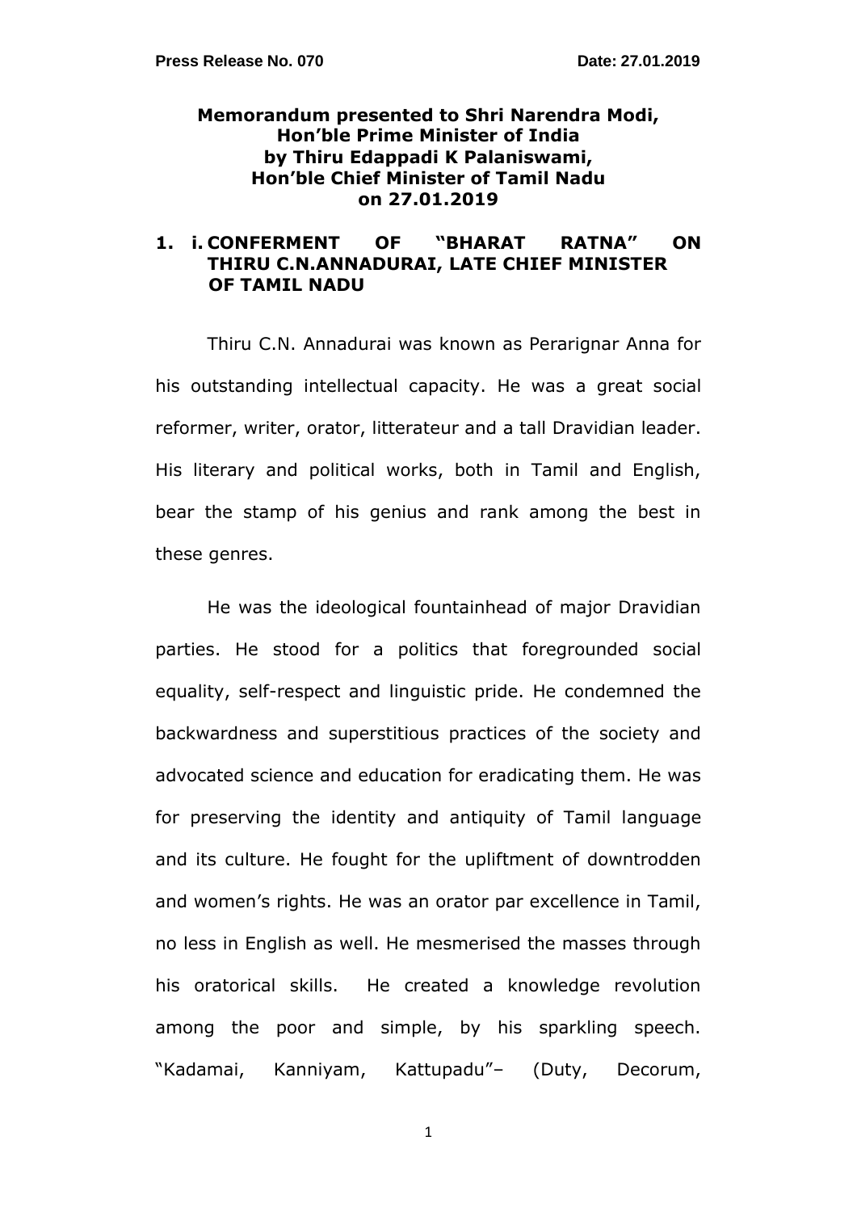**Press Release No. 070** **Date: 27.01.2019**

# Memorandum presented to Shri Narendra Modi, Hon'ble Prime Minister of India by Thiru Edappadi K Palaniswami, Hon'ble Chief Minister of Tamil Nadu on 27.01.2019

## 1. i. CONFERMENT OF "BHARAT RATNA" ON THIRU C.N.ANNADURAI, LATE CHIEF MINISTER OF TAMIL NADU

Thiru C.N. Annadurai was known as Perarignar Anna for his outstanding intellectual capacity. He was a great social reformer, writer, orator, litterateur and a tall Dravidian leader. His literary and political works, both in Tamil and English, bear the stamp of his genius and rank among the best in these genres.

He was the ideological fountainhead of major Dravidian parties. He stood for a politics that foregrounded social equality, self-respect and linguistic pride. He condemned the backwardness and superstitious practices of the society and advocated science and education for eradicating them. He was for preserving the identity and antiquity of Tamil language and its culture. He fought for the upliftment of downtrodden and women's rights. He was an orator par excellence in Tamil, no less in English as well. He mesmerised the masses through his oratorical skills. He created a knowledge revolution among the poor and simple, by his sparkling speech. "Kadamai, Kanniyam, Kattupadu"– (Duty, Decorum,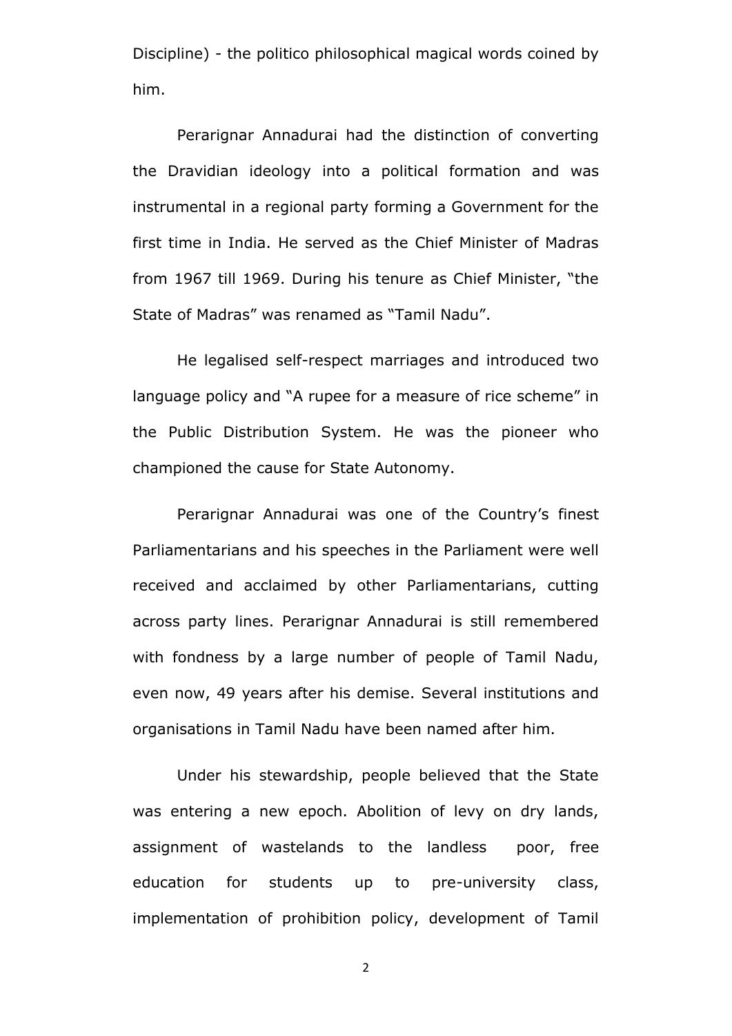Discipline) - the politico philosophical magical words coined by him.

Perarignar Annadurai had the distinction of converting the Dravidian ideology into a political formation and was instrumental in a regional party forming a Government for the first time in India. He served as the Chief Minister of Madras from 1967 till 1969. During his tenure as Chief Minister, "the State of Madras" was renamed as "Tamil Nadu".

He legalised self-respect marriages and introduced two language policy and "A rupee for a measure of rice scheme" in the Public Distribution System. He was the pioneer who championed the cause for State Autonomy.

Perarignar Annadurai was one of the Country's finest Parliamentarians and his speeches in the Parliament were well received and acclaimed by other Parliamentarians, cutting across party lines. Perarignar Annadurai is still remembered with fondness by a large number of people of Tamil Nadu, even now, 49 years after his demise. Several institutions and organisations in Tamil Nadu have been named after him.

Under his stewardship, people believed that the State was entering a new epoch. Abolition of levy on dry lands, assignment of wastelands to the landless poor, free education for students up to pre-university class, implementation of prohibition policy, development of Tamil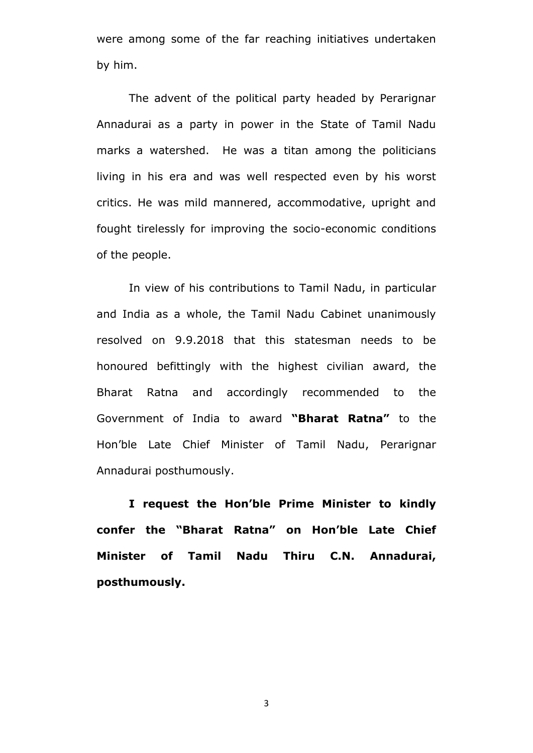were among some of the far reaching initiatives undertaken by him.

The advent of the political party headed by Perarignar Annadurai as a party in power in the State of Tamil Nadu marks a watershed. He was a titan among the politicians living in his era and was well respected even by his worst critics. He was mild mannered, accommodative, upright and fought tirelessly for improving the socio-economic conditions of the people.

In view of his contributions to Tamil Nadu, in particular and India as a whole, the Tamil Nadu Cabinet unanimously resolved on 9.9.2018 that this statesman needs to be honoured befittingly with the highest civilian award, the Bharat Ratna and accordingly recommended to the Government of India to award **"Bharat Ratna"** to the Hon'ble Late Chief Minister of Tamil Nadu, Perarignar Annadurai posthumously.

**I request the Hon'ble Prime Minister to kindly confer the "Bharat Ratna" on Hon'ble Late Chief Minister of Tamil Nadu Thiru C.N. Annadurai, posthumously.**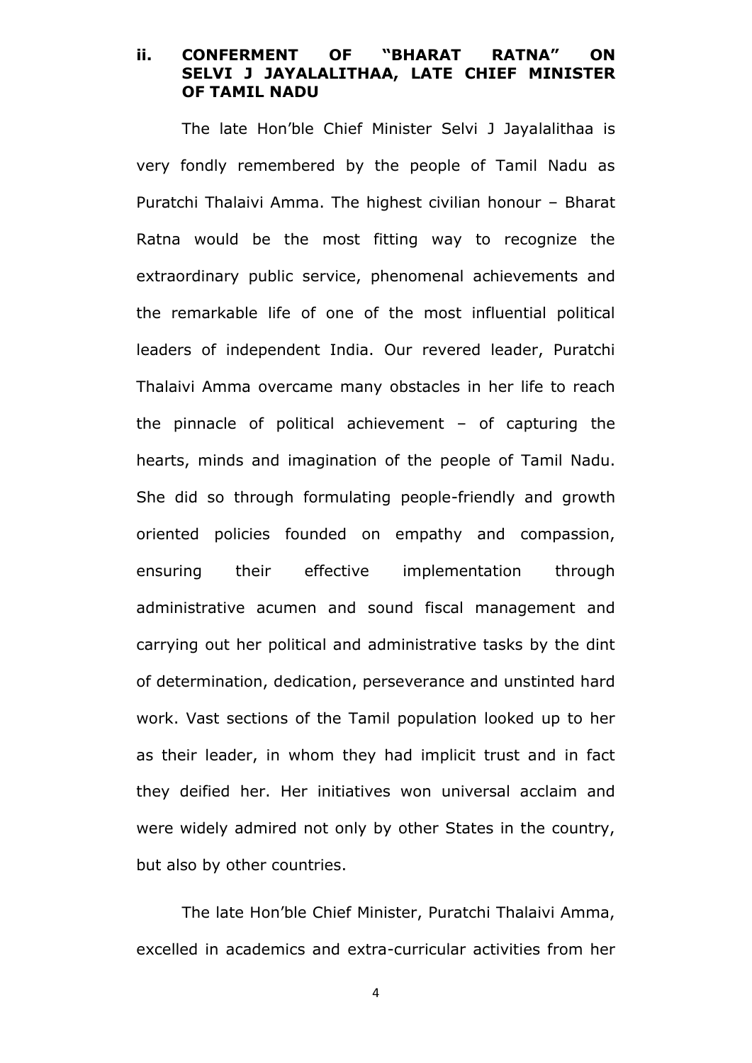### ii. CONFERMENT OF "BHARAT RATNA" ON SELVI J JAYALALITHAA, LATE CHIEF MINISTER OF TAMIL NADU

The late Hon'ble Chief Minister Selvi J Jayalalithaa is very fondly remembered by the people of Tamil Nadu as Puratchi Thalaivi Amma. The highest civilian honour – Bharat Ratna would be the most fitting way to recognize the extraordinary public service, phenomenal achievements and the remarkable life of one of the most influential political leaders of independent India. Our revered leader, Puratchi Thalaivi Amma overcame many obstacles in her life to reach the pinnacle of political achievement – of capturing the hearts, minds and imagination of the people of Tamil Nadu. She did so through formulating people-friendly and growth oriented policies founded on empathy and compassion, ensuring their effective implementation through administrative acumen and sound fiscal management and carrying out her political and administrative tasks by the dint of determination, dedication, perseverance and unstinted hard work. Vast sections of the Tamil population looked up to her as their leader, in whom they had implicit trust and in fact they deified her. Her initiatives won universal acclaim and were widely admired not only by other States in the country, but also by other countries.

The late Hon'ble Chief Minister, Puratchi Thalaivi Amma, excelled in academics and extra-curricular activities from her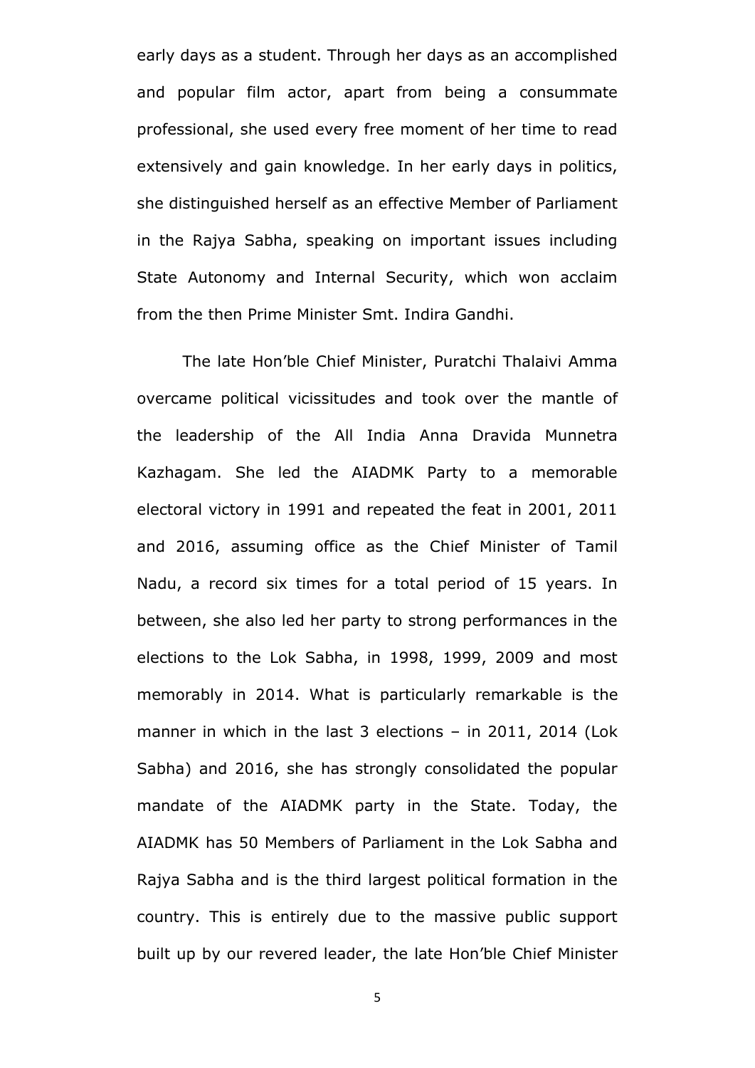early days as a student. Through her days as an accomplished and popular film actor, apart from being a consummate professional, she used every free moment of her time to read extensively and gain knowledge. In her early days in politics, she distinguished herself as an effective Member of Parliament in the Rajya Sabha, speaking on important issues including State Autonomy and Internal Security, which won acclaim from the then Prime Minister Smt. Indira Gandhi.

The late Hon'ble Chief Minister, Puratchi Thalaivi Amma overcame political vicissitudes and took over the mantle of the leadership of the All India Anna Dravida Munnetra Kazhagam. She led the AIADMK Party to a memorable electoral victory in 1991 and repeated the feat in 2001, 2011 and 2016, assuming office as the Chief Minister of Tamil Nadu, a record six times for a total period of 15 years. In between, she also led her party to strong performances in the elections to the Lok Sabha, in 1998, 1999, 2009 and most memorably in 2014. What is particularly remarkable is the manner in which in the last 3 elections – in 2011, 2014 (Lok Sabha) and 2016, she has strongly consolidated the popular mandate of the AIADMK party in the State. Today, the AIADMK has 50 Members of Parliament in the Lok Sabha and Rajya Sabha and is the third largest political formation in the country. This is entirely due to the massive public support built up by our revered leader, the late Hon'ble Chief Minister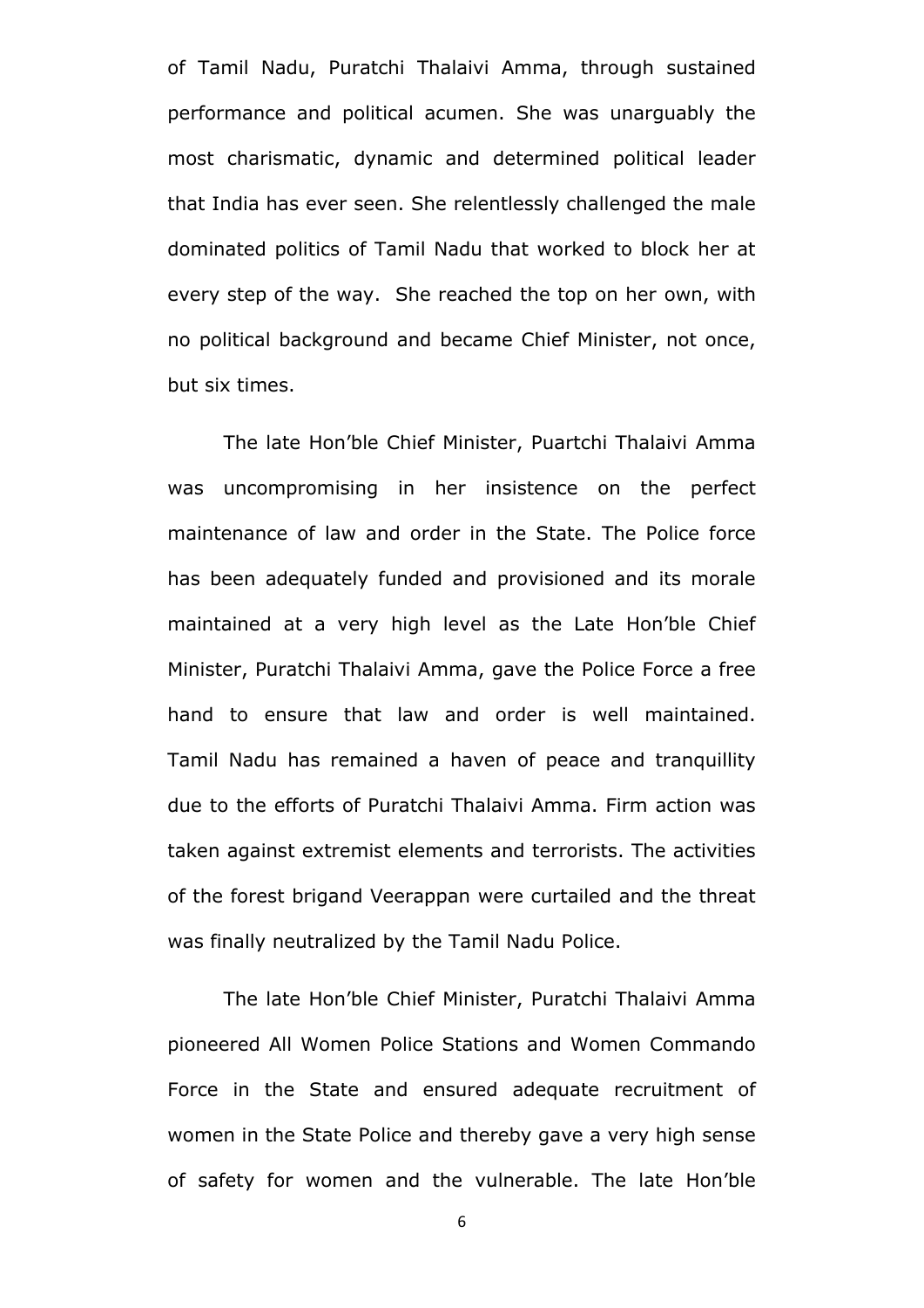of Tamil Nadu, Puratchi Thalaivi Amma, through sustained performance and political acumen. She was unarguably the most charismatic, dynamic and determined political leader that India has ever seen. She relentlessly challenged the male dominated politics of Tamil Nadu that worked to block her at every step of the way. She reached the top on her own, with no political background and became Chief Minister, not once, but six times.

The late Hon'ble Chief Minister, Puartchi Thalaivi Amma was uncompromising in her insistence on the perfect maintenance of law and order in the State. The Police force has been adequately funded and provisioned and its morale maintained at a very high level as the Late Hon'ble Chief Minister, Puratchi Thalaivi Amma, gave the Police Force a free hand to ensure that law and order is well maintained. Tamil Nadu has remained a haven of peace and tranquillity due to the efforts of Puratchi Thalaivi Amma. Firm action was taken against extremist elements and terrorists. The activities of the forest brigand Veerappan were curtailed and the threat was finally neutralized by the Tamil Nadu Police.

The late Hon'ble Chief Minister, Puratchi Thalaivi Amma pioneered All Women Police Stations and Women Commando Force in the State and ensured adequate recruitment of women in the State Police and thereby gave a very high sense of safety for women and the vulnerable. The late Hon'ble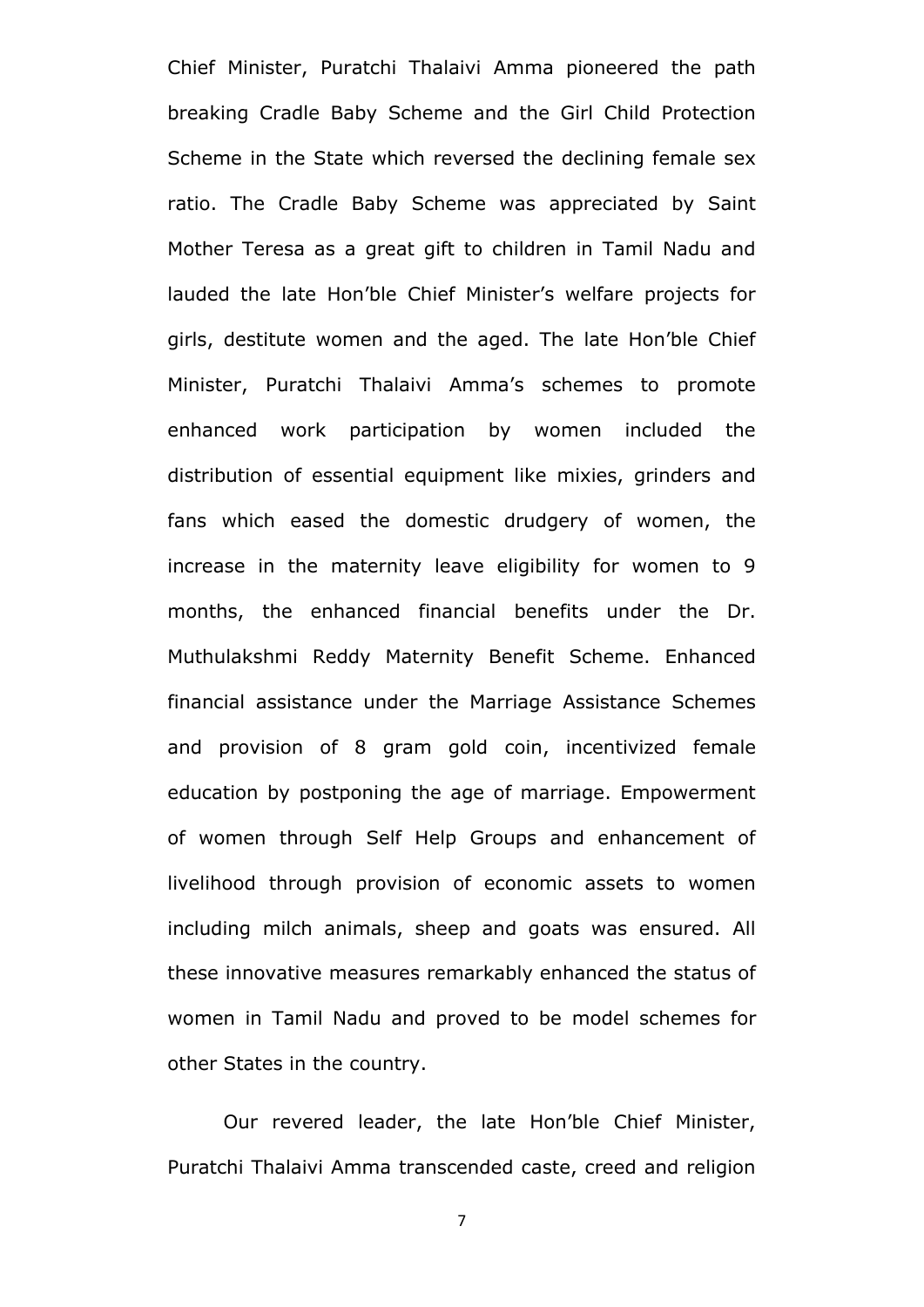Chief Minister, Puratchi Thalaivi Amma pioneered the path breaking Cradle Baby Scheme and the Girl Child Protection Scheme in the State which reversed the declining female sex ratio. The Cradle Baby Scheme was appreciated by Saint Mother Teresa as a great gift to children in Tamil Nadu and lauded the late Hon'ble Chief Minister's welfare projects for girls, destitute women and the aged. The late Hon'ble Chief Minister, Puratchi Thalaivi Amma's schemes to promote enhanced work participation by women included the distribution of essential equipment like mixies, grinders and fans which eased the domestic drudgery of women, the increase in the maternity leave eligibility for women to 9 months, the enhanced financial benefits under the Dr. Muthulakshmi Reddy Maternity Benefit Scheme. Enhanced financial assistance under the Marriage Assistance Schemes and provision of 8 gram gold coin, incentivized female education by postponing the age of marriage. Empowerment of women through Self Help Groups and enhancement of livelihood through provision of economic assets to women including milch animals, sheep and goats was ensured. All these innovative measures remarkably enhanced the status of women in Tamil Nadu and proved to be model schemes for other States in the country.

Our revered leader, the late Hon'ble Chief Minister, Puratchi Thalaivi Amma transcended caste, creed and religion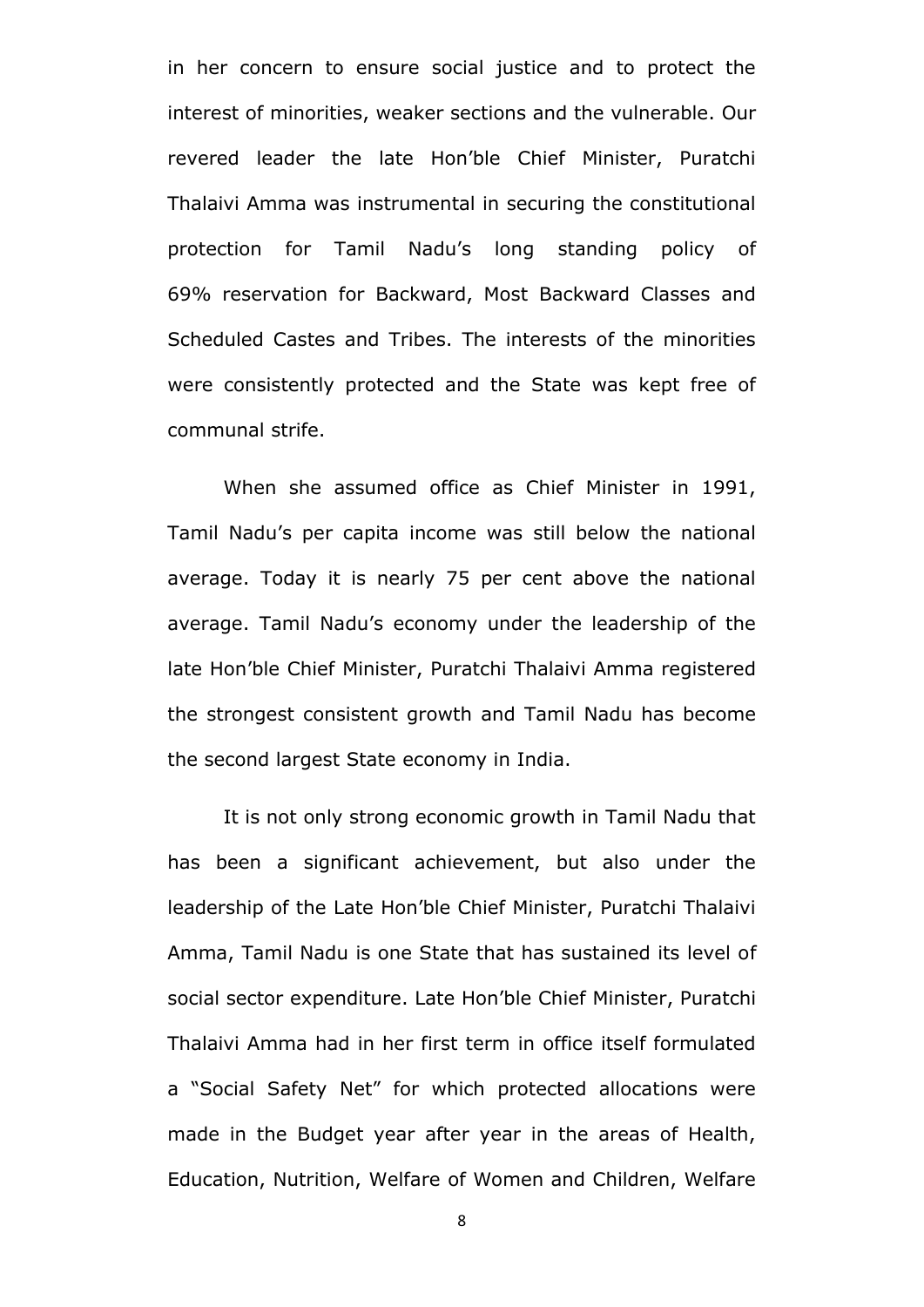in her concern to ensure social justice and to protect the interest of minorities, weaker sections and the vulnerable. Our revered leader the late Hon'ble Chief Minister, Puratchi Thalaivi Amma was instrumental in securing the constitutional protection for Tamil Nadu's long standing policy of 69% reservation for Backward, Most Backward Classes and Scheduled Castes and Tribes. The interests of the minorities were consistently protected and the State was kept free of communal strife.

When she assumed office as Chief Minister in 1991, Tamil Nadu's per capita income was still below the national average. Today it is nearly 75 per cent above the national average. Tamil Nadu's economy under the leadership of the late Hon'ble Chief Minister, Puratchi Thalaivi Amma registered the strongest consistent growth and Tamil Nadu has become the second largest State economy in India.

It is not only strong economic growth in Tamil Nadu that has been a significant achievement, but also under the leadership of the Late Hon'ble Chief Minister, Puratchi Thalaivi Amma, Tamil Nadu is one State that has sustained its level of social sector expenditure. Late Hon'ble Chief Minister, Puratchi Thalaivi Amma had in her first term in office itself formulated a "Social Safety Net" for which protected allocations were made in the Budget year after year in the areas of Health, Education, Nutrition, Welfare of Women and Children, Welfare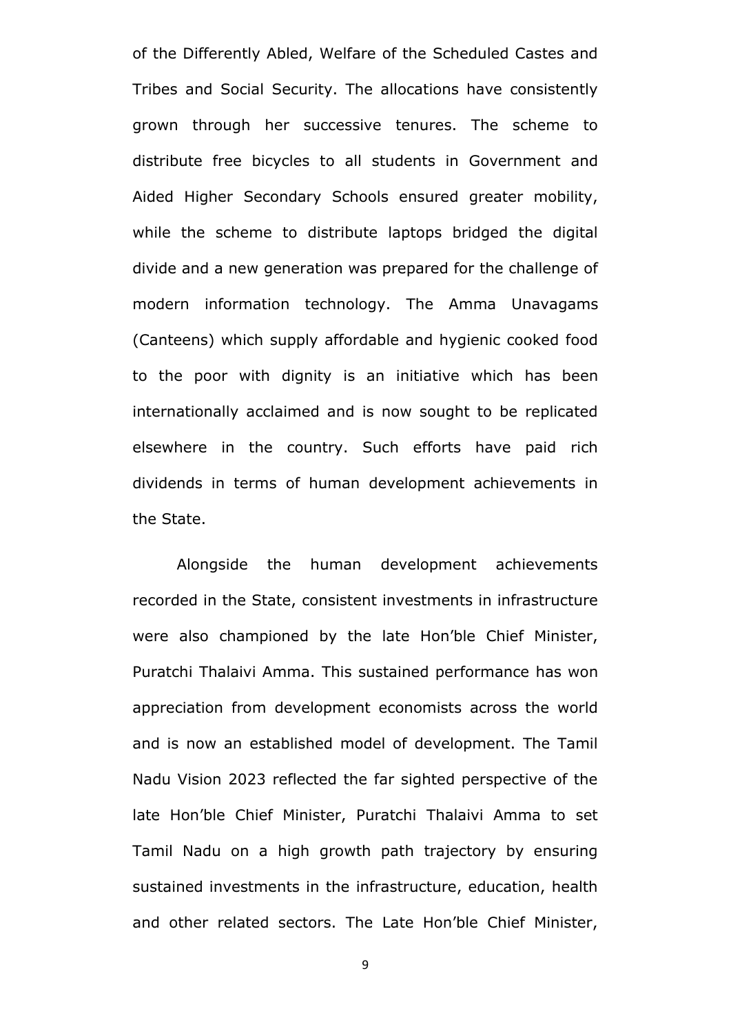of the Differently Abled, Welfare of the Scheduled Castes and Tribes and Social Security. The allocations have consistently grown through her successive tenures. The scheme to distribute free bicycles to all students in Government and Aided Higher Secondary Schools ensured greater mobility, while the scheme to distribute laptops bridged the digital divide and a new generation was prepared for the challenge of modern information technology. The Amma Unavagams (Canteens) which supply affordable and hygienic cooked food to the poor with dignity is an initiative which has been internationally acclaimed and is now sought to be replicated elsewhere in the country. Such efforts have paid rich dividends in terms of human development achievements in the State.

Alongside the human development achievements recorded in the State, consistent investments in infrastructure were also championed by the late Hon'ble Chief Minister, Puratchi Thalaivi Amma. This sustained performance has won appreciation from development economists across the world and is now an established model of development. The Tamil Nadu Vision 2023 reflected the far sighted perspective of the late Hon'ble Chief Minister, Puratchi Thalaivi Amma to set Tamil Nadu on a high growth path trajectory by ensuring sustained investments in the infrastructure, education, health and other related sectors. The Late Hon'ble Chief Minister,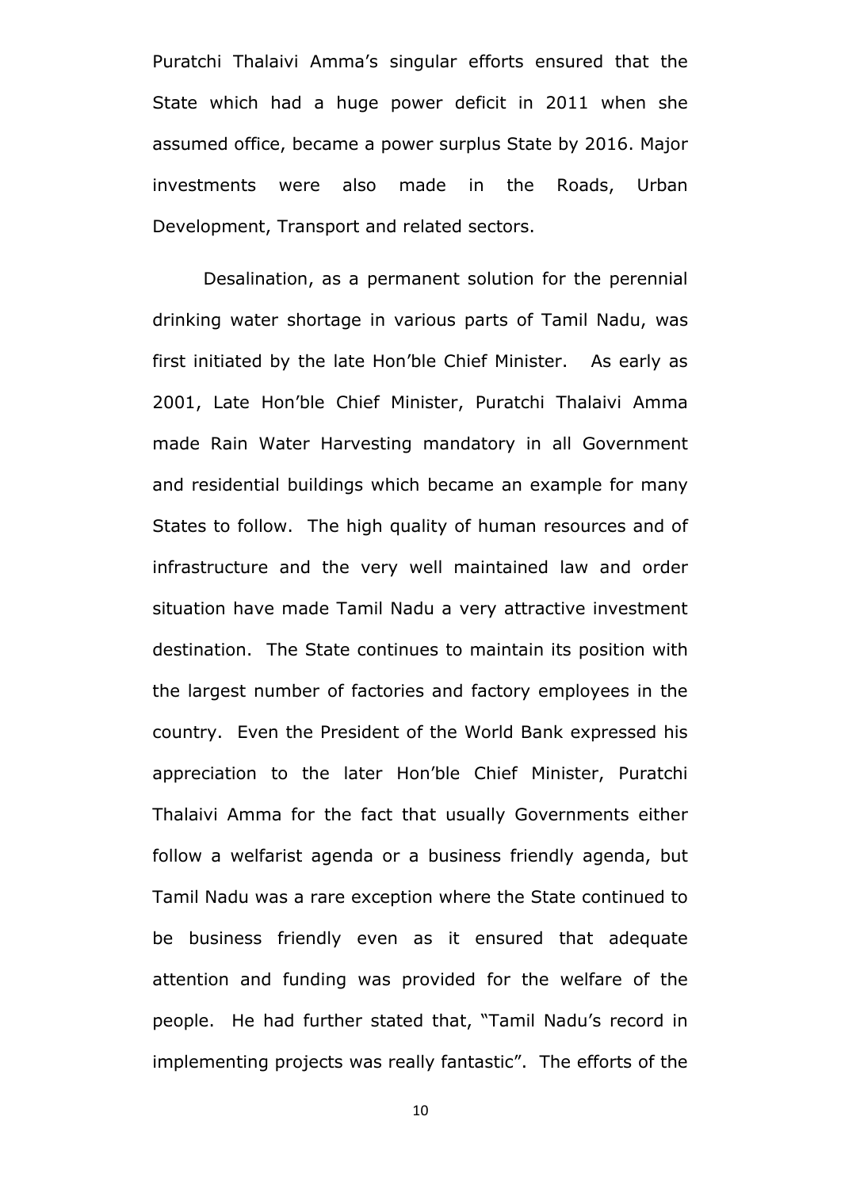Puratchi Thalaivi Amma's singular efforts ensured that the State which had a huge power deficit in 2011 when she assumed office, became a power surplus State by 2016. Major investments were also made in the Roads, Urban Development, Transport and related sectors.

Desalination, as a permanent solution for the perennial drinking water shortage in various parts of Tamil Nadu, was first initiated by the late Hon'ble Chief Minister. As early as 2001, Late Hon'ble Chief Minister, Puratchi Thalaivi Amma made Rain Water Harvesting mandatory in all Government and residential buildings which became an example for many States to follow. The high quality of human resources and of infrastructure and the very well maintained law and order situation have made Tamil Nadu a very attractive investment destination. The State continues to maintain its position with the largest number of factories and factory employees in the country. Even the President of the World Bank expressed his appreciation to the later Hon'ble Chief Minister, Puratchi Thalaivi Amma for the fact that usually Governments either follow a welfarist agenda or a business friendly agenda, but Tamil Nadu was a rare exception where the State continued to be business friendly even as it ensured that adequate attention and funding was provided for the welfare of the people. He had further stated that, "Tamil Nadu's record in implementing projects was really fantastic". The efforts of the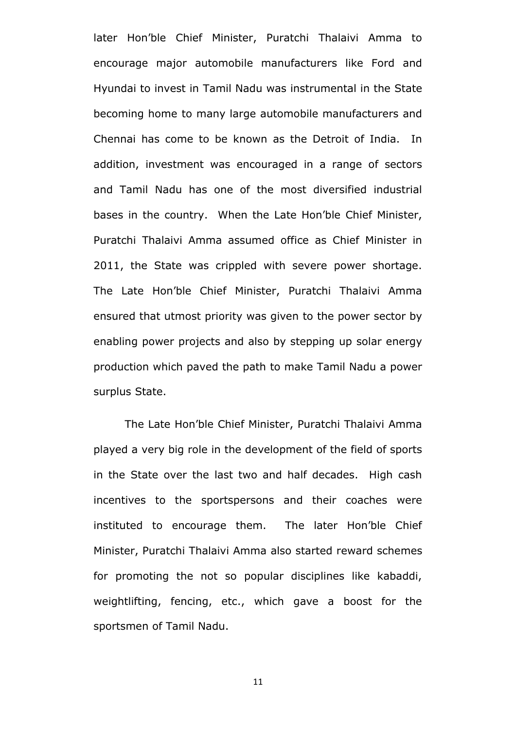later Hon'ble Chief Minister, Puratchi Thalaivi Amma to encourage major automobile manufacturers like Ford and Hyundai to invest in Tamil Nadu was instrumental in the State becoming home to many large automobile manufacturers and Chennai has come to be known as the Detroit of India. In addition, investment was encouraged in a range of sectors and Tamil Nadu has one of the most diversified industrial bases in the country. When the Late Hon'ble Chief Minister, Puratchi Thalaivi Amma assumed office as Chief Minister in 2011, the State was crippled with severe power shortage. The Late Hon'ble Chief Minister, Puratchi Thalaivi Amma ensured that utmost priority was given to the power sector by enabling power projects and also by stepping up solar energy production which paved the path to make Tamil Nadu a power surplus State.

The Late Hon'ble Chief Minister, Puratchi Thalaivi Amma played a very big role in the development of the field of sports in the State over the last two and half decades. High cash incentives to the sportspersons and their coaches were instituted to encourage them. The later Hon'ble Chief Minister, Puratchi Thalaivi Amma also started reward schemes for promoting the not so popular disciplines like kabaddi, weightlifting, fencing, etc., which gave a boost for the sportsmen of Tamil Nadu.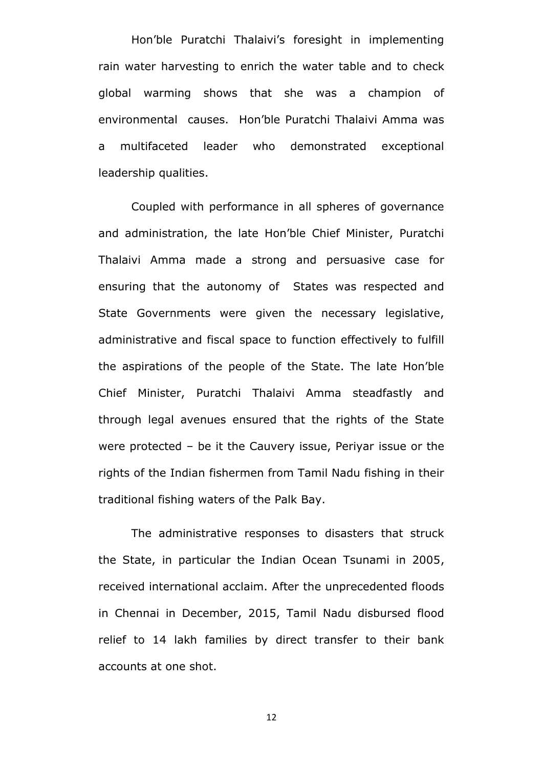Hon'ble Puratchi Thalaivi's foresight in implementing rain water harvesting to enrich the water table and to check global warming shows that she was a champion of environmental causes. Hon'ble Puratchi Thalaivi Amma was a multifaceted leader who demonstrated exceptional leadership qualities.

Coupled with performance in all spheres of governance and administration, the late Hon'ble Chief Minister, Puratchi Thalaivi Amma made a strong and persuasive case for ensuring that the autonomy of States was respected and State Governments were given the necessary legislative, administrative and fiscal space to function effectively to fulfill the aspirations of the people of the State. The late Hon'ble Chief Minister, Puratchi Thalaivi Amma steadfastly and through legal avenues ensured that the rights of the State were protected – be it the Cauvery issue, Periyar issue or the rights of the Indian fishermen from Tamil Nadu fishing in their traditional fishing waters of the Palk Bay.

The administrative responses to disasters that struck the State, in particular the Indian Ocean Tsunami in 2005, received international acclaim. After the unprecedented floods in Chennai in December, 2015, Tamil Nadu disbursed flood relief to 14 lakh families by direct transfer to their bank accounts at one shot.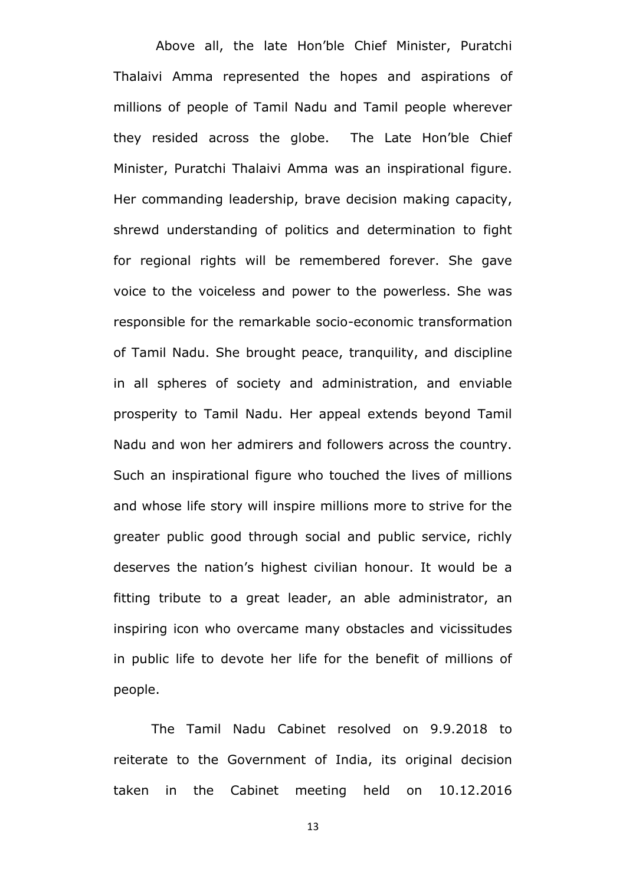Above all, the late Hon'ble Chief Minister, Puratchi Thalaivi Amma represented the hopes and aspirations of millions of people of Tamil Nadu and Tamil people wherever they resided across the globe. The Late Hon'ble Chief Minister, Puratchi Thalaivi Amma was an inspirational figure. Her commanding leadership, brave decision making capacity, shrewd understanding of politics and determination to fight for regional rights will be remembered forever. She gave voice to the voiceless and power to the powerless. She was responsible for the remarkable socio-economic transformation of Tamil Nadu. She brought peace, tranquility, and discipline in all spheres of society and administration, and enviable prosperity to Tamil Nadu. Her appeal extends beyond Tamil Nadu and won her admirers and followers across the country. Such an inspirational figure who touched the lives of millions and whose life story will inspire millions more to strive for the greater public good through social and public service, richly deserves the nation's highest civilian honour. It would be a fitting tribute to a great leader, an able administrator, an inspiring icon who overcame many obstacles and vicissitudes in public life to devote her life for the benefit of millions of people.

The Tamil Nadu Cabinet resolved on 9.9.2018 to reiterate to the Government of India, its original decision taken in the Cabinet meeting held on 10.12.2016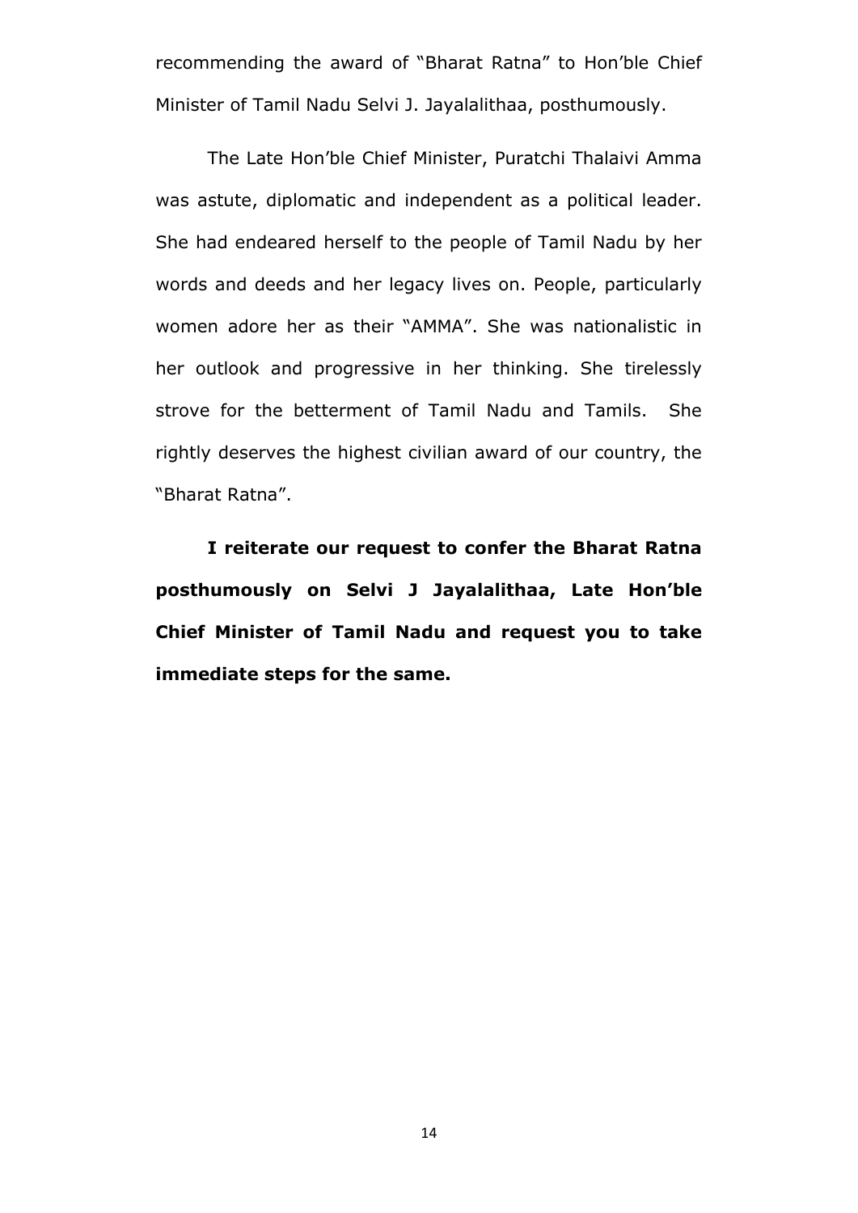recommending the award of "Bharat Ratna" to Hon'ble Chief Minister of Tamil Nadu Selvi J. Jayalalithaa, posthumously.

The Late Hon'ble Chief Minister, Puratchi Thalaivi Amma was astute, diplomatic and independent as a political leader. She had endeared herself to the people of Tamil Nadu by her words and deeds and her legacy lives on. People, particularly women adore her as their "AMMA". She was nationalistic in her outlook and progressive in her thinking. She tirelessly strove for the betterment of Tamil Nadu and Tamils. She rightly deserves the highest civilian award of our country, the "Bharat Ratna".

**I reiterate our request to confer the Bharat Ratna posthumously on Selvi J Jayalalithaa, Late Hon'ble Chief Minister of Tamil Nadu and request you to take immediate steps for the same.**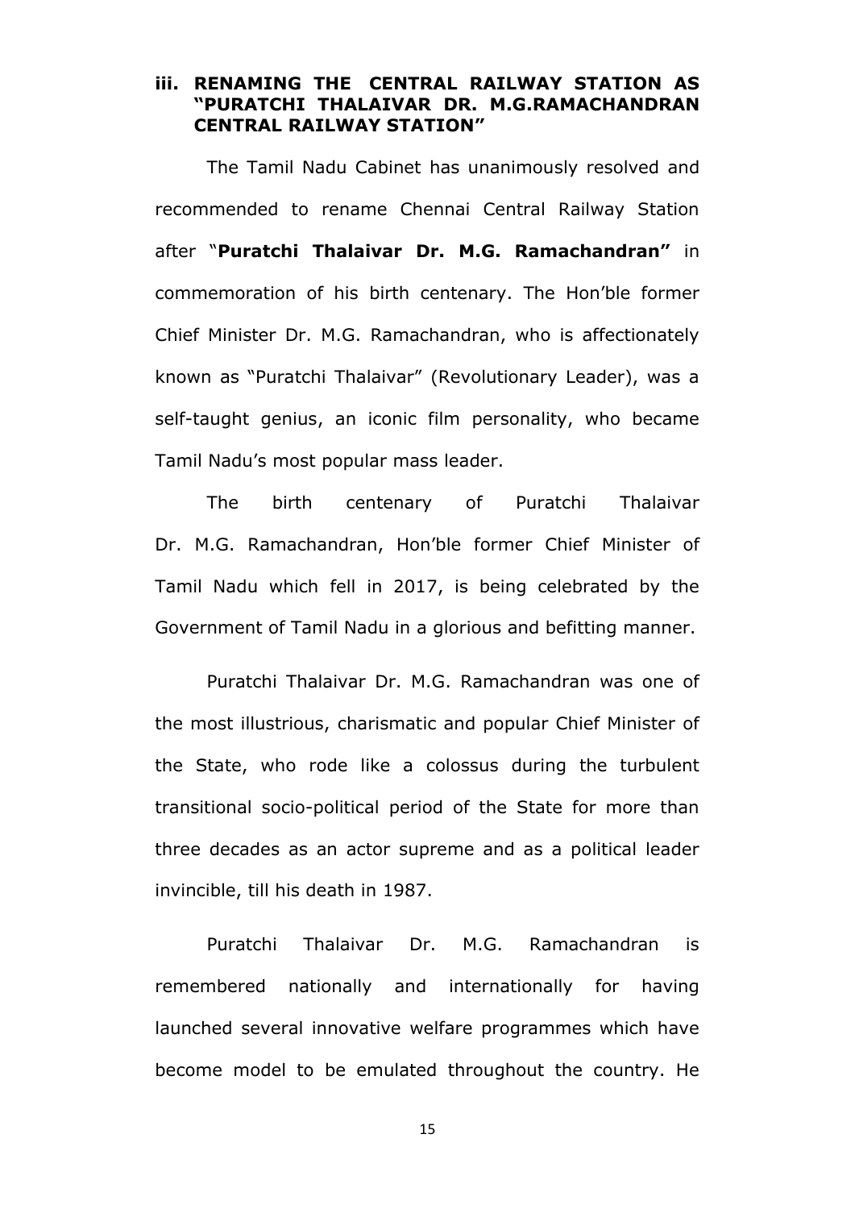### iii. RENAMING THE CENTRAL RAILWAY STATION AS "PURATCHI THALAIVAR DR. M.G.RAMACHANDRAN CENTRAL RAILWAY STATION"

The Tamil Nadu Cabinet has unanimously resolved and recommended to rename Chennai Central Railway Station after "**Puratchi Thalaivar Dr. M.G. Ramachandran"** in commemoration of his birth centenary. The Hon'ble former Chief Minister Dr. M.G. Ramachandran, who is affectionately known as "Puratchi Thalaivar" (Revolutionary Leader), was a self-taught genius, an iconic film personality, who became Tamil Nadu's most popular mass leader.

The birth centenary of Puratchi Thalaivar Dr. M.G. Ramachandran, Hon'ble former Chief Minister of Tamil Nadu which fell in 2017, is being celebrated by the Government of Tamil Nadu in a glorious and befitting manner.

Puratchi Thalaivar Dr. M.G. Ramachandran was one of the most illustrious, charismatic and popular Chief Minister of the State, who rode like a colossus during the turbulent transitional socio-political period of the State for more than three decades as an actor supreme and as a political leader invincible, till his death in 1987.

Puratchi Thalaivar Dr. M.G. Ramachandran is remembered nationally and internationally for having launched several innovative welfare programmes which have become model to be emulated throughout the country. He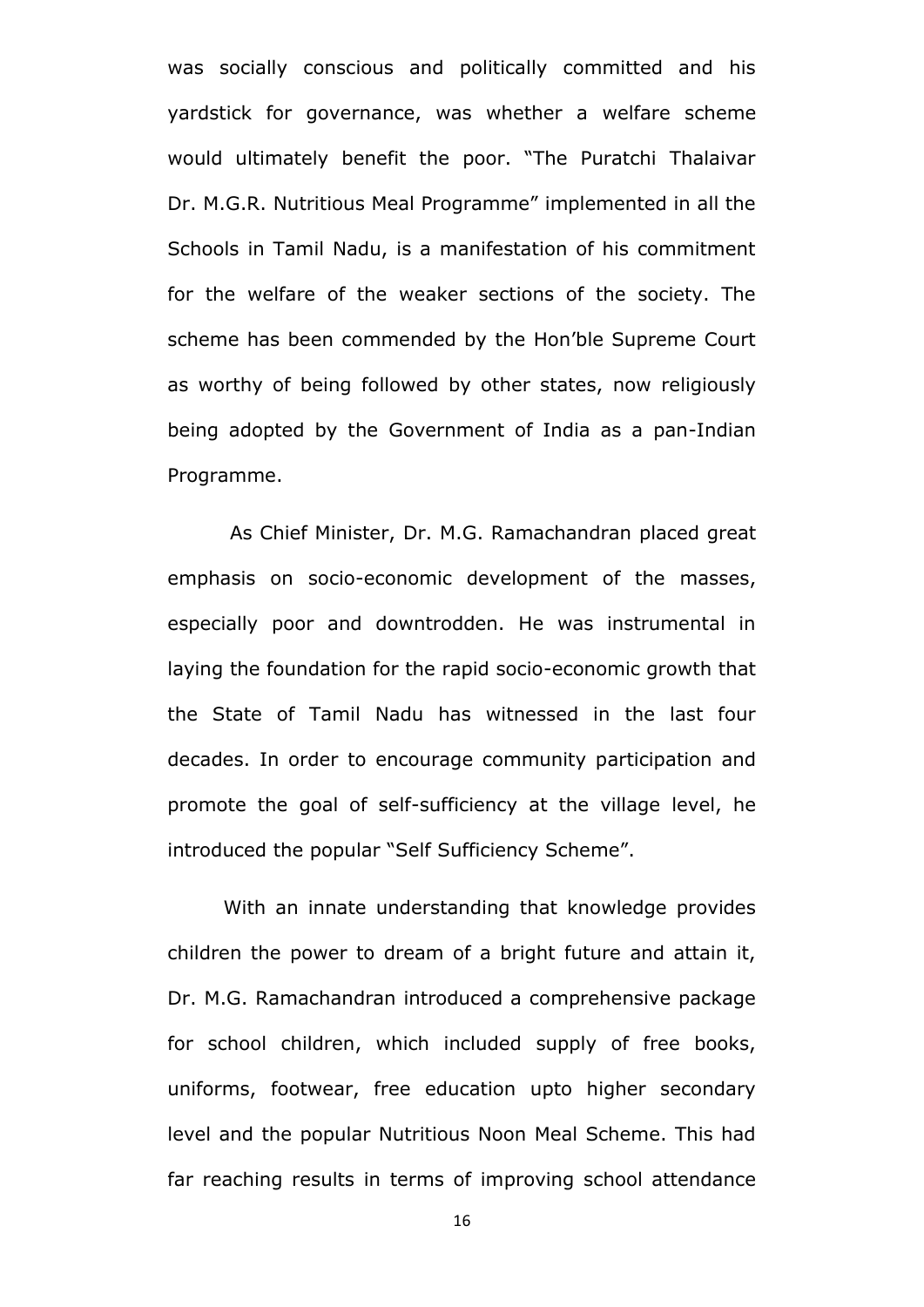was socially conscious and politically committed and his yardstick for governance, was whether a welfare scheme would ultimately benefit the poor. "The Puratchi Thalaivar Dr. M.G.R. Nutritious Meal Programme" implemented in all the Schools in Tamil Nadu, is a manifestation of his commitment for the welfare of the weaker sections of the society. The scheme has been commended by the Hon'ble Supreme Court as worthy of being followed by other states, now religiously being adopted by the Government of India as a pan-Indian Programme.

As Chief Minister, Dr. M.G. Ramachandran placed great emphasis on socio-economic development of the masses, especially poor and downtrodden. He was instrumental in laying the foundation for the rapid socio-economic growth that the State of Tamil Nadu has witnessed in the last four decades. In order to encourage community participation and promote the goal of self-sufficiency at the village level, he introduced the popular "Self Sufficiency Scheme".

With an innate understanding that knowledge provides children the power to dream of a bright future and attain it, Dr. M.G. Ramachandran introduced a comprehensive package for school children, which included supply of free books, uniforms, footwear, free education upto higher secondary level and the popular Nutritious Noon Meal Scheme. This had far reaching results in terms of improving school attendance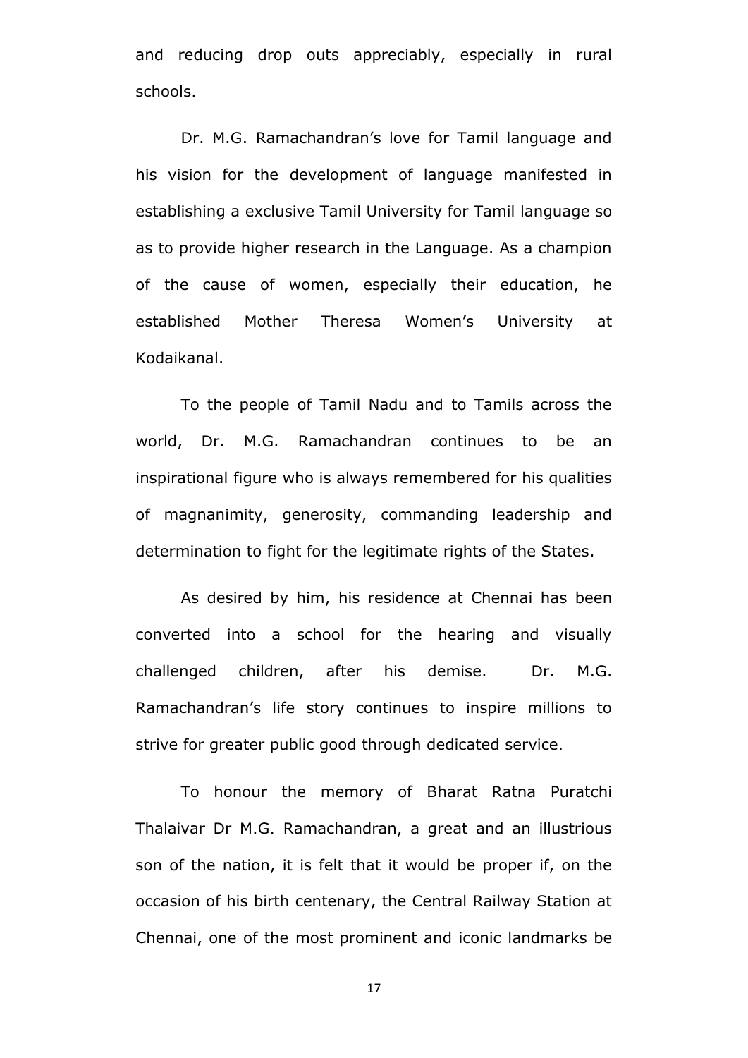and reducing drop outs appreciably, especially in rural schools.

Dr. M.G. Ramachandran's love for Tamil language and his vision for the development of language manifested in establishing a exclusive Tamil University for Tamil language so as to provide higher research in the Language. As a champion of the cause of women, especially their education, he established Mother Theresa Women's University at Kodaikanal.

To the people of Tamil Nadu and to Tamils across the world, Dr. M.G. Ramachandran continues to be an inspirational figure who is always remembered for his qualities of magnanimity, generosity, commanding leadership and determination to fight for the legitimate rights of the States.

As desired by him, his residence at Chennai has been converted into a school for the hearing and visually challenged children, after his demise. Dr. M.G. Ramachandran's life story continues to inspire millions to strive for greater public good through dedicated service.

To honour the memory of Bharat Ratna Puratchi Thalaivar Dr M.G. Ramachandran, a great and an illustrious son of the nation, it is felt that it would be proper if, on the occasion of his birth centenary, the Central Railway Station at Chennai, one of the most prominent and iconic landmarks be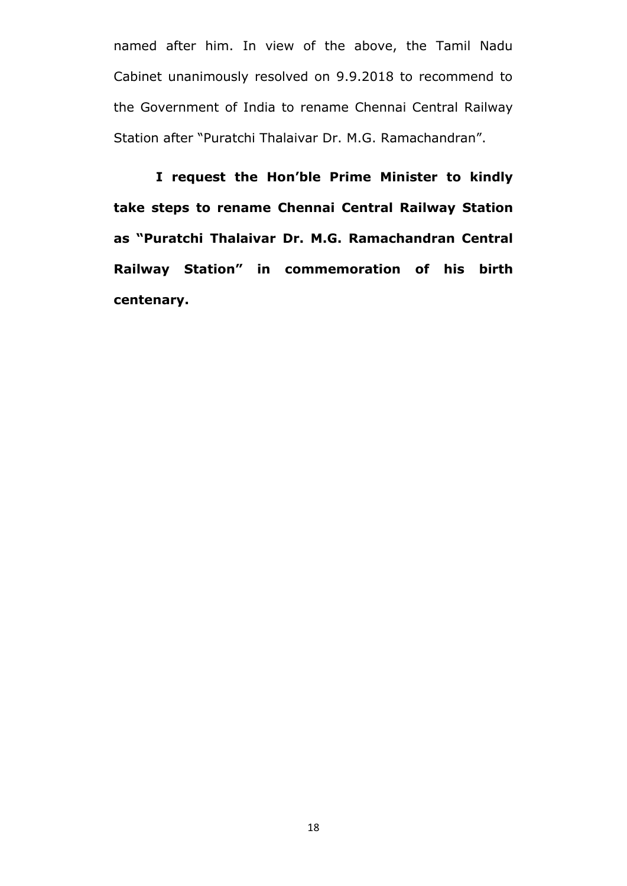named after him. In view of the above, the Tamil Nadu Cabinet unanimously resolved on 9.9.2018 to recommend to the Government of India to rename Chennai Central Railway Station after "Puratchi Thalaivar Dr. M.G. Ramachandran".

**I request the Hon'ble Prime Minister to kindly take steps to rename Chennai Central Railway Station as "Puratchi Thalaivar Dr. M.G. Ramachandran Central Railway Station" in commemoration of his birth centenary.**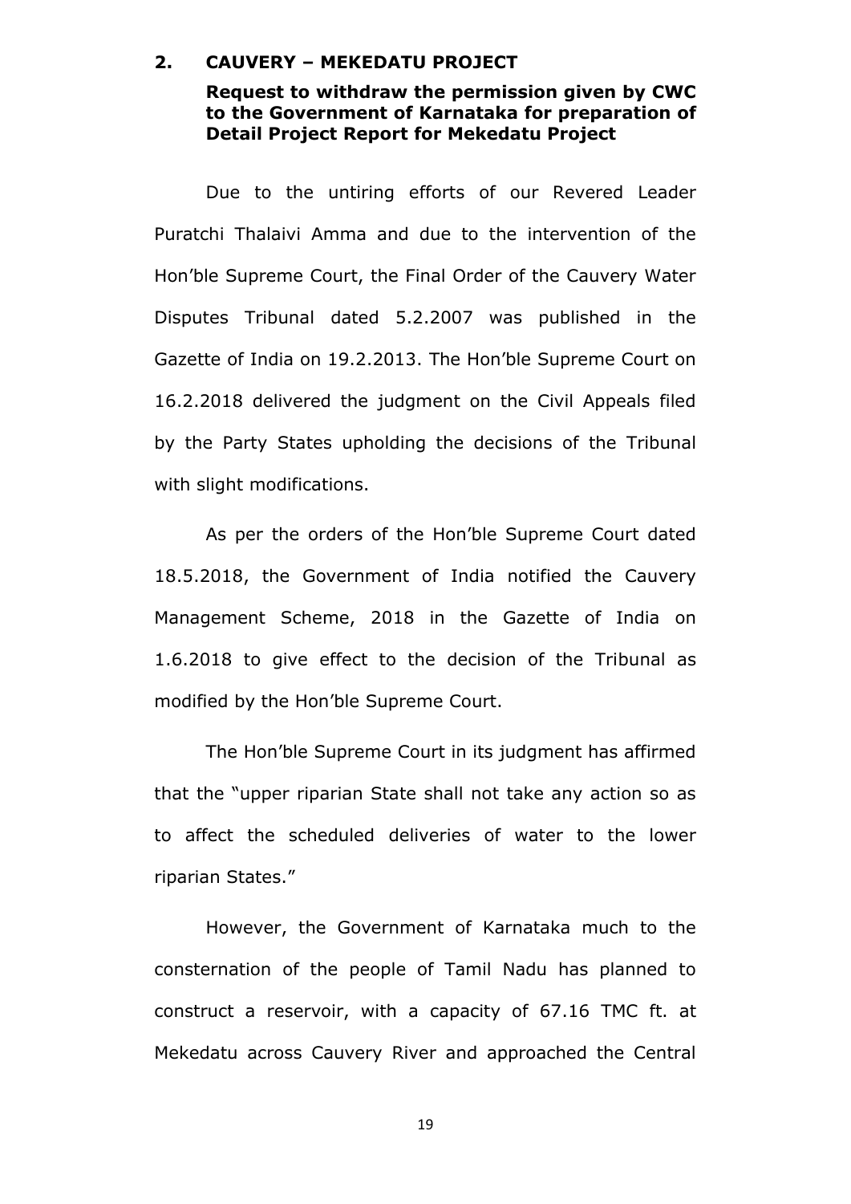## 2. CAUVERY – MEKEDATU PROJECT

**Request to withdraw the permission given by CWC to the Government of Karnataka for preparation of Detail Project Report for Mekedatu Project**

Due to the untiring efforts of our Revered Leader Puratchi Thalaivi Amma and due to the intervention of the Hon'ble Supreme Court, the Final Order of the Cauvery Water Disputes Tribunal dated 5.2.2007 was published in the Gazette of India on 19.2.2013. The Hon'ble Supreme Court on 16.2.2018 delivered the judgment on the Civil Appeals filed by the Party States upholding the decisions of the Tribunal with slight modifications.

As per the orders of the Hon'ble Supreme Court dated 18.5.2018, the Government of India notified the Cauvery Management Scheme, 2018 in the Gazette of India on 1.6.2018 to give effect to the decision of the Tribunal as modified by the Hon'ble Supreme Court.

The Hon'ble Supreme Court in its judgment has affirmed that the "upper riparian State shall not take any action so as to affect the scheduled deliveries of water to the lower riparian States."

However, the Government of Karnataka much to the consternation of the people of Tamil Nadu has planned to construct a reservoir, with a capacity of 67.16 TMC ft. at Mekedatu across Cauvery River and approached the Central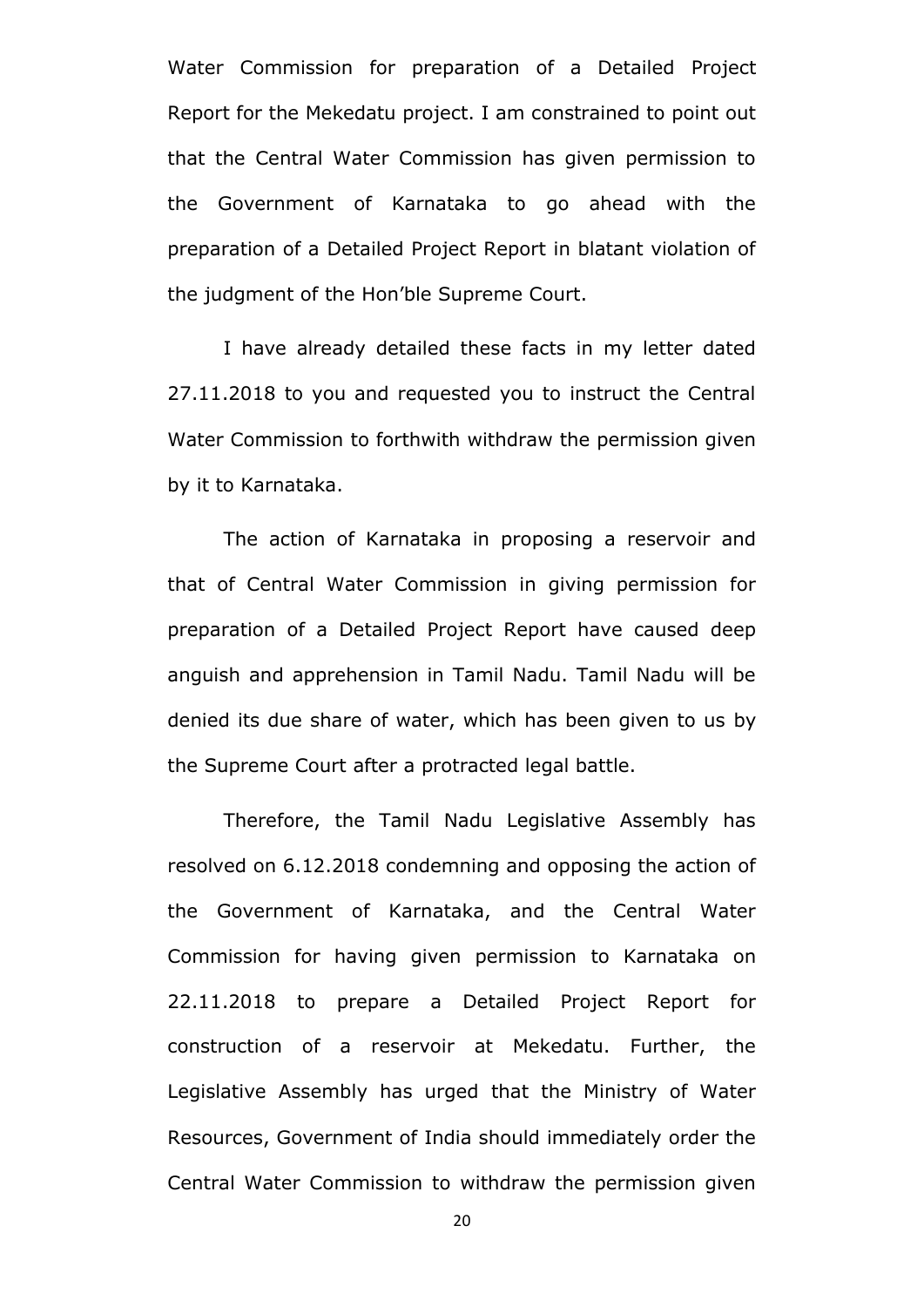Water Commission for preparation of a Detailed Project Report for the Mekedatu project. I am constrained to point out that the Central Water Commission has given permission to the Government of Karnataka to go ahead with the preparation of a Detailed Project Report in blatant violation of the judgment of the Hon'ble Supreme Court.

I have already detailed these facts in my letter dated 27.11.2018 to you and requested you to instruct the Central Water Commission to forthwith withdraw the permission given by it to Karnataka.

The action of Karnataka in proposing a reservoir and that of Central Water Commission in giving permission for preparation of a Detailed Project Report have caused deep anguish and apprehension in Tamil Nadu. Tamil Nadu will be denied its due share of water, which has been given to us by the Supreme Court after a protracted legal battle.

Therefore, the Tamil Nadu Legislative Assembly has resolved on 6.12.2018 condemning and opposing the action of the Government of Karnataka, and the Central Water Commission for having given permission to Karnataka on 22.11.2018 to prepare a Detailed Project Report for construction of a reservoir at Mekedatu. Further, the Legislative Assembly has urged that the Ministry of Water Resources, Government of India should immediately order the Central Water Commission to withdraw the permission given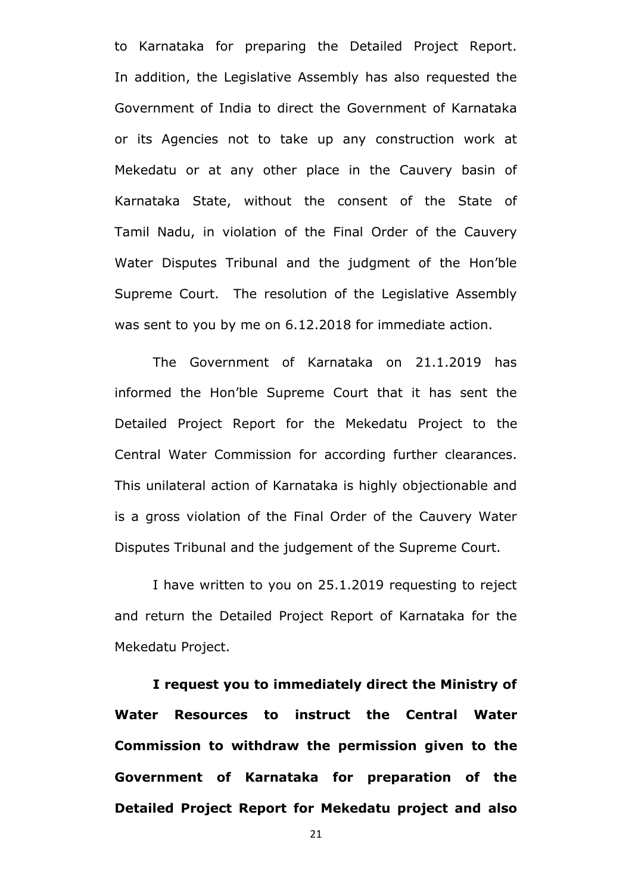to Karnataka for preparing the Detailed Project Report. In addition, the Legislative Assembly has also requested the Government of India to direct the Government of Karnataka or its Agencies not to take up any construction work at Mekedatu or at any other place in the Cauvery basin of Karnataka State, without the consent of the State of Tamil Nadu, in violation of the Final Order of the Cauvery Water Disputes Tribunal and the judgment of the Hon'ble Supreme Court. The resolution of the Legislative Assembly was sent to you by me on 6.12.2018 for immediate action.

The Government of Karnataka on 21.1.2019 has informed the Hon'ble Supreme Court that it has sent the Detailed Project Report for the Mekedatu Project to the Central Water Commission for according further clearances. This unilateral action of Karnataka is highly objectionable and is a gross violation of the Final Order of the Cauvery Water Disputes Tribunal and the judgement of the Supreme Court.

I have written to you on 25.1.2019 requesting to reject and return the Detailed Project Report of Karnataka for the Mekedatu Project.

**I request you to immediately direct the Ministry of Water Resources to instruct the Central Water Commission to withdraw the permission given to the Government of Karnataka for preparation of the Detailed Project Report for Mekedatu project and also**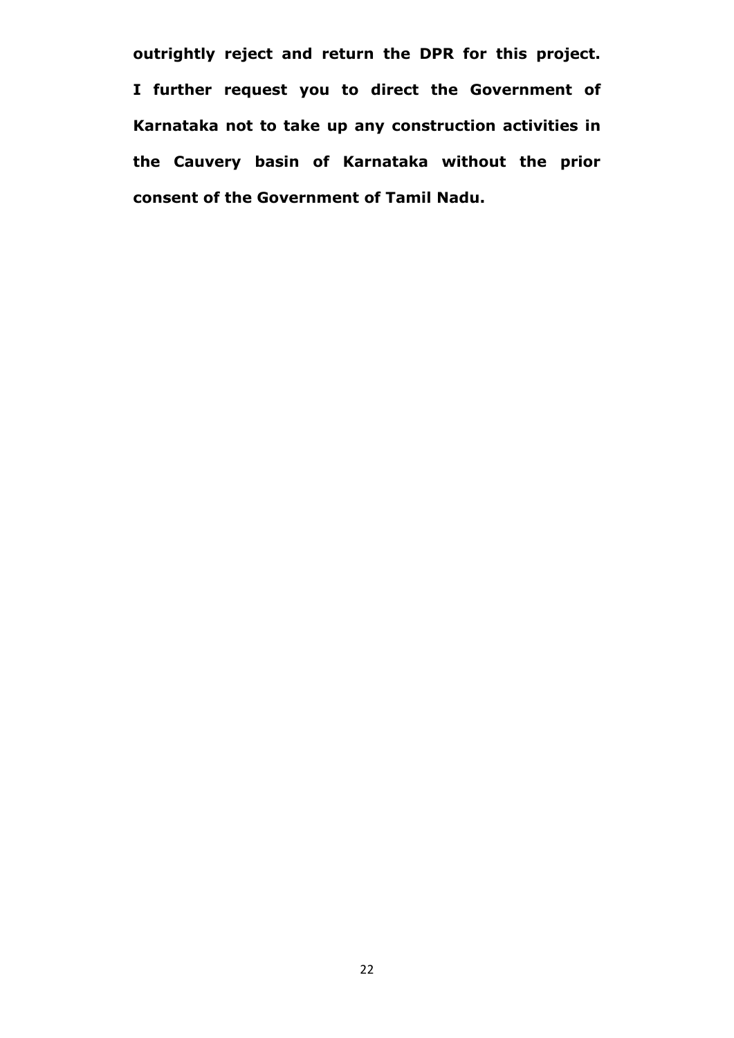**outrightly reject and return the DPR for this project. I further request you to direct the Government of Karnataka not to take up any construction activities in the Cauvery basin of Karnataka without the prior consent of the Government of Tamil Nadu.**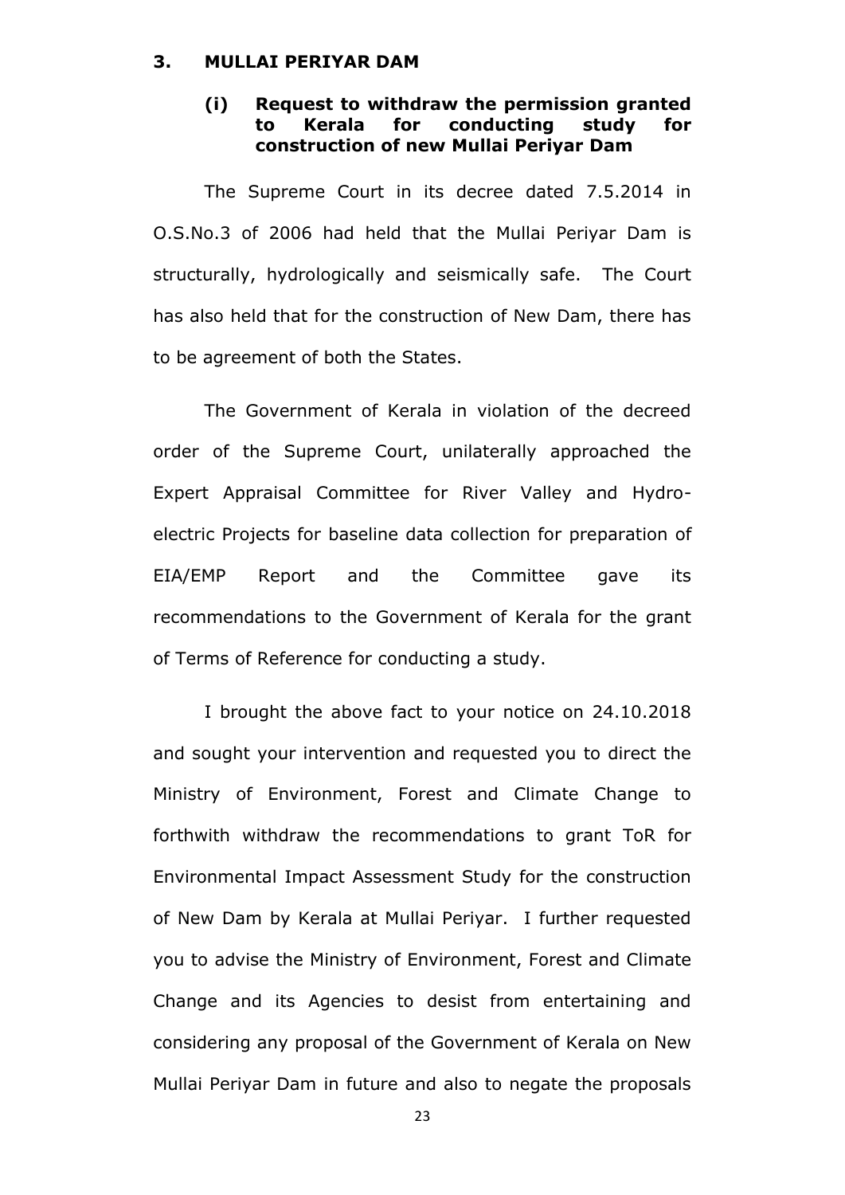## 3. MULLAI PERIYAR DAM

### (i) Request to withdraw the permission granted to Kerala for conducting study for construction of new Mullai Periyar Dam

The Supreme Court in its decree dated 7.5.2014 in O.S.No.3 of 2006 had held that the Mullai Periyar Dam is structurally, hydrologically and seismically safe. The Court has also held that for the construction of New Dam, there has to be agreement of both the States.

The Government of Kerala in violation of the decreed order of the Supreme Court, unilaterally approached the Expert Appraisal Committee for River Valley and Hydro-electric Projects for baseline data collection for preparation of EIA/EMP Report and the Committee gave its recommendations to the Government of Kerala for the grant of Terms of Reference for conducting a study.

I brought the above fact to your notice on 24.10.2018 and sought your intervention and requested you to direct the Ministry of Environment, Forest and Climate Change to forthwith withdraw the recommendations to grant ToR for Environmental Impact Assessment Study for the construction of New Dam by Kerala at Mullai Periyar. I further requested you to advise the Ministry of Environment, Forest and Climate Change and its Agencies to desist from entertaining and considering any proposal of the Government of Kerala on New Mullai Periyar Dam in future and also to negate the proposals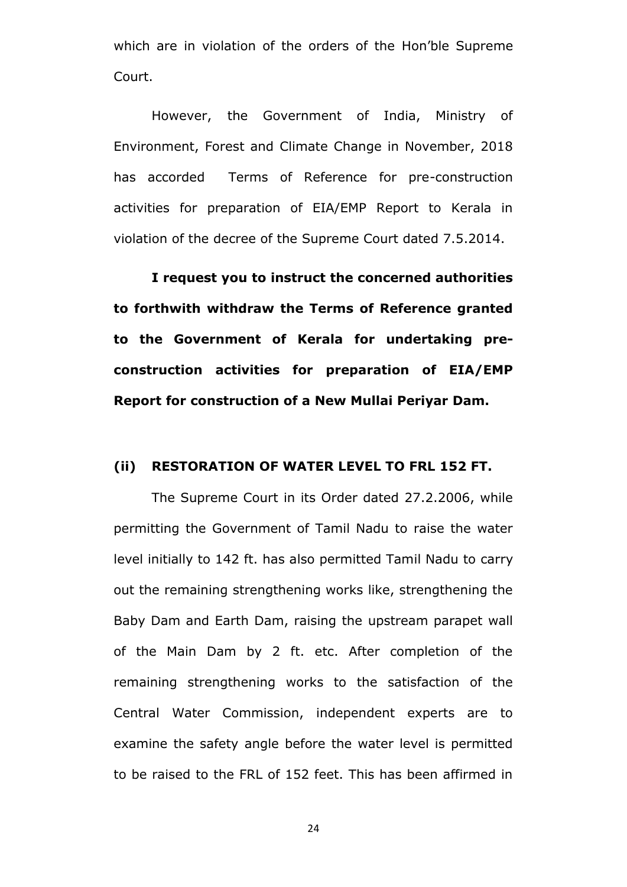which are in violation of the orders of the Hon'ble Supreme Court.

However, the Government of India, Ministry of Environment, Forest and Climate Change in November, 2018 has accorded Terms of Reference for pre-construction activities for preparation of EIA/EMP Report to Kerala in violation of the decree of the Supreme Court dated 7.5.2014.

**I request you to instruct the concerned authorities to forthwith withdraw the Terms of Reference granted to the Government of Kerala for undertaking pre-construction activities for preparation of EIA/EMP Report for construction of a New Mullai Periyar Dam.**

**(ii) RESTORATION OF WATER LEVEL TO FRL 152 FT.**

The Supreme Court in its Order dated 27.2.2006, while permitting the Government of Tamil Nadu to raise the water level initially to 142 ft. has also permitted Tamil Nadu to carry out the remaining strengthening works like, strengthening the Baby Dam and Earth Dam, raising the upstream parapet wall of the Main Dam by 2 ft. etc. After completion of the remaining strengthening works to the satisfaction of the Central Water Commission, independent experts are to examine the safety angle before the water level is permitted to be raised to the FRL of 152 feet. This has been affirmed in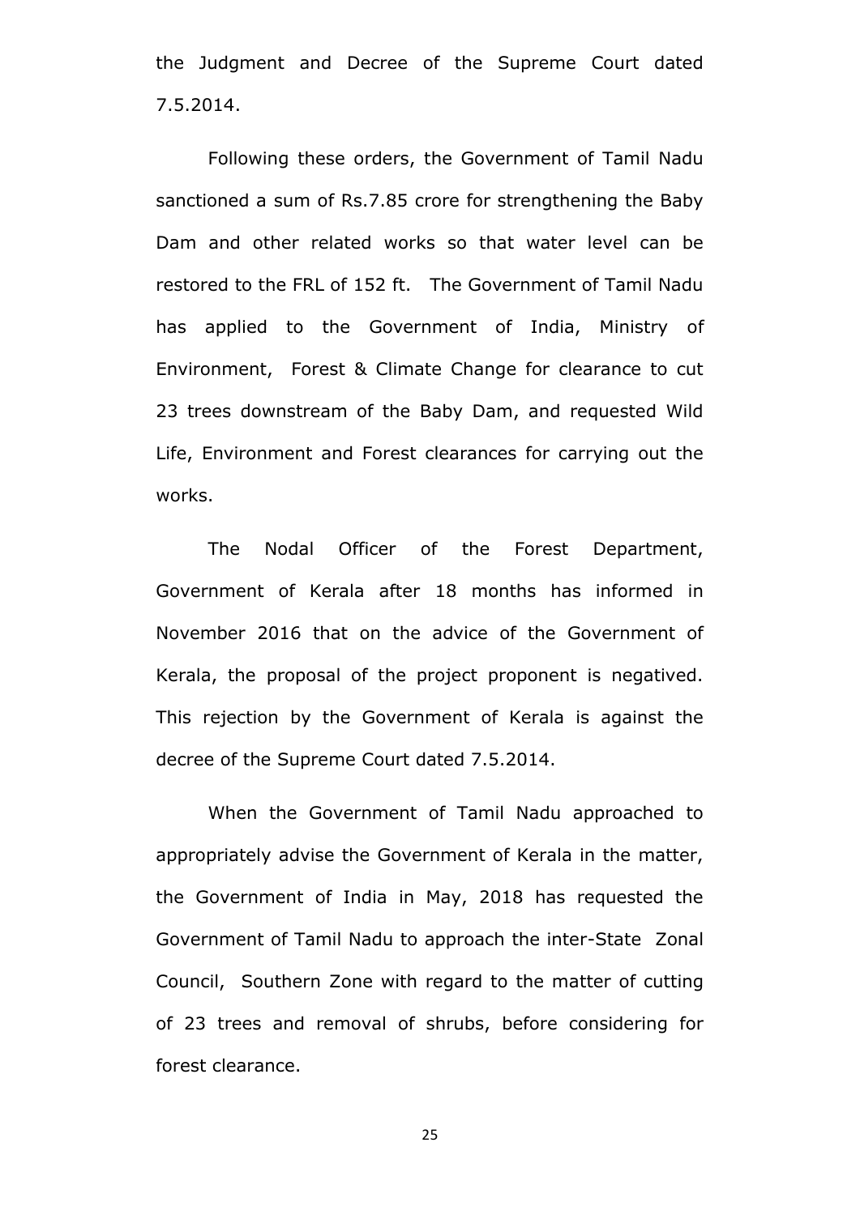the Judgment and Decree of the Supreme Court dated 7.5.2014.

Following these orders, the Government of Tamil Nadu sanctioned a sum of Rs.7.85 crore for strengthening the Baby Dam and other related works so that water level can be restored to the FRL of 152 ft. The Government of Tamil Nadu has applied to the Government of India, Ministry of Environment, Forest & Climate Change for clearance to cut 23 trees downstream of the Baby Dam, and requested Wild Life, Environment and Forest clearances for carrying out the works.

The Nodal Officer of the Forest Department, Government of Kerala after 18 months has informed in November 2016 that on the advice of the Government of Kerala, the proposal of the project proponent is negatived. This rejection by the Government of Kerala is against the decree of the Supreme Court dated 7.5.2014.

When the Government of Tamil Nadu approached to appropriately advise the Government of Kerala in the matter, the Government of India in May, 2018 has requested the Government of Tamil Nadu to approach the inter-State Zonal Council, Southern Zone with regard to the matter of cutting of 23 trees and removal of shrubs, before considering for forest clearance.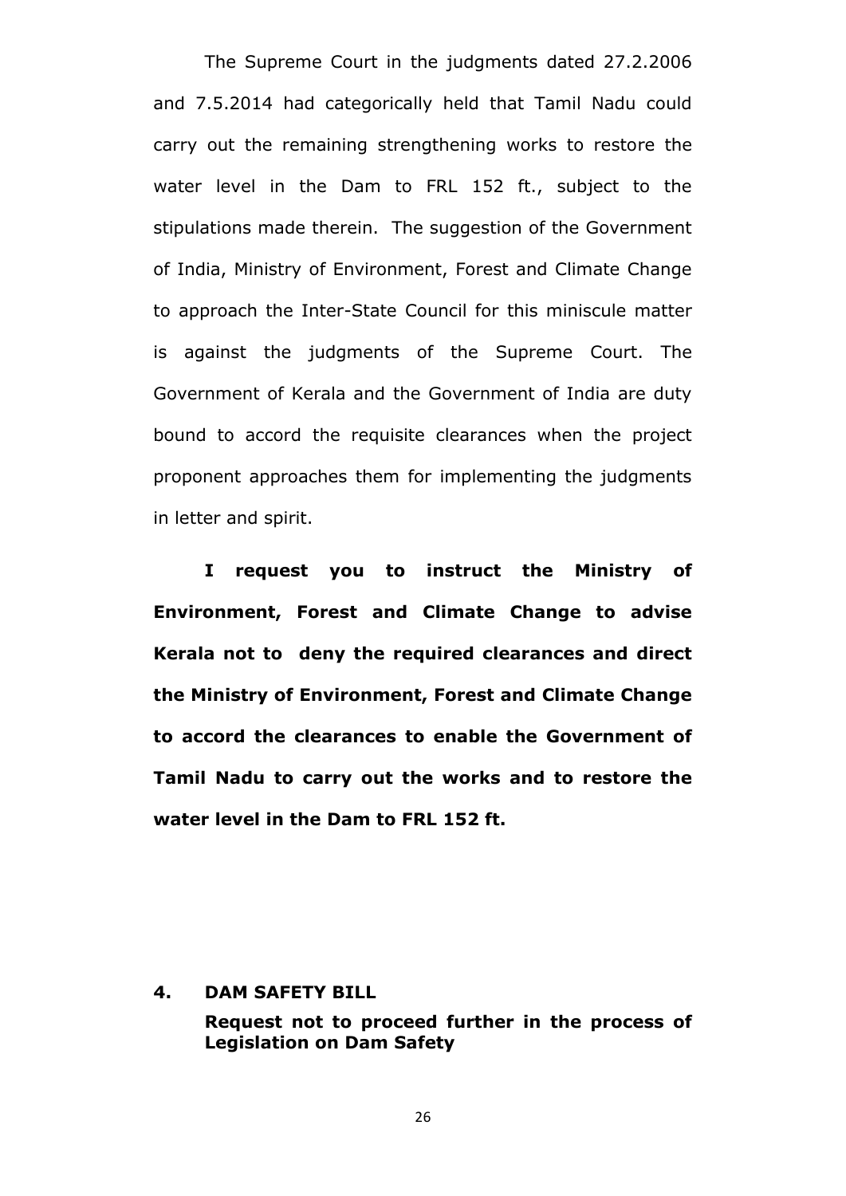The Supreme Court in the judgments dated 27.2.2006 and 7.5.2014 had categorically held that Tamil Nadu could carry out the remaining strengthening works to restore the water level in the Dam to FRL 152 ft., subject to the stipulations made therein. The suggestion of the Government of India, Ministry of Environment, Forest and Climate Change to approach the Inter-State Council for this miniscule matter is against the judgments of the Supreme Court. The Government of Kerala and the Government of India are duty bound to accord the requisite clearances when the project proponent approaches them for implementing the judgments in letter and spirit.

**I request you to instruct the Ministry of Environment, Forest and Climate Change to advise Kerala not to deny the required clearances and direct the Ministry of Environment, Forest and Climate Change to accord the clearances to enable the Government of Tamil Nadu to carry out the works and to restore the water level in the Dam to FRL 152 ft.**

## 4. DAM SAFETY BILL

**Request not to proceed further in the process of Legislation on Dam Safety**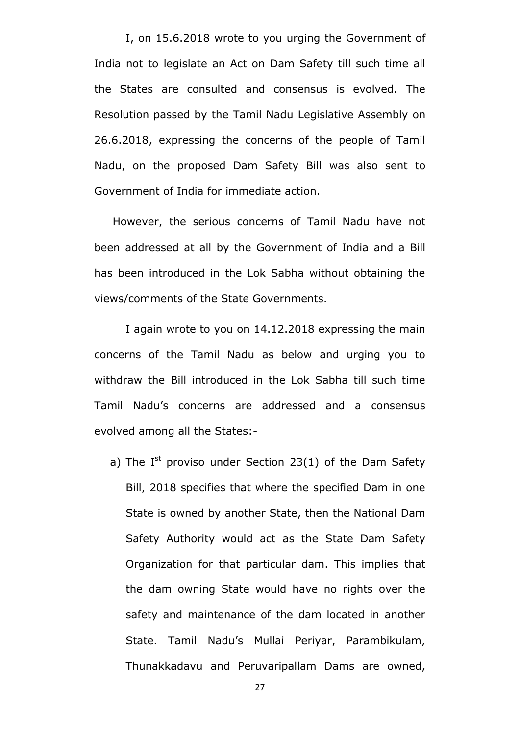I, on 15.6.2018 wrote to you urging the Government of India not to legislate an Act on Dam Safety till such time all the States are consulted and consensus is evolved. The Resolution passed by the Tamil Nadu Legislative Assembly on 26.6.2018, expressing the concerns of the people of Tamil Nadu, on the proposed Dam Safety Bill was also sent to Government of India for immediate action.

However, the serious concerns of Tamil Nadu have not been addressed at all by the Government of India and a Bill has been introduced in the Lok Sabha without obtaining the views/comments of the State Governments.

I again wrote to you on 14.12.2018 expressing the main concerns of the Tamil Nadu as below and urging you to withdraw the Bill introduced in the Lok Sabha till such time Tamil Nadu's concerns are addressed and a consensus evolved among all the States:-

a) The Ist proviso under Section 23(1) of the Dam Safety Bill, 2018 specifies that where the specified Dam in one State is owned by another State, then the National Dam Safety Authority would act as the State Dam Safety Organization for that particular dam. This implies that the dam owning State would have no rights over the safety and maintenance of the dam located in another State. Tamil Nadu's Mullai Periyar, Parambikulam, Thunakkadavu and Peruvaripallam Dams are owned,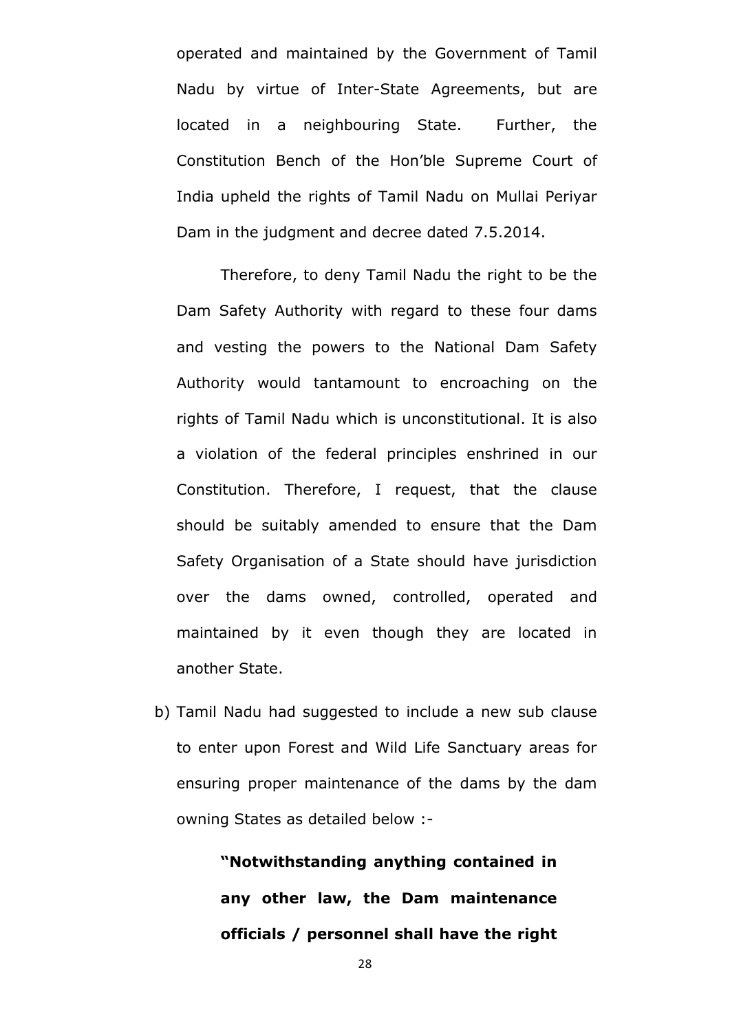operated and maintained by the Government of Tamil Nadu by virtue of Inter-State Agreements, but are located in a neighbouring State. Further, the Constitution Bench of the Hon'ble Supreme Court of India upheld the rights of Tamil Nadu on Mullai Periyar Dam in the judgment and decree dated 7.5.2014.

Therefore, to deny Tamil Nadu the right to be the Dam Safety Authority with regard to these four dams and vesting the powers to the National Dam Safety Authority would tantamount to encroaching on the rights of Tamil Nadu which is unconstitutional. It is also a violation of the federal principles enshrined in our Constitution. Therefore, I request, that the clause should be suitably amended to ensure that the Dam Safety Organisation of a State should have jurisdiction over the dams owned, controlled, operated and maintained by it even though they are located in another State.

b) Tamil Nadu had suggested to include a new sub clause to enter upon Forest and Wild Life Sanctuary areas for ensuring proper maintenance of the dams by the dam owning States as detailed below :-

> **"Notwithstanding anything contained in any other law, the Dam maintenance officials / personnel shall have the right**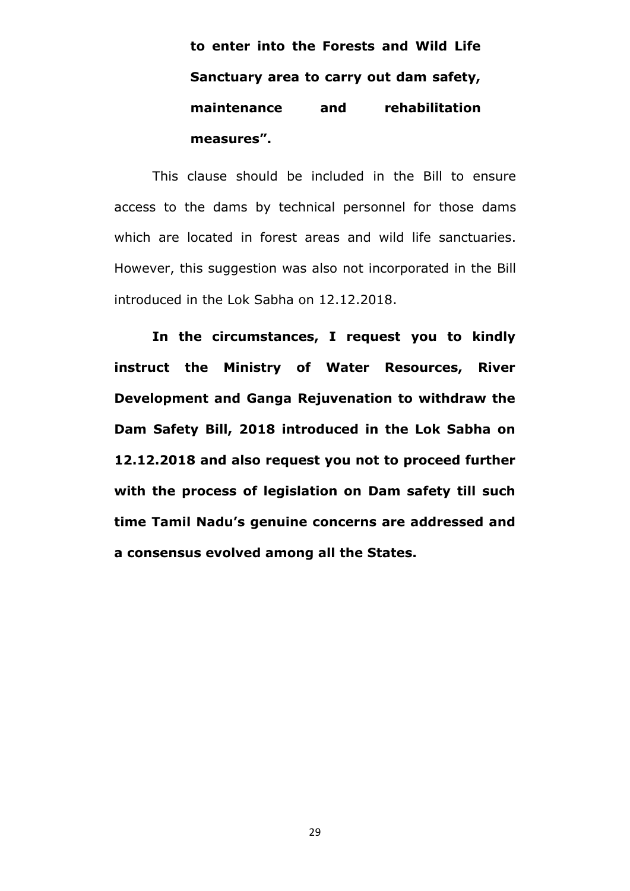> **to enter into the Forests and Wild Life Sanctuary area to carry out dam safety, maintenance and rehabilitation measures".**

This clause should be included in the Bill to ensure access to the dams by technical personnel for those dams which are located in forest areas and wild life sanctuaries. However, this suggestion was also not incorporated in the Bill introduced in the Lok Sabha on 12.12.2018.

**In the circumstances, I request you to kindly instruct the Ministry of Water Resources, River Development and Ganga Rejuvenation to withdraw the Dam Safety Bill, 2018 introduced in the Lok Sabha on 12.12.2018 and also request you not to proceed further with the process of legislation on Dam safety till such time Tamil Nadu's genuine concerns are addressed and a consensus evolved among all the States.**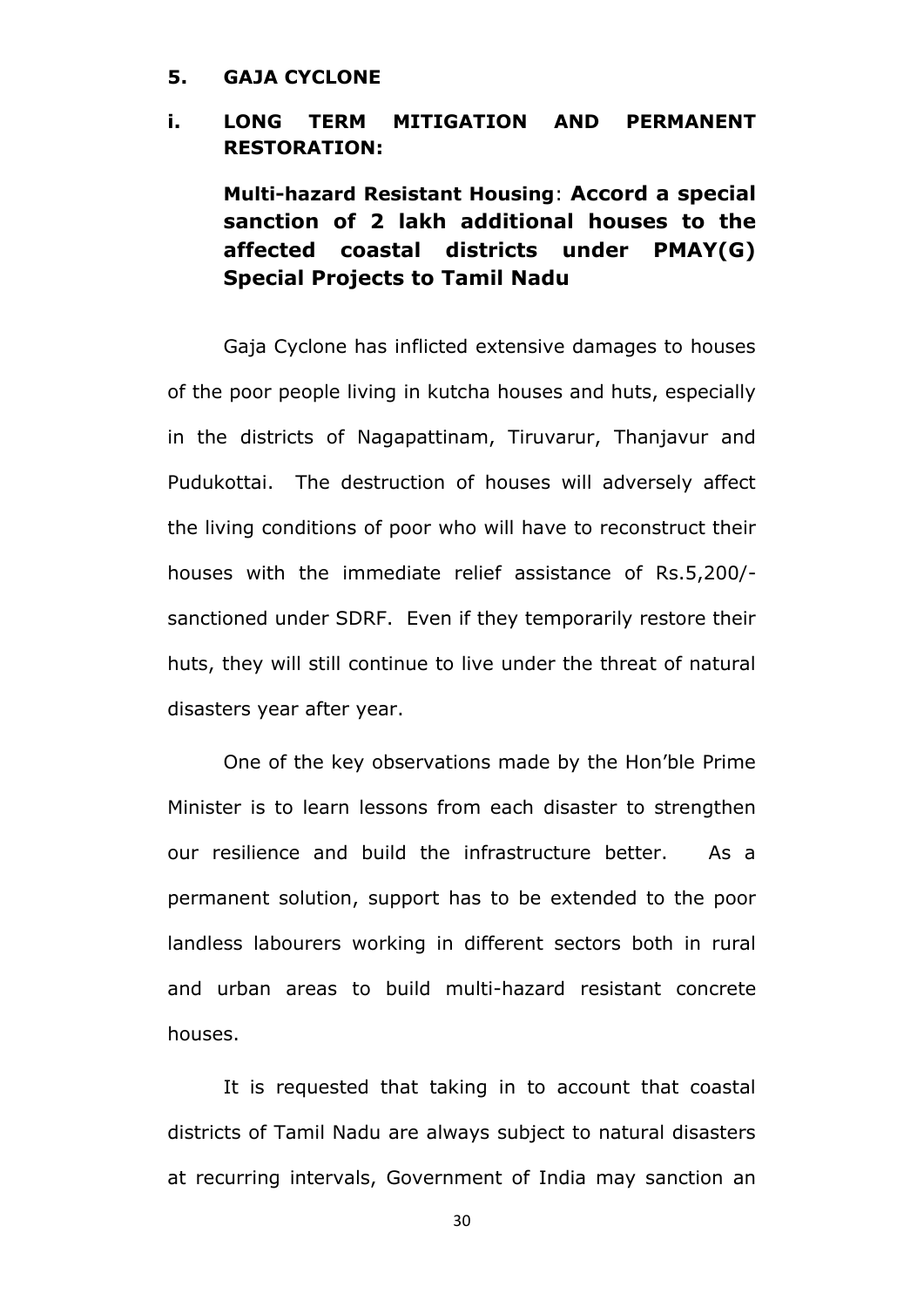## 5. GAJA CYCLONE

### i. LONG TERM MITIGATION AND PERMANENT RESTORATION:

**Multi-hazard Resistant Housing**: **Accord a special sanction of 2 lakh additional houses to the affected coastal districts under PMAY(G) Special Projects to Tamil Nadu**

Gaja Cyclone has inflicted extensive damages to houses of the poor people living in kutcha houses and huts, especially in the districts of Nagapattinam, Tiruvarur, Thanjavur and Pudukottai. The destruction of houses will adversely affect the living conditions of poor who will have to reconstruct their houses with the immediate relief assistance of Rs.5,200/- sanctioned under SDRF. Even if they temporarily restore their huts, they will still continue to live under the threat of natural disasters year after year.

One of the key observations made by the Hon'ble Prime Minister is to learn lessons from each disaster to strengthen our resilience and build the infrastructure better. As a permanent solution, support has to be extended to the poor landless labourers working in different sectors both in rural and urban areas to build multi-hazard resistant concrete houses.

It is requested that taking in to account that coastal districts of Tamil Nadu are always subject to natural disasters at recurring intervals, Government of India may sanction an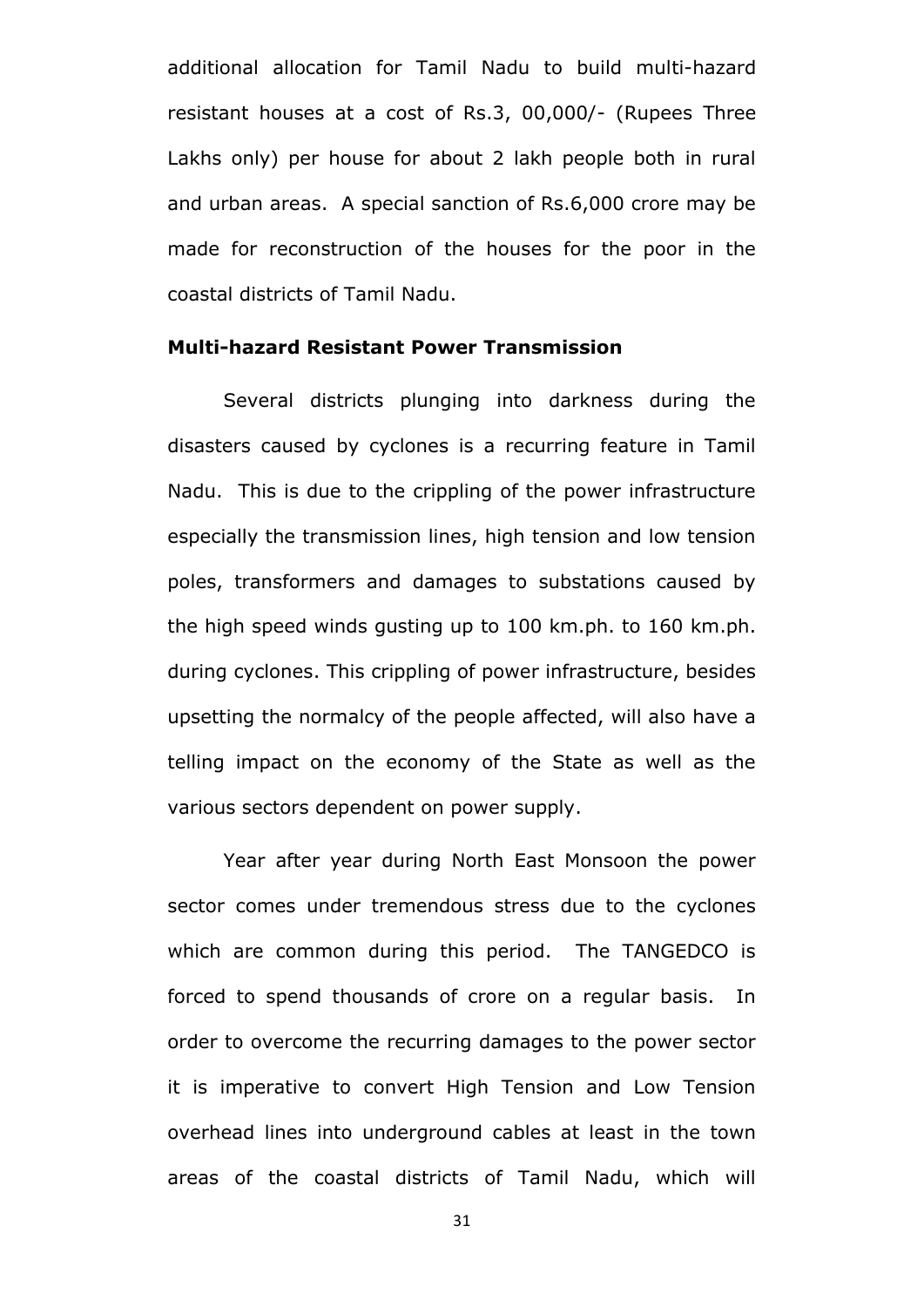additional allocation for Tamil Nadu to build multi-hazard resistant houses at a cost of Rs.3, 00,000/- (Rupees Three Lakhs only) per house for about 2 lakh people both in rural and urban areas. A special sanction of Rs.6,000 crore may be made for reconstruction of the houses for the poor in the coastal districts of Tamil Nadu.

**Multi-hazard Resistant Power Transmission**

Several districts plunging into darkness during the disasters caused by cyclones is a recurring feature in Tamil Nadu. This is due to the crippling of the power infrastructure especially the transmission lines, high tension and low tension poles, transformers and damages to substations caused by the high speed winds gusting up to 100 km.ph. to 160 km.ph. during cyclones. This crippling of power infrastructure, besides upsetting the normalcy of the people affected, will also have a telling impact on the economy of the State as well as the various sectors dependent on power supply.

Year after year during North East Monsoon the power sector comes under tremendous stress due to the cyclones which are common during this period. The TANGEDCO is forced to spend thousands of crore on a regular basis. In order to overcome the recurring damages to the power sector it is imperative to convert High Tension and Low Tension overhead lines into underground cables at least in the town areas of the coastal districts of Tamil Nadu, which will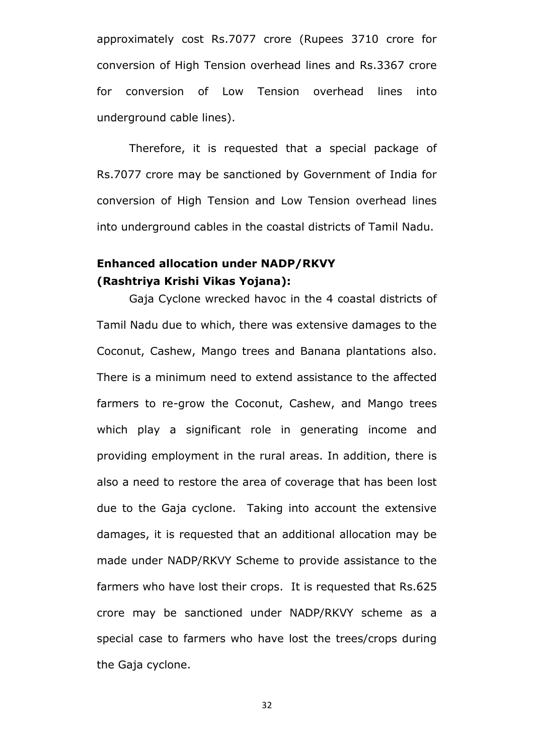approximately cost Rs.7077 crore (Rupees 3710 crore for conversion of High Tension overhead lines and Rs.3367 crore for conversion of Low Tension overhead lines into underground cable lines).

Therefore, it is requested that a special package of Rs.7077 crore may be sanctioned by Government of India for conversion of High Tension and Low Tension overhead lines into underground cables in the coastal districts of Tamil Nadu.

**Enhanced allocation under NADP/RKVY (Rashtriya Krishi Vikas Yojana):**

Gaja Cyclone wrecked havoc in the 4 coastal districts of Tamil Nadu due to which, there was extensive damages to the Coconut, Cashew, Mango trees and Banana plantations also. There is a minimum need to extend assistance to the affected farmers to re-grow the Coconut, Cashew, and Mango trees which play a significant role in generating income and providing employment in the rural areas. In addition, there is also a need to restore the area of coverage that has been lost due to the Gaja cyclone. Taking into account the extensive damages, it is requested that an additional allocation may be made under NADP/RKVY Scheme to provide assistance to the farmers who have lost their crops. It is requested that Rs.625 crore may be sanctioned under NADP/RKVY scheme as a special case to farmers who have lost the trees/crops during the Gaja cyclone.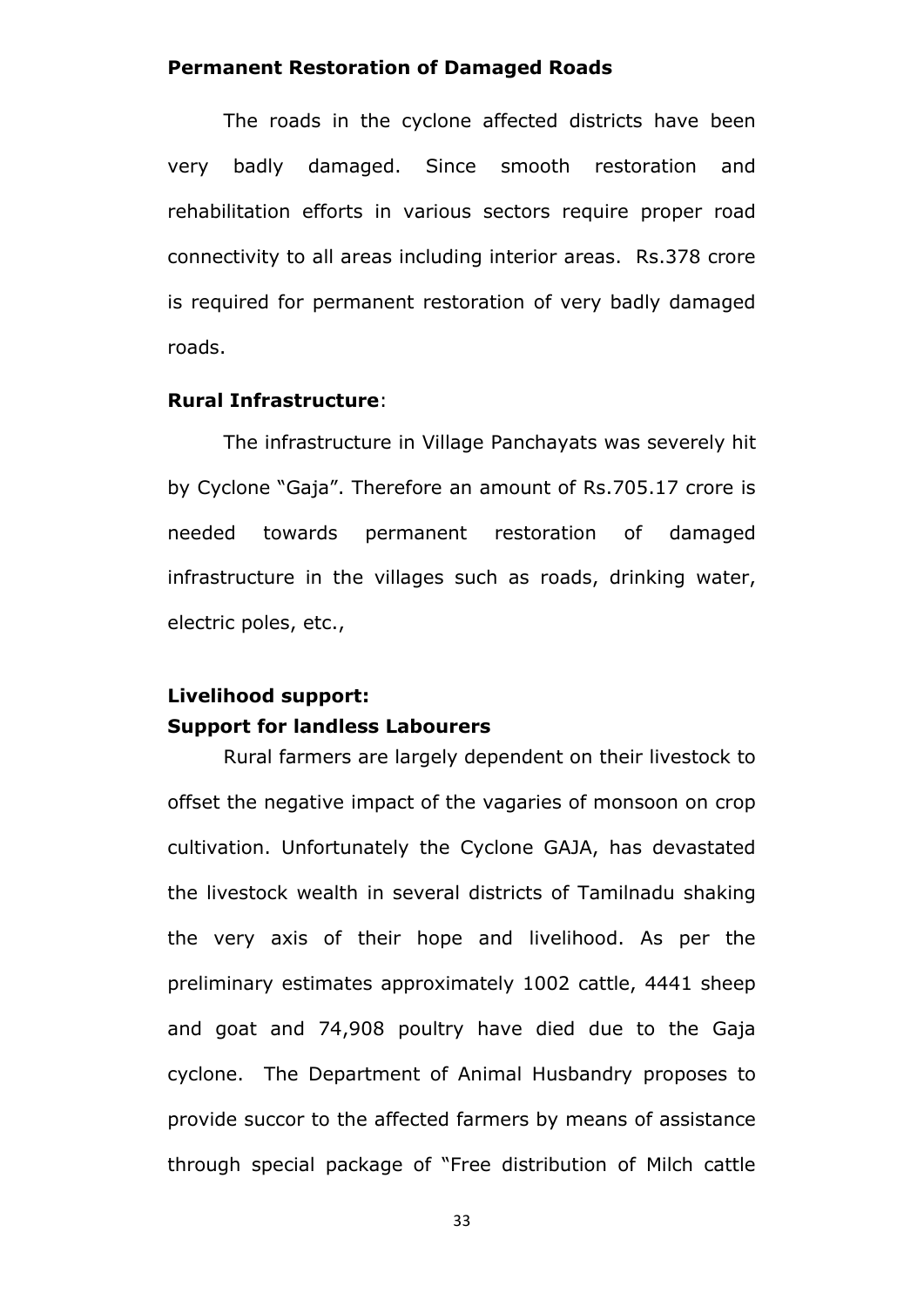**Permanent Restoration of Damaged Roads**

The roads in the cyclone affected districts have been very badly damaged. Since smooth restoration and rehabilitation efforts in various sectors require proper road connectivity to all areas including interior areas. Rs.378 crore is required for permanent restoration of very badly damaged roads.

**Rural Infrastructure**:

The infrastructure in Village Panchayats was severely hit by Cyclone "Gaja". Therefore an amount of Rs.705.17 crore is needed towards permanent restoration of damaged infrastructure in the villages such as roads, drinking water, electric poles, etc.,

**Livelihood support:**

**Support for landless Labourers**

Rural farmers are largely dependent on their livestock to offset the negative impact of the vagaries of monsoon on crop cultivation. Unfortunately the Cyclone GAJA, has devastated the livestock wealth in several districts of Tamilnadu shaking the very axis of their hope and livelihood. As per the preliminary estimates approximately 1002 cattle, 4441 sheep and goat and 74,908 poultry have died due to the Gaja cyclone. The Department of Animal Husbandry proposes to provide succor to the affected farmers by means of assistance through special package of "Free distribution of Milch cattle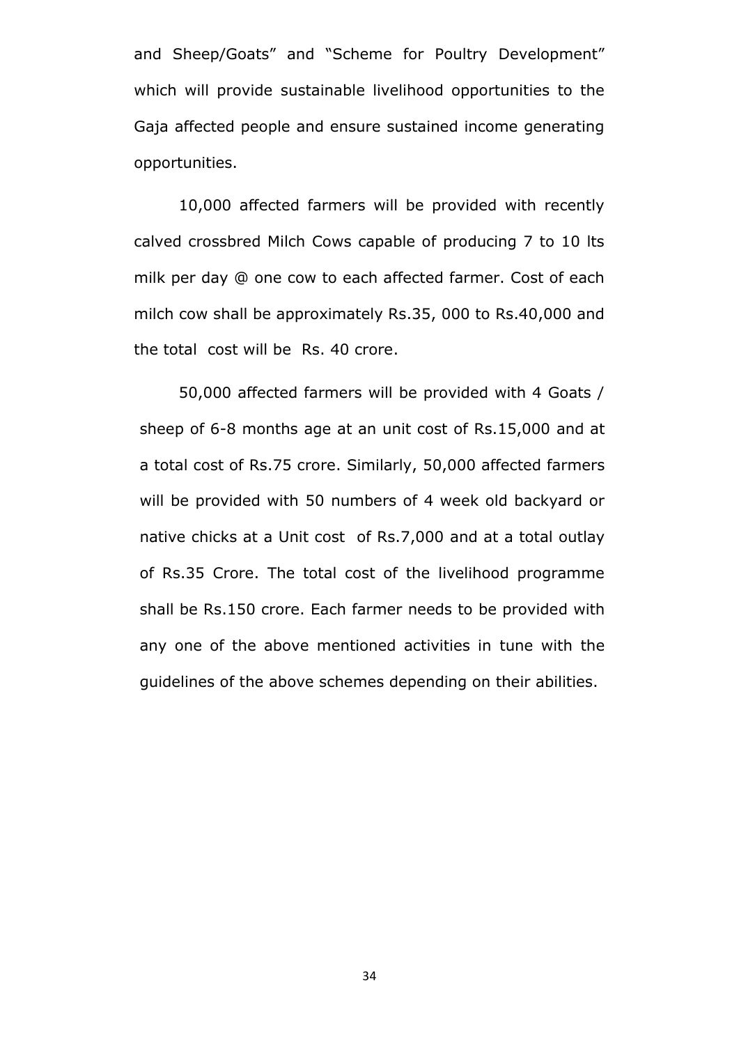and Sheep/Goats" and "Scheme for Poultry Development" which will provide sustainable livelihood opportunities to the Gaja affected people and ensure sustained income generating opportunities.

10,000 affected farmers will be provided with recently calved crossbred Milch Cows capable of producing 7 to 10 lts milk per day @ one cow to each affected farmer. Cost of each milch cow shall be approximately Rs.35, 000 to Rs.40,000 and the total cost will be Rs. 40 crore.

50,000 affected farmers will be provided with 4 Goats / sheep of 6-8 months age at an unit cost of Rs.15,000 and at a total cost of Rs.75 crore. Similarly, 50,000 affected farmers will be provided with 50 numbers of 4 week old backyard or native chicks at a Unit cost of Rs.7,000 and at a total outlay of Rs.35 Crore. The total cost of the livelihood programme shall be Rs.150 crore. Each farmer needs to be provided with any one of the above mentioned activities in tune with the guidelines of the above schemes depending on their abilities.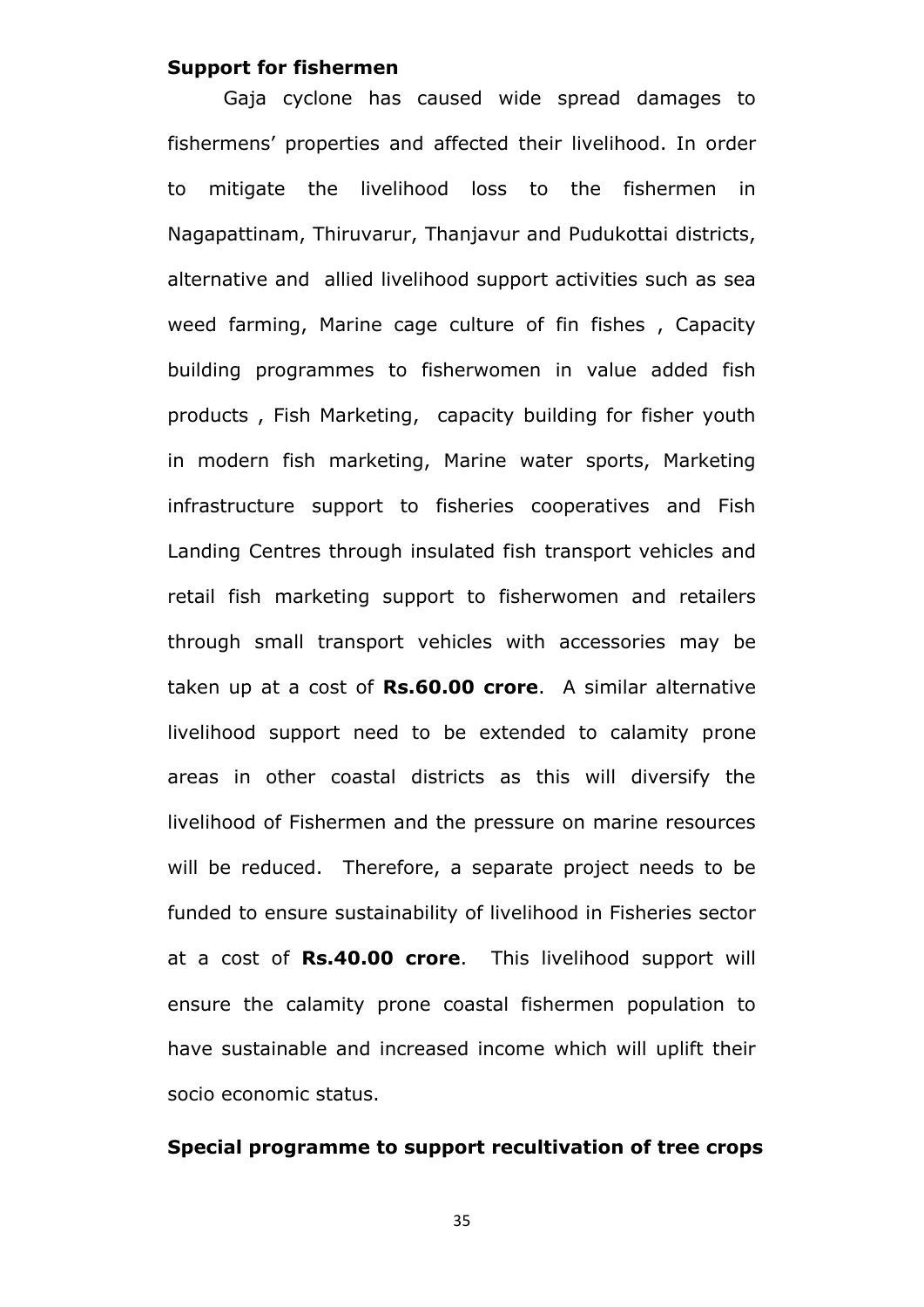**Support for fishermen**

Gaja cyclone has caused wide spread damages to fishermens' properties and affected their livelihood. In order to mitigate the livelihood loss to the fishermen in Nagapattinam, Thiruvarur, Thanjavur and Pudukottai districts, alternative and allied livelihood support activities such as sea weed farming, Marine cage culture of fin fishes , Capacity building programmes to fisherwomen in value added fish products , Fish Marketing, capacity building for fisher youth in modern fish marketing, Marine water sports, Marketing infrastructure support to fisheries cooperatives and Fish Landing Centres through insulated fish transport vehicles and retail fish marketing support to fisherwomen and retailers through small transport vehicles with accessories may be taken up at a cost of **Rs.60.00 crore**. A similar alternative livelihood support need to be extended to calamity prone areas in other coastal districts as this will diversify the livelihood of Fishermen and the pressure on marine resources will be reduced. Therefore, a separate project needs to be funded to ensure sustainability of livelihood in Fisheries sector at a cost of **Rs.40.00 crore**. This livelihood support will ensure the calamity prone coastal fishermen population to have sustainable and increased income which will uplift their socio economic status.

**Special programme to support recultivation of tree crops**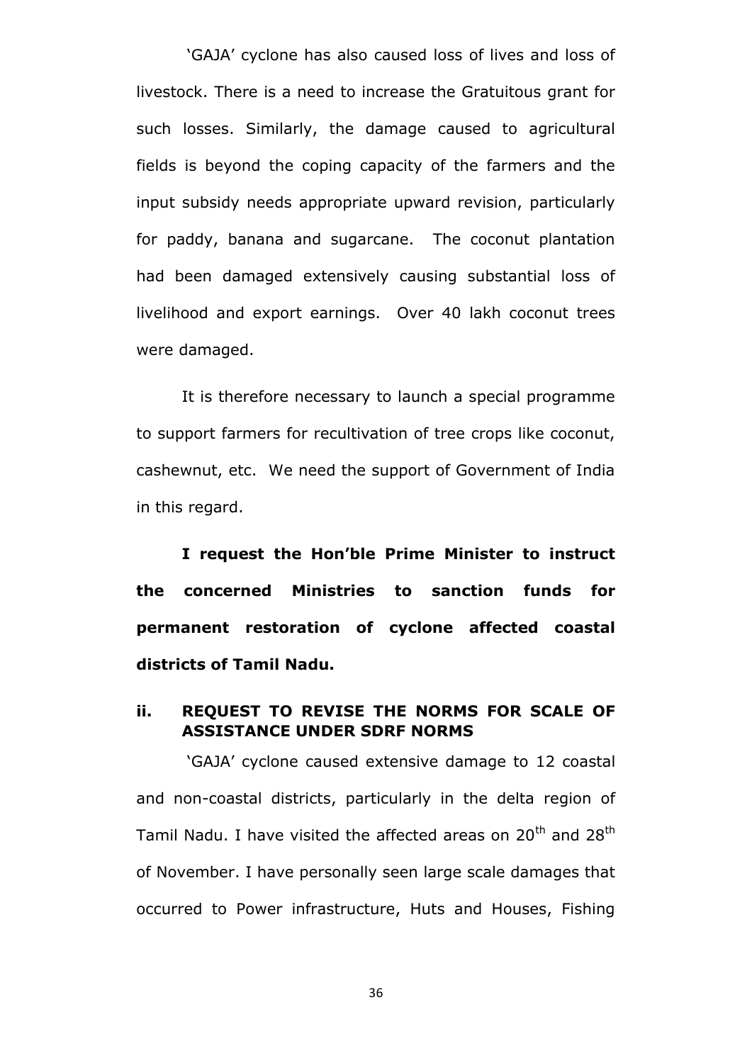'GAJA' cyclone has also caused loss of lives and loss of livestock. There is a need to increase the Gratuitous grant for such losses. Similarly, the damage caused to agricultural fields is beyond the coping capacity of the farmers and the input subsidy needs appropriate upward revision, particularly for paddy, banana and sugarcane. The coconut plantation had been damaged extensively causing substantial loss of livelihood and export earnings. Over 40 lakh coconut trees were damaged.

It is therefore necessary to launch a special programme to support farmers for recultivation of tree crops like coconut, cashewnut, etc. We need the support of Government of India in this regard.

**I request the Hon'ble Prime Minister to instruct the concerned Ministries to sanction funds for permanent restoration of cyclone affected coastal districts of Tamil Nadu.**

### ii. REQUEST TO REVISE THE NORMS FOR SCALE OF ASSISTANCE UNDER SDRF NORMS

'GAJA' cyclone caused extensive damage to 12 coastal and non-coastal districts, particularly in the delta region of Tamil Nadu. I have visited the affected areas on 20th and 28th of November. I have personally seen large scale damages that occurred to Power infrastructure, Huts and Houses, Fishing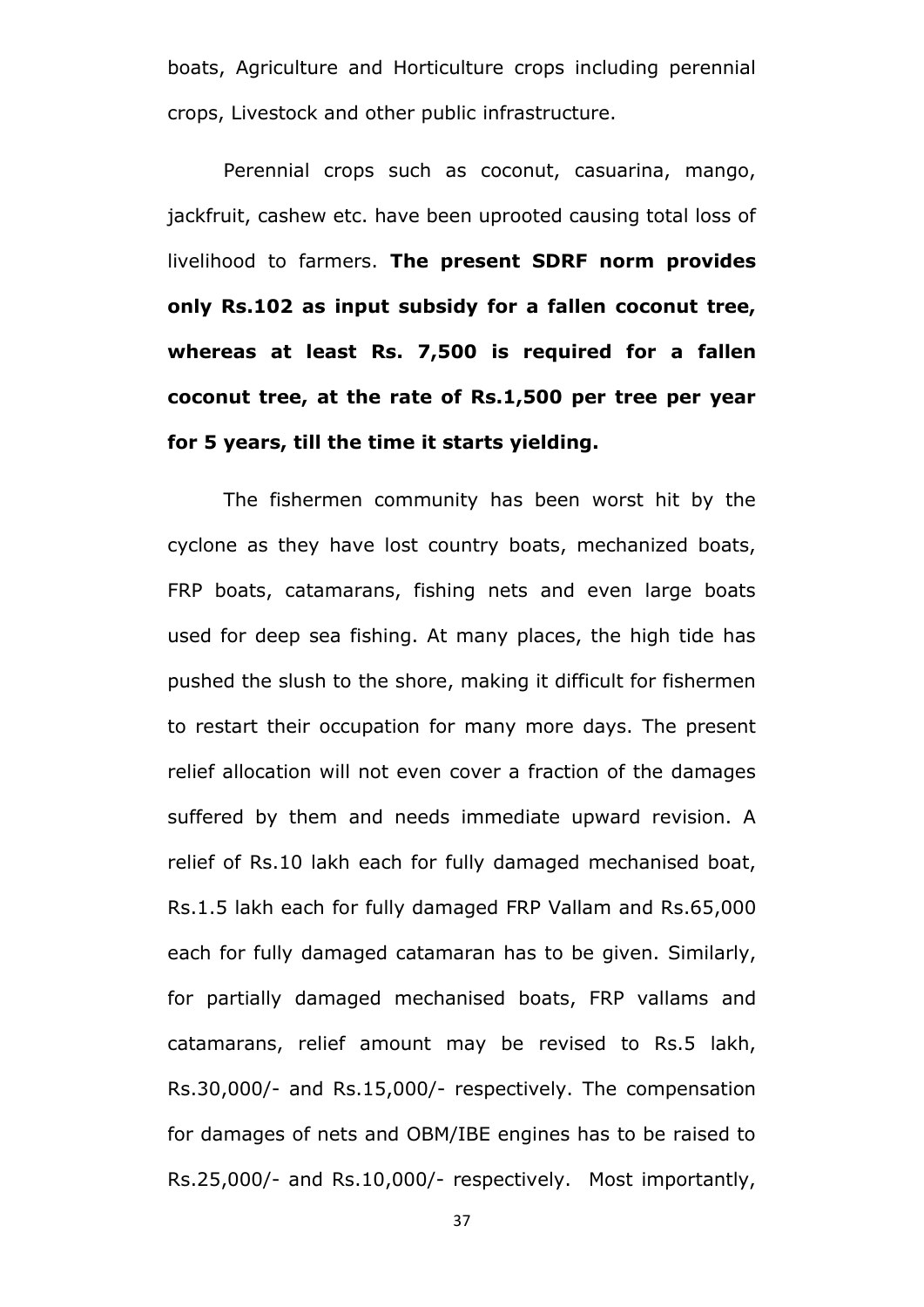boats, Agriculture and Horticulture crops including perennial crops, Livestock and other public infrastructure.

Perennial crops such as coconut, casuarina, mango, jackfruit, cashew etc. have been uprooted causing total loss of livelihood to farmers. **The present SDRF norm provides only Rs.102 as input subsidy for a fallen coconut tree, whereas at least Rs. 7,500 is required for a fallen coconut tree, at the rate of Rs.1,500 per tree per year for 5 years, till the time it starts yielding.**

The fishermen community has been worst hit by the cyclone as they have lost country boats, mechanized boats, FRP boats, catamarans, fishing nets and even large boats used for deep sea fishing. At many places, the high tide has pushed the slush to the shore, making it difficult for fishermen to restart their occupation for many more days. The present relief allocation will not even cover a fraction of the damages suffered by them and needs immediate upward revision. A relief of Rs.10 lakh each for fully damaged mechanised boat, Rs.1.5 lakh each for fully damaged FRP Vallam and Rs.65,000 each for fully damaged catamaran has to be given. Similarly, for partially damaged mechanised boats, FRP vallams and catamarans, relief amount may be revised to Rs.5 lakh, Rs.30,000/- and Rs.15,000/- respectively. The compensation for damages of nets and OBM/IBE engines has to be raised to Rs.25,000/- and Rs.10,000/- respectively. Most importantly,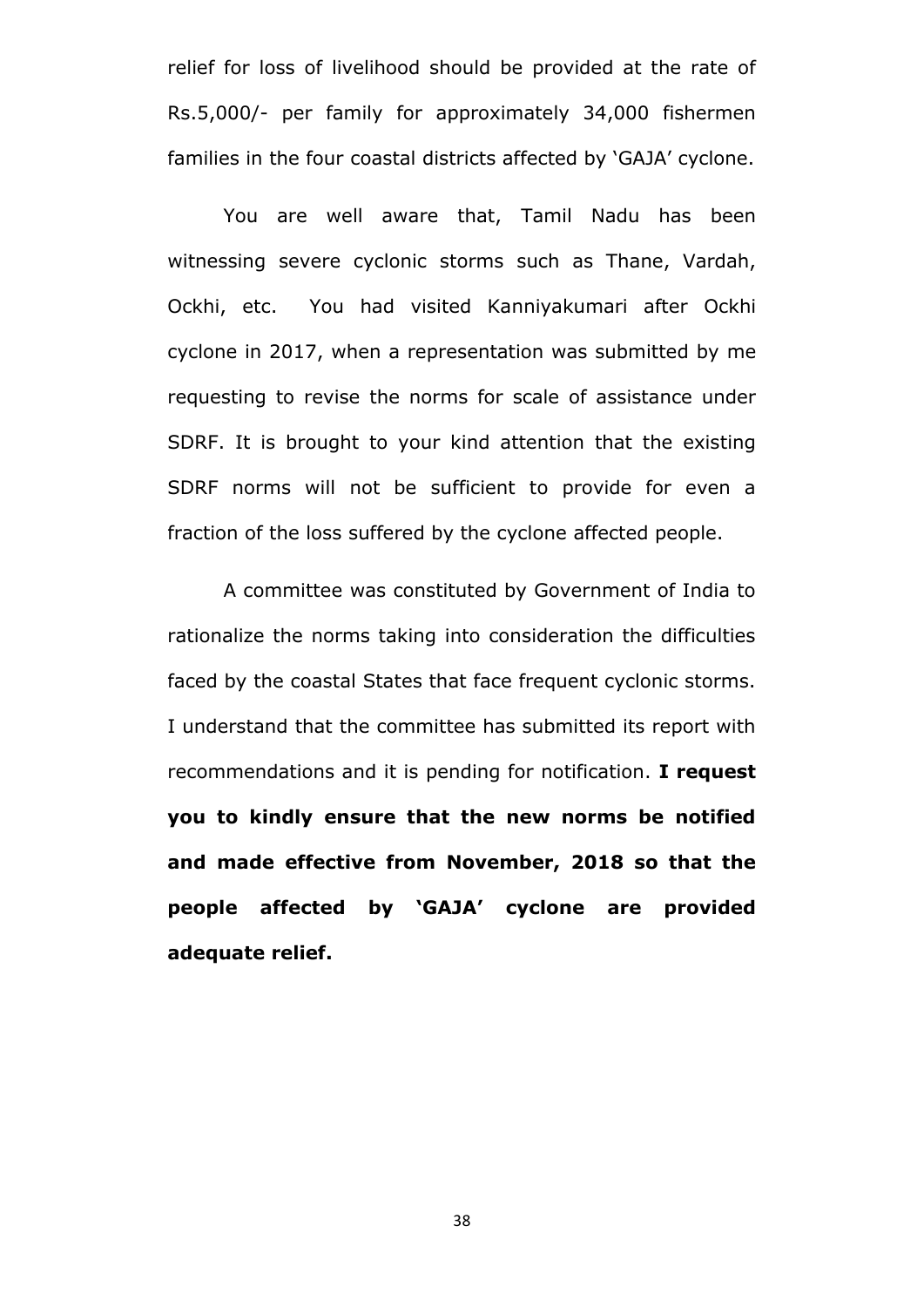relief for loss of livelihood should be provided at the rate of Rs.5,000/- per family for approximately 34,000 fishermen families in the four coastal districts affected by 'GAJA' cyclone.

You are well aware that, Tamil Nadu has been witnessing severe cyclonic storms such as Thane, Vardah, Ockhi, etc. You had visited Kanniyakumari after Ockhi cyclone in 2017, when a representation was submitted by me requesting to revise the norms for scale of assistance under SDRF. It is brought to your kind attention that the existing SDRF norms will not be sufficient to provide for even a fraction of the loss suffered by the cyclone affected people.

A committee was constituted by Government of India to rationalize the norms taking into consideration the difficulties faced by the coastal States that face frequent cyclonic storms. I understand that the committee has submitted its report with recommendations and it is pending for notification. **I request you to kindly ensure that the new norms be notified and made effective from November, 2018 so that the people affected by 'GAJA' cyclone are provided adequate relief.**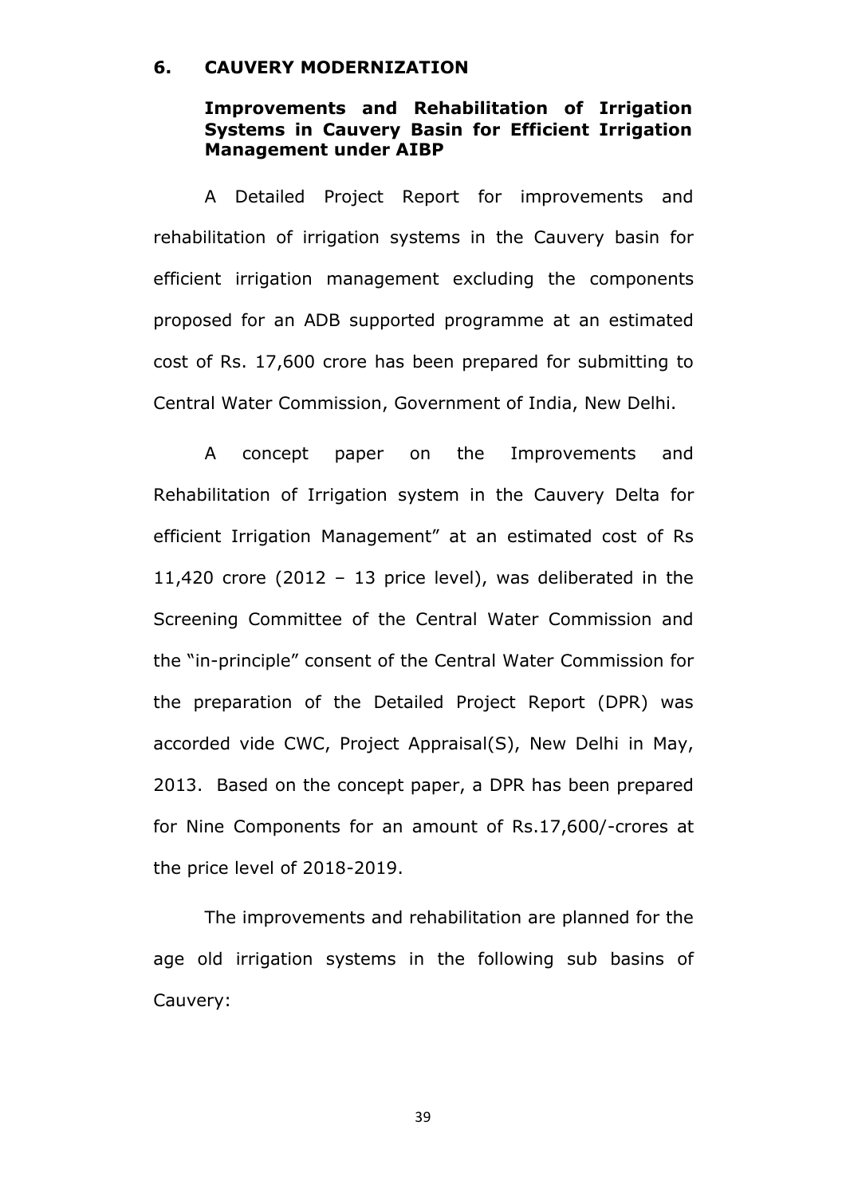## 6. CAUVERY MODERNIZATION

### Improvements and Rehabilitation of Irrigation Systems in Cauvery Basin for Efficient Irrigation Management under AIBP

A Detailed Project Report for improvements and rehabilitation of irrigation systems in the Cauvery basin for efficient irrigation management excluding the components proposed for an ADB supported programme at an estimated cost of Rs. 17,600 crore has been prepared for submitting to Central Water Commission, Government of India, New Delhi.

A concept paper on the Improvements and Rehabilitation of Irrigation system in the Cauvery Delta for efficient Irrigation Management" at an estimated cost of Rs 11,420 crore (2012 – 13 price level), was deliberated in the Screening Committee of the Central Water Commission and the "in-principle" consent of the Central Water Commission for the preparation of the Detailed Project Report (DPR) was accorded vide CWC, Project Appraisal(S), New Delhi in May, 2013. Based on the concept paper, a DPR has been prepared for Nine Components for an amount of Rs.17,600/-crores at the price level of 2018-2019.

The improvements and rehabilitation are planned for the age old irrigation systems in the following sub basins of Cauvery: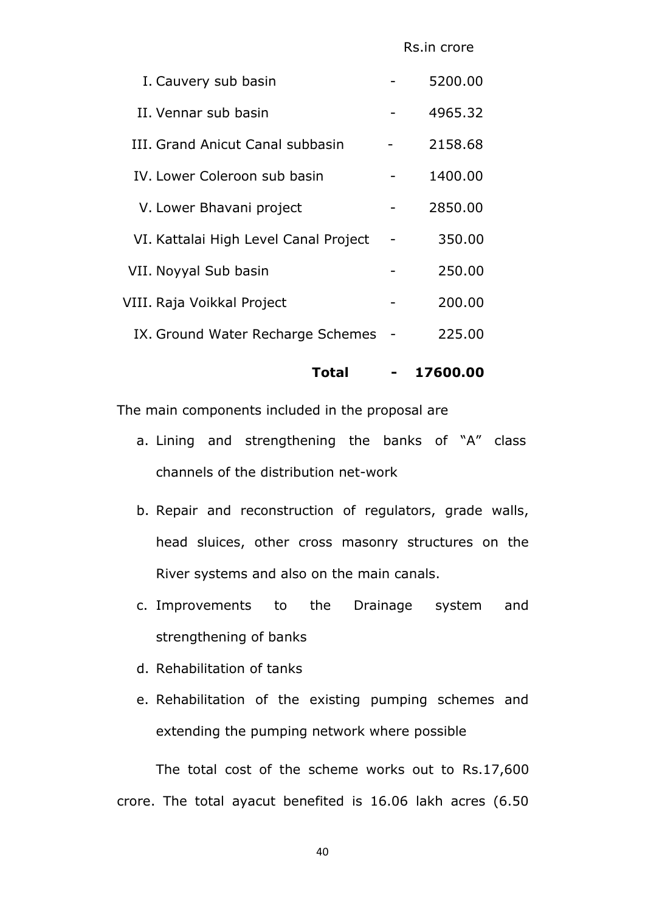Rs.in crore

| | | |
|---|---|---|
| I. Cauvery sub basin | - | 5200.00 |
| II. Vennar sub basin | - | 4965.32 |
| III. Grand Anicut Canal subbasin | - | 2158.68 |
| IV. Lower Coleroon sub basin | - | 1400.00 |
| V. Lower Bhavani project | - | 2850.00 |
| VI. Kattalai High Level Canal Project | - | 350.00 |
| VII. Noyyal Sub basin | - | 250.00 |
| VIII. Raja Voikkal Project | - | 200.00 |
| IX. Ground Water Recharge Schemes | - | 225.00 |
| **Total** | **-** | **17600.00** |

The main components included in the proposal are

a. Lining and strengthening the banks of "A" class channels of the distribution net-work

b. Repair and reconstruction of regulators, grade walls, head sluices, other cross masonry structures on the River systems and also on the main canals.

c. Improvements to the Drainage system and strengthening of banks

d. Rehabilitation of tanks

e. Rehabilitation of the existing pumping schemes and extending the pumping network where possible

The total cost of the scheme works out to Rs.17,600 crore. The total ayacut benefited is 16.06 lakh acres (6.50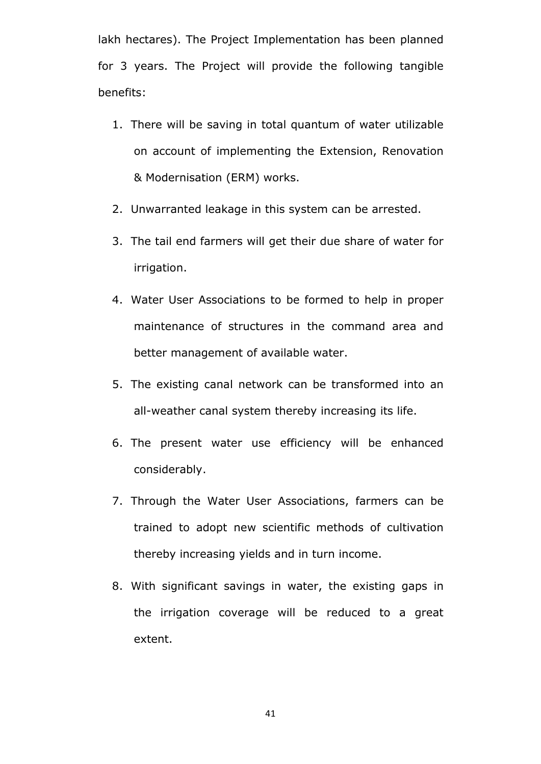lakh hectares). The Project Implementation has been planned for 3 years. The Project will provide the following tangible benefits:

1. There will be saving in total quantum of water utilizable on account of implementing the Extension, Renovation & Modernisation (ERM) works.
2. Unwarranted leakage in this system can be arrested.
3. The tail end farmers will get their due share of water for irrigation.
4. Water User Associations to be formed to help in proper maintenance of structures in the command area and better management of available water.
5. The existing canal network can be transformed into an all-weather canal system thereby increasing its life.
6. The present water use efficiency will be enhanced considerably.
7. Through the Water User Associations, farmers can be trained to adopt new scientific methods of cultivation thereby increasing yields and in turn income.
8. With significant savings in water, the existing gaps in the irrigation coverage will be reduced to a great extent.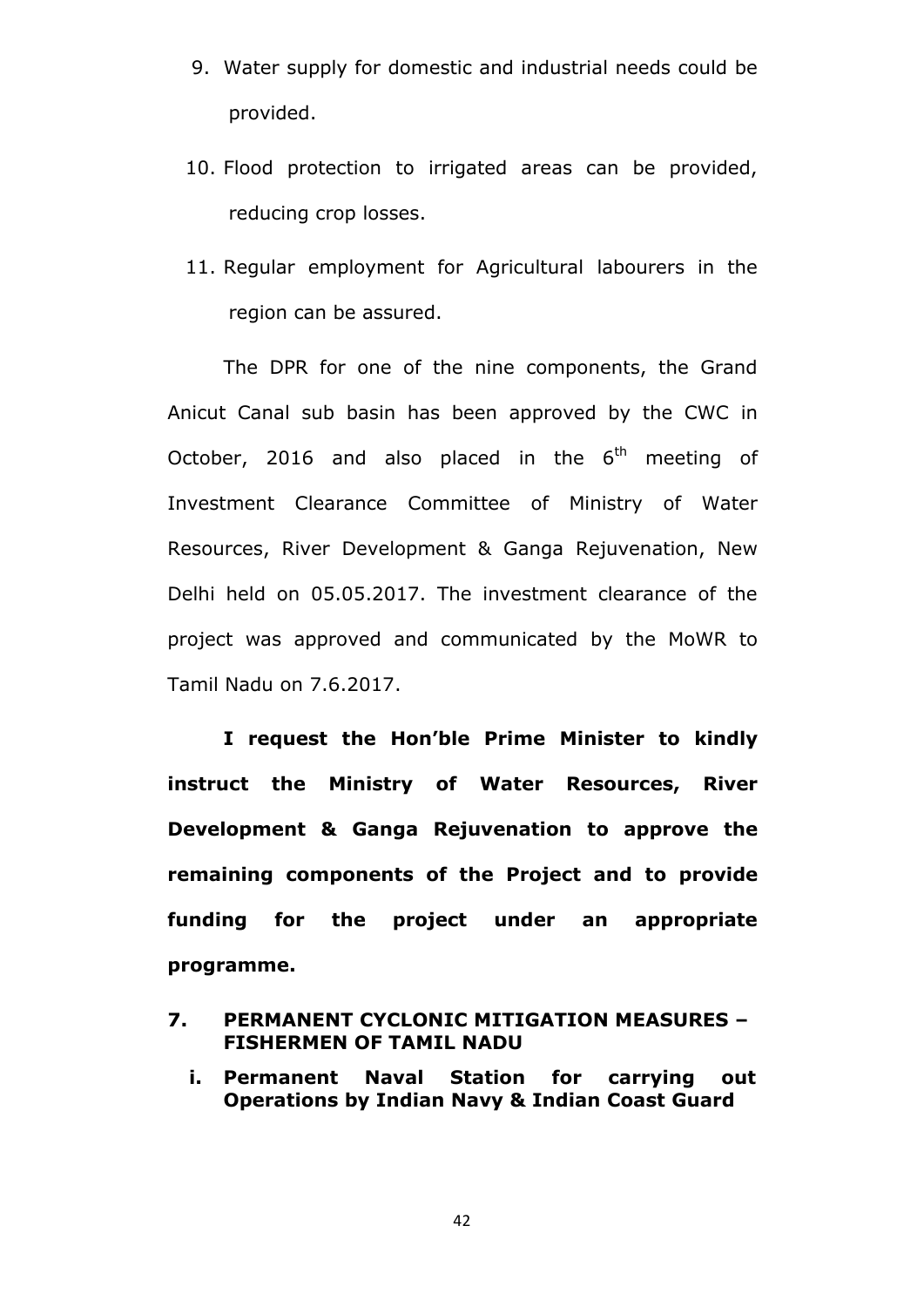9. Water supply for domestic and industrial needs could be provided.

10. Flood protection to irrigated areas can be provided, reducing crop losses.

11. Regular employment for Agricultural labourers in the region can be assured.

The DPR for one of the nine components, the Grand Anicut Canal sub basin has been approved by the CWC in October, 2016 and also placed in the 6th meeting of Investment Clearance Committee of Ministry of Water Resources, River Development & Ganga Rejuvenation, New Delhi held on 05.05.2017. The investment clearance of the project was approved and communicated by the MoWR to Tamil Nadu on 7.6.2017.

**I request the Hon'ble Prime Minister to kindly instruct the Ministry of Water Resources, River Development & Ganga Rejuvenation to approve the remaining components of the Project and to provide funding for the project under an appropriate programme.**

## 7. PERMANENT CYCLONIC MITIGATION MEASURES – FISHERMEN OF TAMIL NADU

### i. Permanent Naval Station for carrying out Operations by Indian Navy & Indian Coast Guard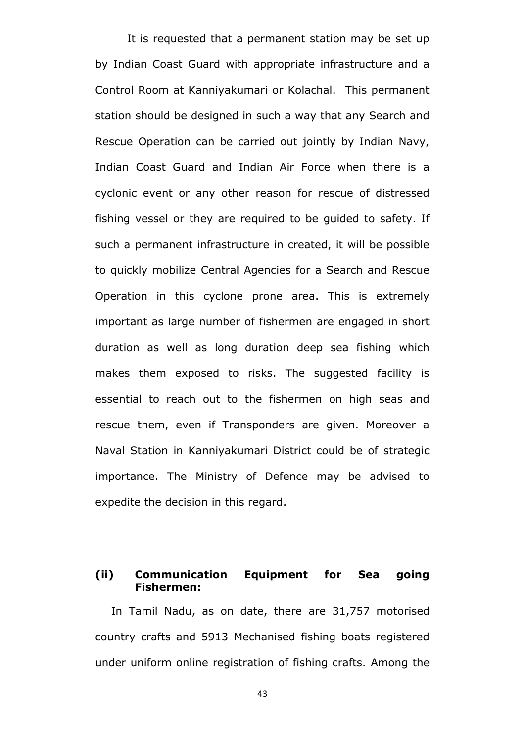It is requested that a permanent station may be set up by Indian Coast Guard with appropriate infrastructure and a Control Room at Kanniyakumari or Kolachal. This permanent station should be designed in such a way that any Search and Rescue Operation can be carried out jointly by Indian Navy, Indian Coast Guard and Indian Air Force when there is a cyclonic event or any other reason for rescue of distressed fishing vessel or they are required to be guided to safety. If such a permanent infrastructure in created, it will be possible to quickly mobilize Central Agencies for a Search and Rescue Operation in this cyclone prone area. This is extremely important as large number of fishermen are engaged in short duration as well as long duration deep sea fishing which makes them exposed to risks. The suggested facility is essential to reach out to the fishermen on high seas and rescue them, even if Transponders are given. Moreover a Naval Station in Kanniyakumari District could be of strategic importance. The Ministry of Defence may be advised to expedite the decision in this regard.

**(ii) Communication Equipment for Sea going Fishermen:**

In Tamil Nadu, as on date, there are 31,757 motorised country crafts and 5913 Mechanised fishing boats registered under uniform online registration of fishing crafts. Among the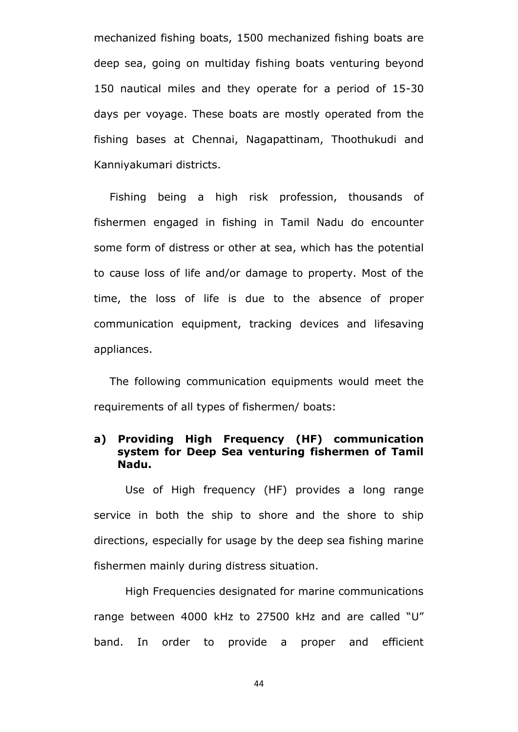mechanized fishing boats, 1500 mechanized fishing boats are deep sea, going on multiday fishing boats venturing beyond 150 nautical miles and they operate for a period of 15-30 days per voyage. These boats are mostly operated from the fishing bases at Chennai, Nagapattinam, Thoothukudi and Kanniyakumari districts.

Fishing being a high risk profession, thousands of fishermen engaged in fishing in Tamil Nadu do encounter some form of distress or other at sea, which has the potential to cause loss of life and/or damage to property. Most of the time, the loss of life is due to the absence of proper communication equipment, tracking devices and lifesaving appliances.

The following communication equipments would meet the requirements of all types of fishermen/ boats:

**a) Providing High Frequency (HF) communication system for Deep Sea venturing fishermen of Tamil Nadu.**

Use of High frequency (HF) provides a long range service in both the ship to shore and the shore to ship directions, especially for usage by the deep sea fishing marine fishermen mainly during distress situation.

High Frequencies designated for marine communications range between 4000 kHz to 27500 kHz and are called "U" band. In order to provide a proper and efficient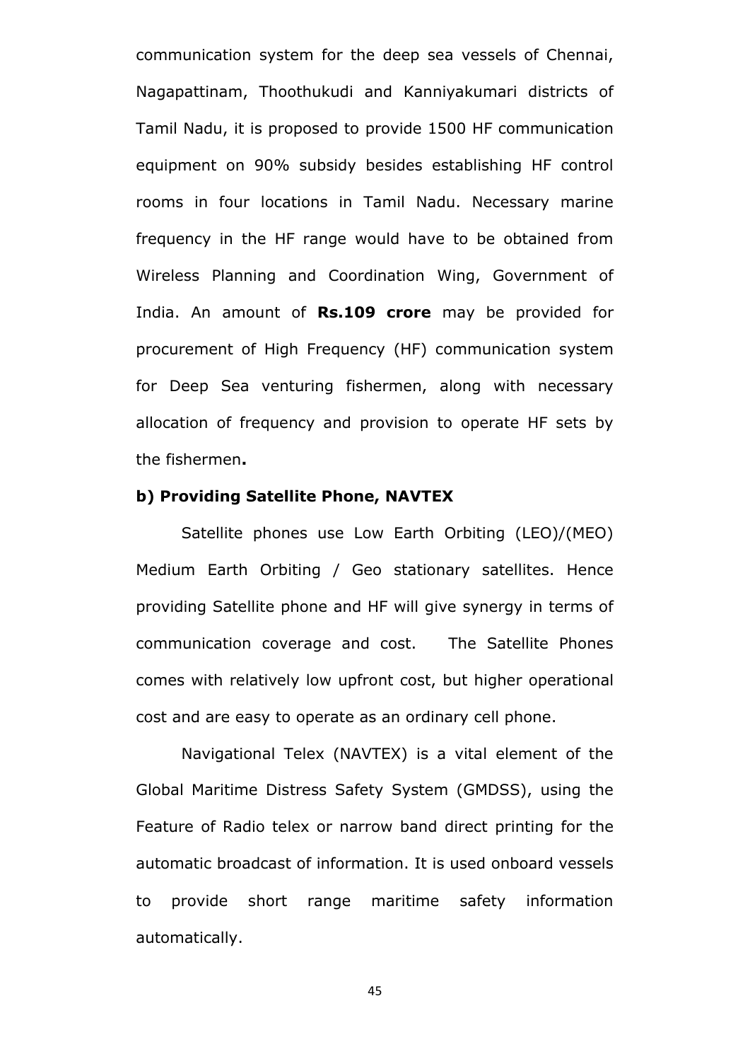communication system for the deep sea vessels of Chennai, Nagapattinam, Thoothukudi and Kanniyakumari districts of Tamil Nadu, it is proposed to provide 1500 HF communication equipment on 90% subsidy besides establishing HF control rooms in four locations in Tamil Nadu. Necessary marine frequency in the HF range would have to be obtained from Wireless Planning and Coordination Wing, Government of India. An amount of **Rs.109 crore** may be provided for procurement of High Frequency (HF) communication system for Deep Sea venturing fishermen, along with necessary allocation of frequency and provision to operate HF sets by the fishermen**.**

**b) Providing Satellite Phone, NAVTEX**

Satellite phones use Low Earth Orbiting (LEO)/(MEO) Medium Earth Orbiting / Geo stationary satellites. Hence providing Satellite phone and HF will give synergy in terms of communication coverage and cost. The Satellite Phones comes with relatively low upfront cost, but higher operational cost and are easy to operate as an ordinary cell phone.

Navigational Telex (NAVTEX) is a vital element of the Global Maritime Distress Safety System (GMDSS), using the Feature of Radio telex or narrow band direct printing for the automatic broadcast of information. It is used onboard vessels to provide short range maritime safety information automatically.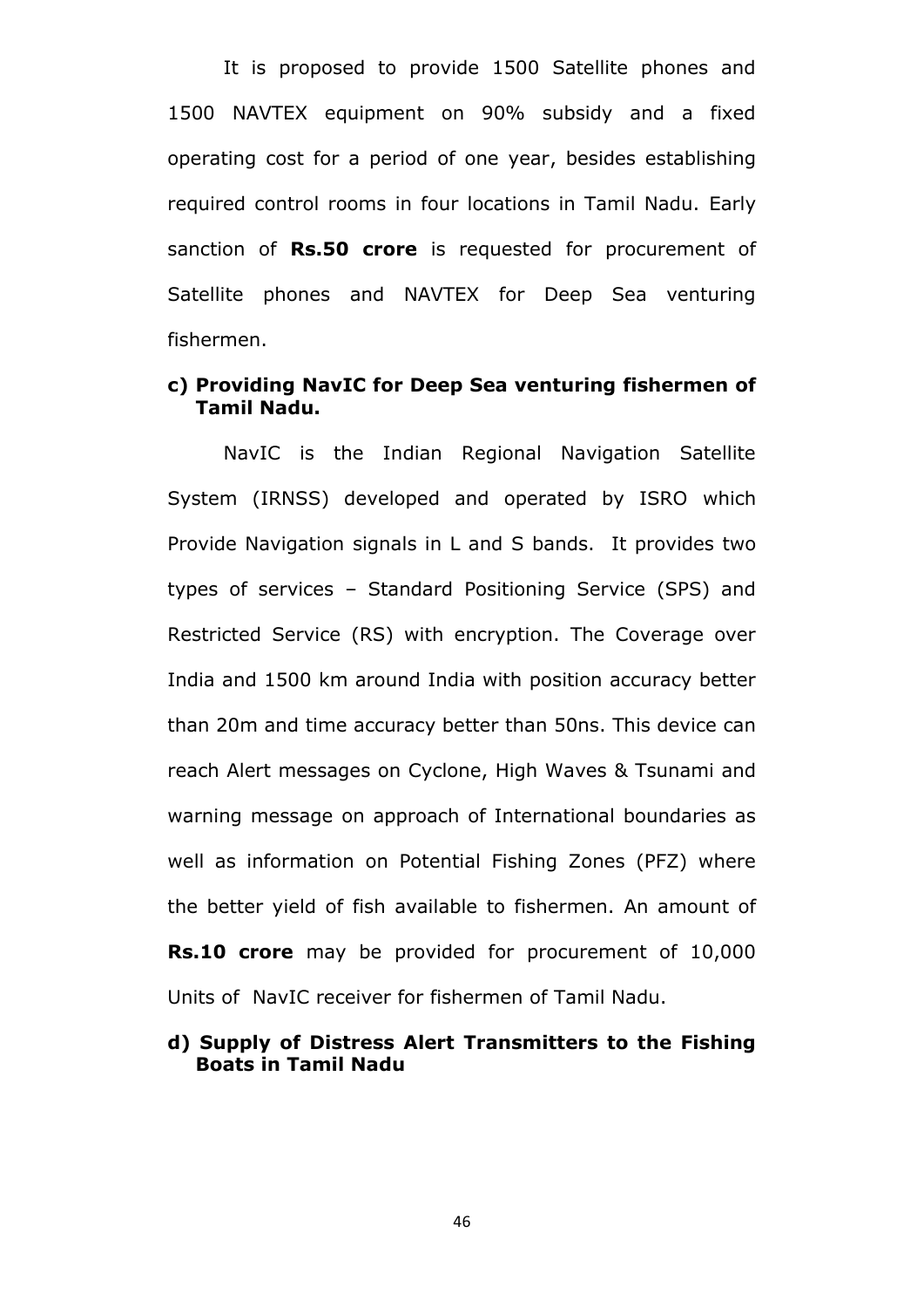It is proposed to provide 1500 Satellite phones and 1500 NAVTEX equipment on 90% subsidy and a fixed operating cost for a period of one year, besides establishing required control rooms in four locations in Tamil Nadu. Early sanction of **Rs.50 crore** is requested for procurement of Satellite phones and NAVTEX for Deep Sea venturing fishermen.

**c) Providing NavIC for Deep Sea venturing fishermen of Tamil Nadu.**

NavIC is the Indian Regional Navigation Satellite System (IRNSS) developed and operated by ISRO which Provide Navigation signals in L and S bands. It provides two types of services – Standard Positioning Service (SPS) and Restricted Service (RS) with encryption. The Coverage over India and 1500 km around India with position accuracy better than 20m and time accuracy better than 50ns. This device can reach Alert messages on Cyclone, High Waves & Tsunami and warning message on approach of International boundaries as well as information on Potential Fishing Zones (PFZ) where the better yield of fish available to fishermen. An amount of **Rs.10 crore** may be provided for procurement of 10,000 Units of NavIC receiver for fishermen of Tamil Nadu.

**d) Supply of Distress Alert Transmitters to the Fishing Boats in Tamil Nadu**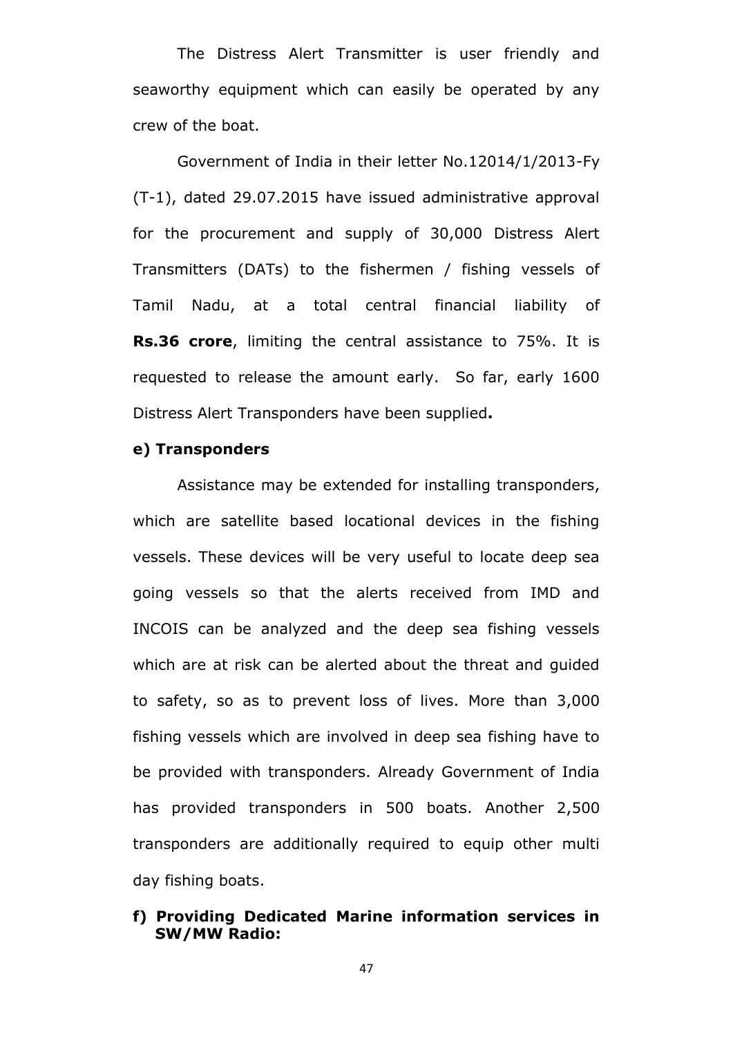The Distress Alert Transmitter is user friendly and seaworthy equipment which can easily be operated by any crew of the boat.

Government of India in their letter No.12014/1/2013-Fy (T-1), dated 29.07.2015 have issued administrative approval for the procurement and supply of 30,000 Distress Alert Transmitters (DATs) to the fishermen / fishing vessels of Tamil Nadu, at a total central financial liability of **Rs.36 crore**, limiting the central assistance to 75%. It is requested to release the amount early. So far, early 1600 Distress Alert Transponders have been supplied**.**

**e) Transponders**

Assistance may be extended for installing transponders, which are satellite based locational devices in the fishing vessels. These devices will be very useful to locate deep sea going vessels so that the alerts received from IMD and INCOIS can be analyzed and the deep sea fishing vessels which are at risk can be alerted about the threat and guided to safety, so as to prevent loss of lives. More than 3,000 fishing vessels which are involved in deep sea fishing have to be provided with transponders. Already Government of India has provided transponders in 500 boats. Another 2,500 transponders are additionally required to equip other multi day fishing boats.

**f) Providing Dedicated Marine information services in SW/MW Radio:**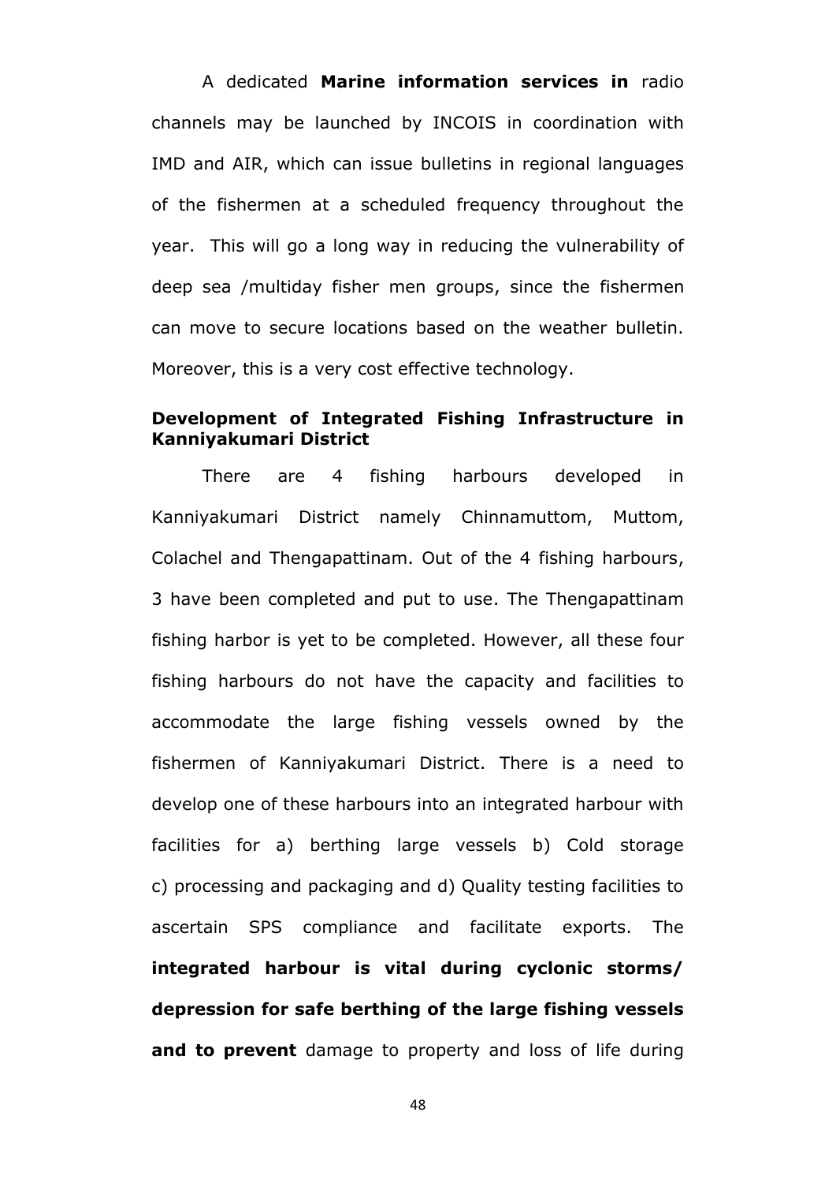A dedicated **Marine information services in** radio channels may be launched by INCOIS in coordination with IMD and AIR, which can issue bulletins in regional languages of the fishermen at a scheduled frequency throughout the year. This will go a long way in reducing the vulnerability of deep sea /multiday fisher men groups, since the fishermen can move to secure locations based on the weather bulletin. Moreover, this is a very cost effective technology.

**Development of Integrated Fishing Infrastructure in Kanniyakumari District**

There are 4 fishing harbours developed in Kanniyakumari District namely Chinnamuttom, Muttom, Colachel and Thengapattinam. Out of the 4 fishing harbours, 3 have been completed and put to use. The Thengapattinam fishing harbor is yet to be completed. However, all these four fishing harbours do not have the capacity and facilities to accommodate the large fishing vessels owned by the fishermen of Kanniyakumari District. There is a need to develop one of these harbours into an integrated harbour with facilities for a) berthing large vessels b) Cold storage c) processing and packaging and d) Quality testing facilities to ascertain SPS compliance and facilitate exports. The **integrated harbour is vital during cyclonic storms/ depression for safe berthing of the large fishing vessels and to prevent** damage to property and loss of life during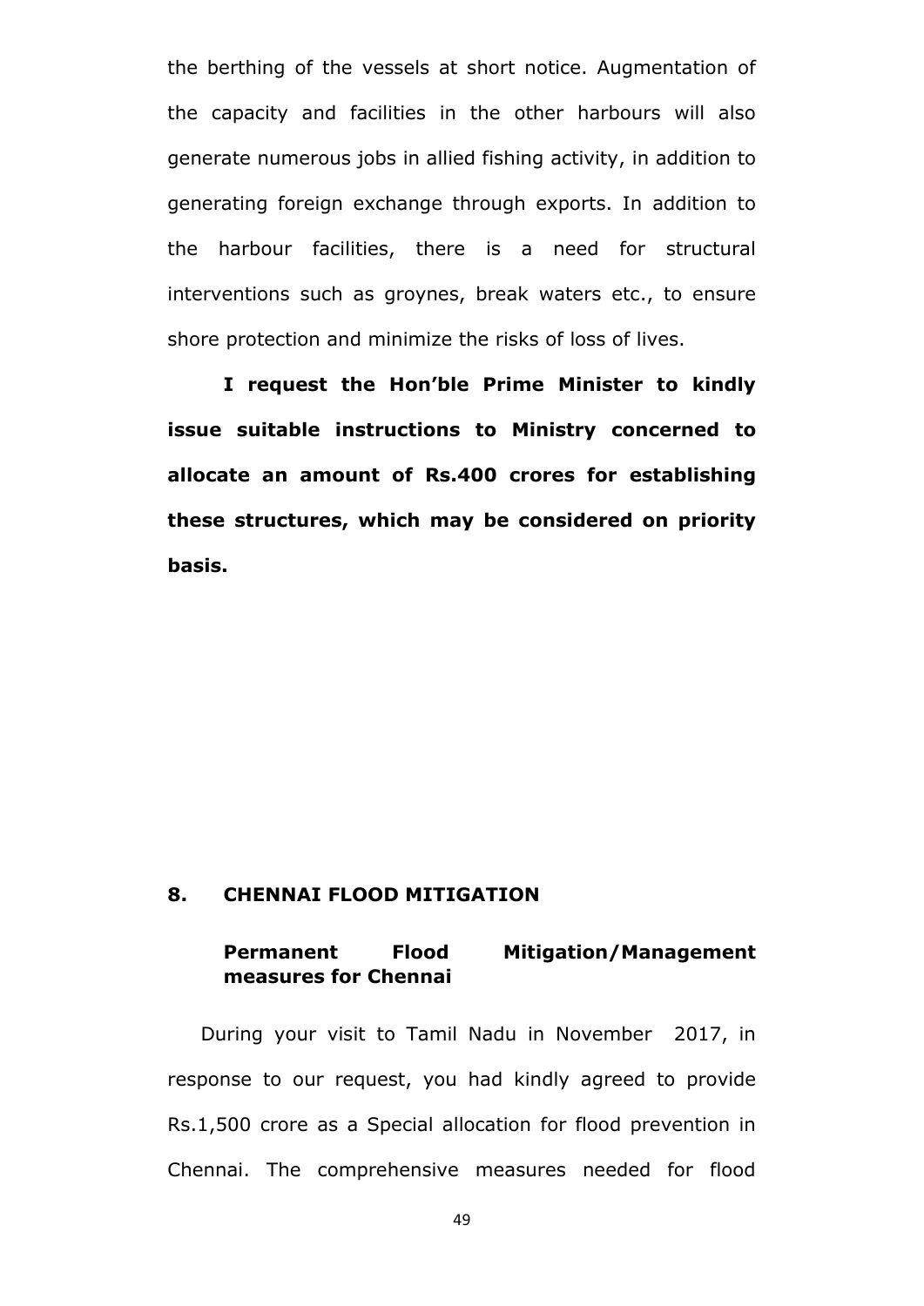the berthing of the vessels at short notice. Augmentation of the capacity and facilities in the other harbours will also generate numerous jobs in allied fishing activity, in addition to generating foreign exchange through exports. In addition to the harbour facilities, there is a need for structural interventions such as groynes, break waters etc., to ensure shore protection and minimize the risks of loss of lives.

**I request the Hon'ble Prime Minister to kindly issue suitable instructions to Ministry concerned to allocate an amount of Rs.400 crores for establishing these structures, which may be considered on priority basis.**

## 8. CHENNAI FLOOD MITIGATION

### Permanent Flood Mitigation/Management measures for Chennai

During your visit to Tamil Nadu in November 2017, in response to our request, you had kindly agreed to provide Rs.1,500 crore as a Special allocation for flood prevention in Chennai. The comprehensive measures needed for flood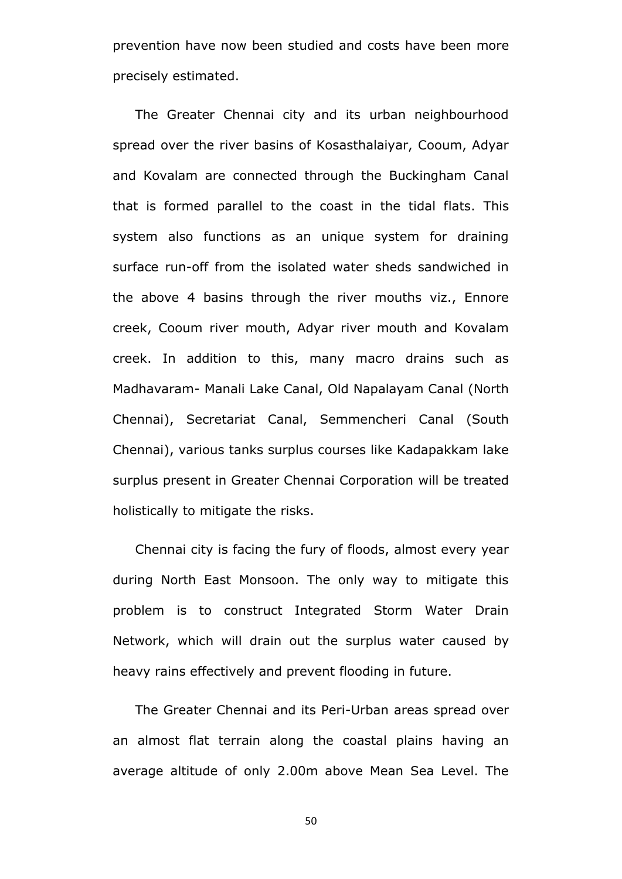prevention have now been studied and costs have been more precisely estimated.

The Greater Chennai city and its urban neighbourhood spread over the river basins of Kosasthalaiyar, Cooum, Adyar and Kovalam are connected through the Buckingham Canal that is formed parallel to the coast in the tidal flats. This system also functions as an unique system for draining surface run-off from the isolated water sheds sandwiched in the above 4 basins through the river mouths viz., Ennore creek, Cooum river mouth, Adyar river mouth and Kovalam creek. In addition to this, many macro drains such as Madhavaram- Manali Lake Canal, Old Napalayam Canal (North Chennai), Secretariat Canal, Semmencheri Canal (South Chennai), various tanks surplus courses like Kadapakkam lake surplus present in Greater Chennai Corporation will be treated holistically to mitigate the risks.

Chennai city is facing the fury of floods, almost every year during North East Monsoon. The only way to mitigate this problem is to construct Integrated Storm Water Drain Network, which will drain out the surplus water caused by heavy rains effectively and prevent flooding in future.

The Greater Chennai and its Peri-Urban areas spread over an almost flat terrain along the coastal plains having an average altitude of only 2.00m above Mean Sea Level. The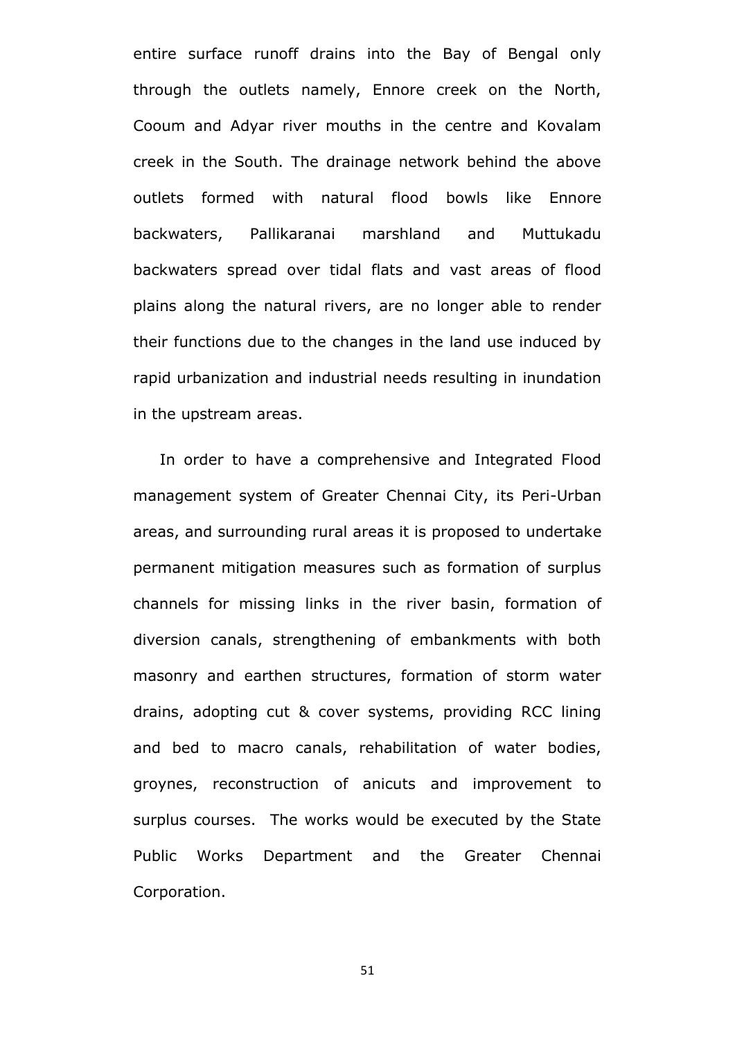entire surface runoff drains into the Bay of Bengal only through the outlets namely, Ennore creek on the North, Cooum and Adyar river mouths in the centre and Kovalam creek in the South. The drainage network behind the above outlets formed with natural flood bowls like Ennore backwaters, Pallikaranai marshland and Muttukadu backwaters spread over tidal flats and vast areas of flood plains along the natural rivers, are no longer able to render their functions due to the changes in the land use induced by rapid urbanization and industrial needs resulting in inundation in the upstream areas.

In order to have a comprehensive and Integrated Flood management system of Greater Chennai City, its Peri-Urban areas, and surrounding rural areas it is proposed to undertake permanent mitigation measures such as formation of surplus channels for missing links in the river basin, formation of diversion canals, strengthening of embankments with both masonry and earthen structures, formation of storm water drains, adopting cut & cover systems, providing RCC lining and bed to macro canals, rehabilitation of water bodies, groynes, reconstruction of anicuts and improvement to surplus courses. The works would be executed by the State Public Works Department and the Greater Chennai Corporation.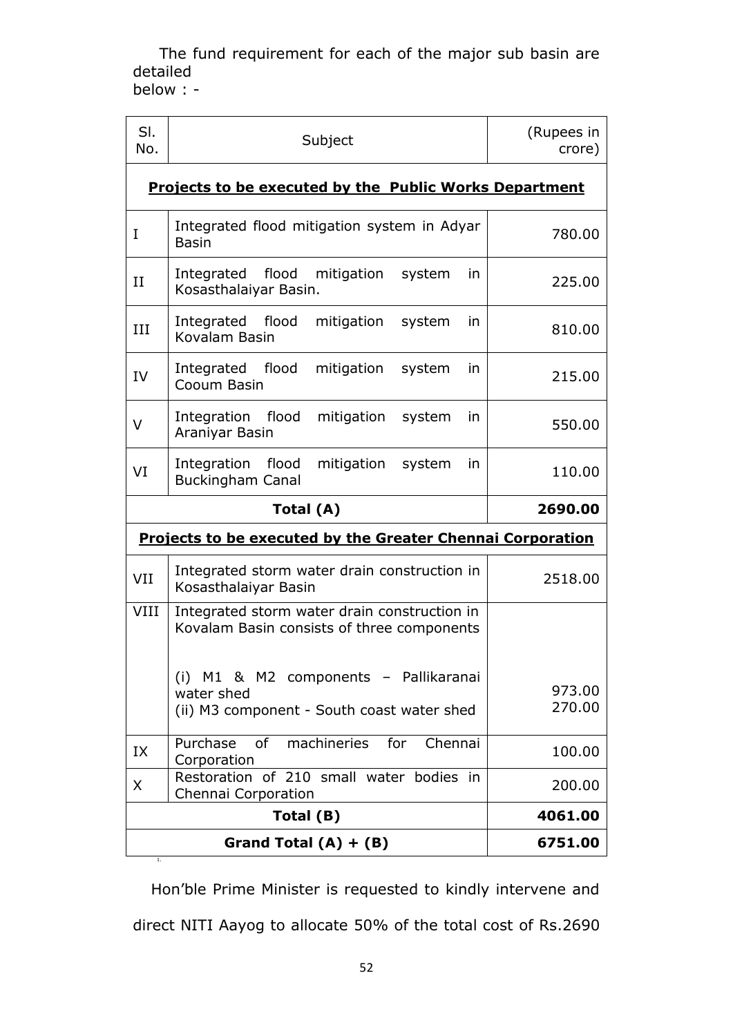The fund requirement for each of the major sub basin are detailed below : -

| Sl. No. | Subject | (Rupees in crore) |
|---|---|---|
| **Projects to be executed by the Public Works Department** | | |
| I | Integrated flood mitigation system in Adyar Basin | 780.00 |
| II | Integrated flood mitigation system in Kosasthalaiyar Basin. | 225.00 |
| III | Integrated flood mitigation system in Kovalam Basin | 810.00 |
| IV | Integrated flood mitigation system in Cooum Basin | 215.00 |
| V | Integration flood mitigation system in Araniyar Basin | 550.00 |
| VI | Integration flood mitigation system in Buckingham Canal | 110.00 |
| **Total (A)** | | **2690.00** |
| **Projects to be executed by the Greater Chennai Corporation** | | |
| VII | Integrated storm water drain construction in Kosasthalaiyar Basin | 2518.00 |
| VIII | Integrated storm water drain construction in Kovalam Basin consists of three components | |
| | (i) M1 & M2 components – Pallikaranai water shed | 973.00 |
| | (ii) M3 component - South coast water shed | 270.00 |
| IX | Purchase of machineries for Chennai Corporation | 100.00 |
| X | Restoration of 210 small water bodies in Chennai Corporation | 200.00 |
| **Total (B)** | | **4061.00** |
| **Grand Total (A) + (B)** | | **6751.00** |

Hon'ble Prime Minister is requested to kindly intervene and direct NITI Aayog to allocate 50% of the total cost of Rs.2690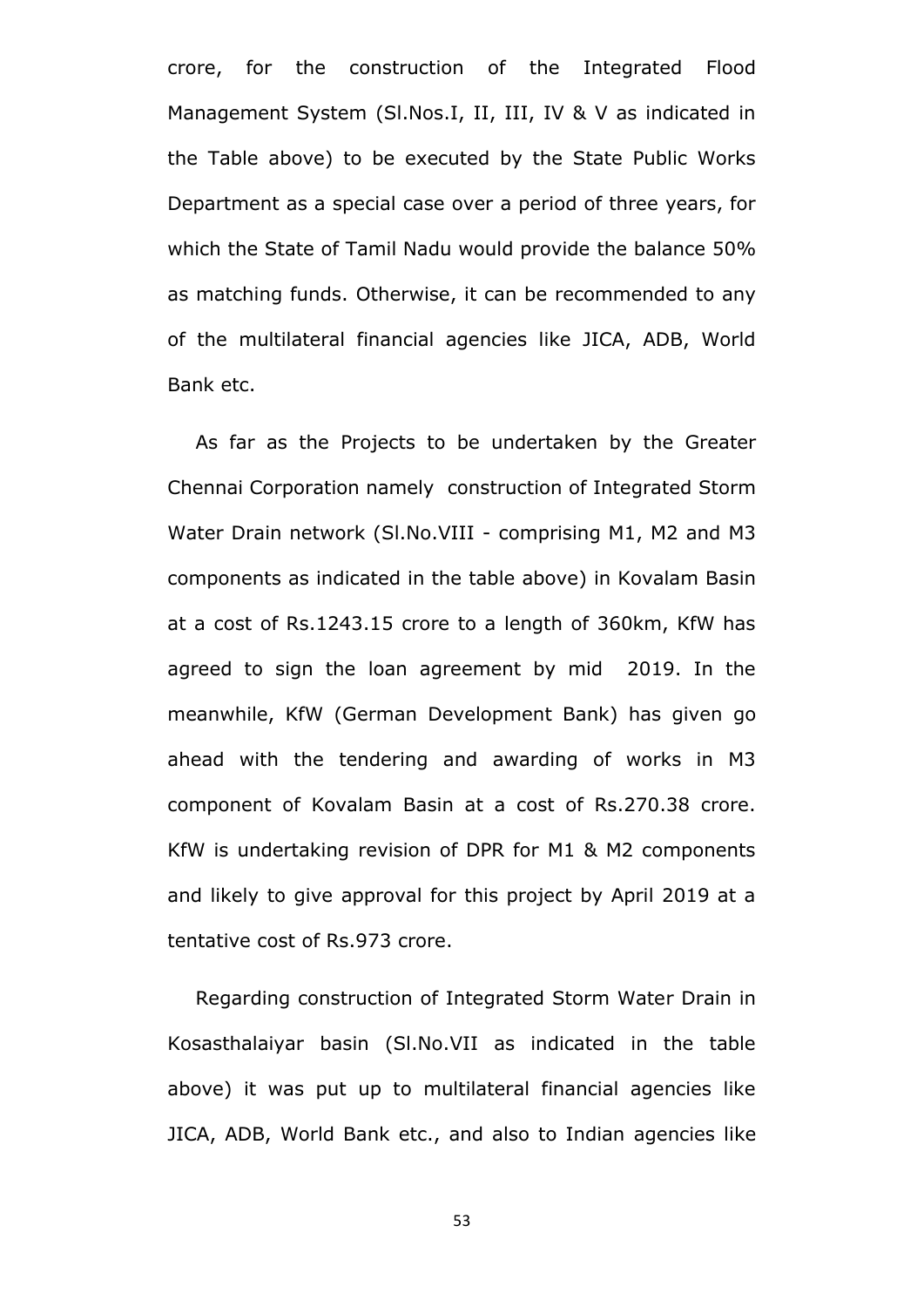crore, for the construction of the Integrated Flood Management System (Sl.Nos.I, II, III, IV & V as indicated in the Table above) to be executed by the State Public Works Department as a special case over a period of three years, for which the State of Tamil Nadu would provide the balance 50% as matching funds. Otherwise, it can be recommended to any of the multilateral financial agencies like JICA, ADB, World Bank etc.

As far as the Projects to be undertaken by the Greater Chennai Corporation namely construction of Integrated Storm Water Drain network (Sl.No.VIII - comprising M1, M2 and M3 components as indicated in the table above) in Kovalam Basin at a cost of Rs.1243.15 crore to a length of 360km, KfW has agreed to sign the loan agreement by mid 2019. In the meanwhile, KfW (German Development Bank) has given go ahead with the tendering and awarding of works in M3 component of Kovalam Basin at a cost of Rs.270.38 crore. KfW is undertaking revision of DPR for M1 & M2 components and likely to give approval for this project by April 2019 at a tentative cost of Rs.973 crore.

Regarding construction of Integrated Storm Water Drain in Kosasthalaiyar basin (Sl.No.VII as indicated in the table above) it was put up to multilateral financial agencies like JICA, ADB, World Bank etc., and also to Indian agencies like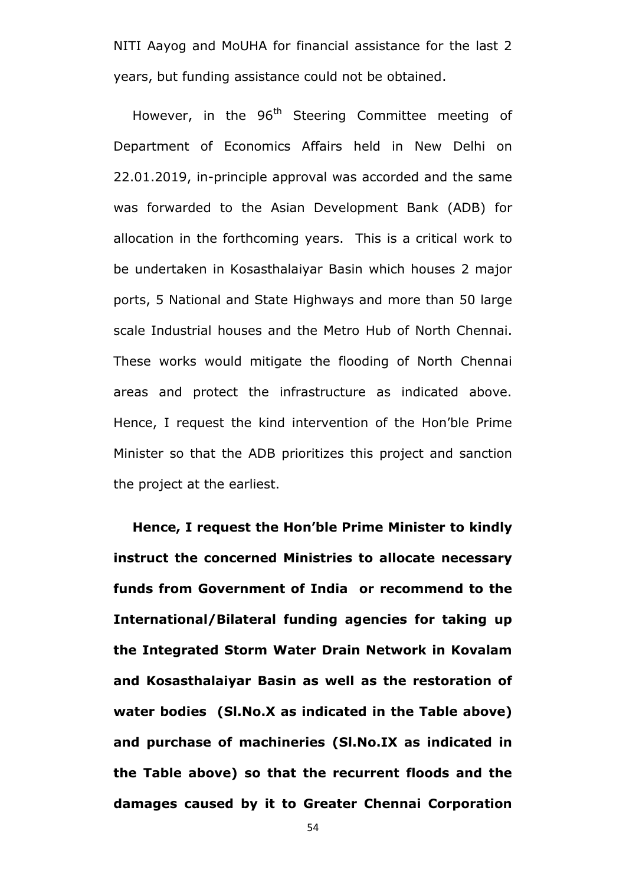NITI Aayog and MoUHA for financial assistance for the last 2 years, but funding assistance could not be obtained.

However, in the 96th Steering Committee meeting of Department of Economics Affairs held in New Delhi on 22.01.2019, in-principle approval was accorded and the same was forwarded to the Asian Development Bank (ADB) for allocation in the forthcoming years. This is a critical work to be undertaken in Kosasthalaiyar Basin which houses 2 major ports, 5 National and State Highways and more than 50 large scale Industrial houses and the Metro Hub of North Chennai. These works would mitigate the flooding of North Chennai areas and protect the infrastructure as indicated above. Hence, I request the kind intervention of the Hon'ble Prime Minister so that the ADB prioritizes this project and sanction the project at the earliest.

**Hence, I request the Hon'ble Prime Minister to kindly instruct the concerned Ministries to allocate necessary funds from Government of India or recommend to the International/Bilateral funding agencies for taking up the Integrated Storm Water Drain Network in Kovalam and Kosasthalaiyar Basin as well as the restoration of water bodies (Sl.No.X as indicated in the Table above) and purchase of machineries (Sl.No.IX as indicated in the Table above) so that the recurrent floods and the damages caused by it to Greater Chennai Corporation**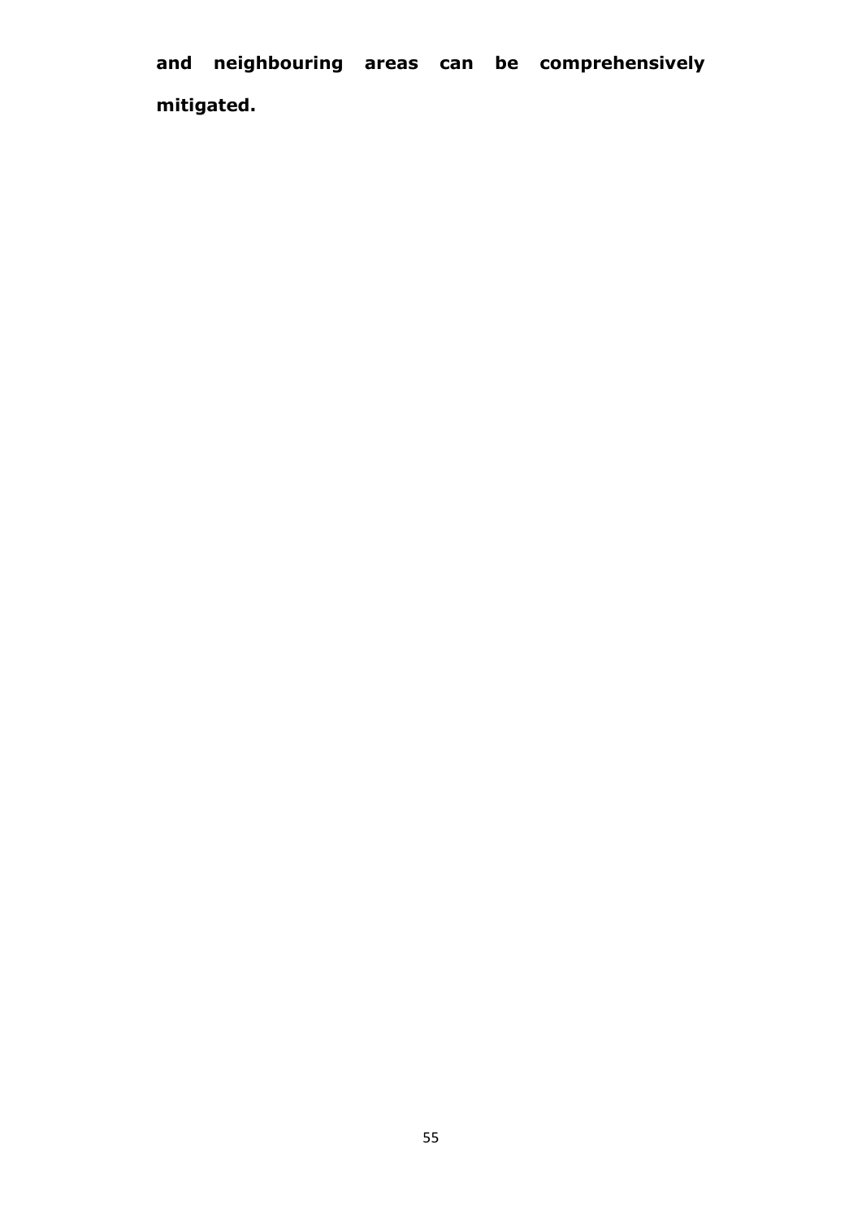**and neighbouring areas can be comprehensively mitigated.**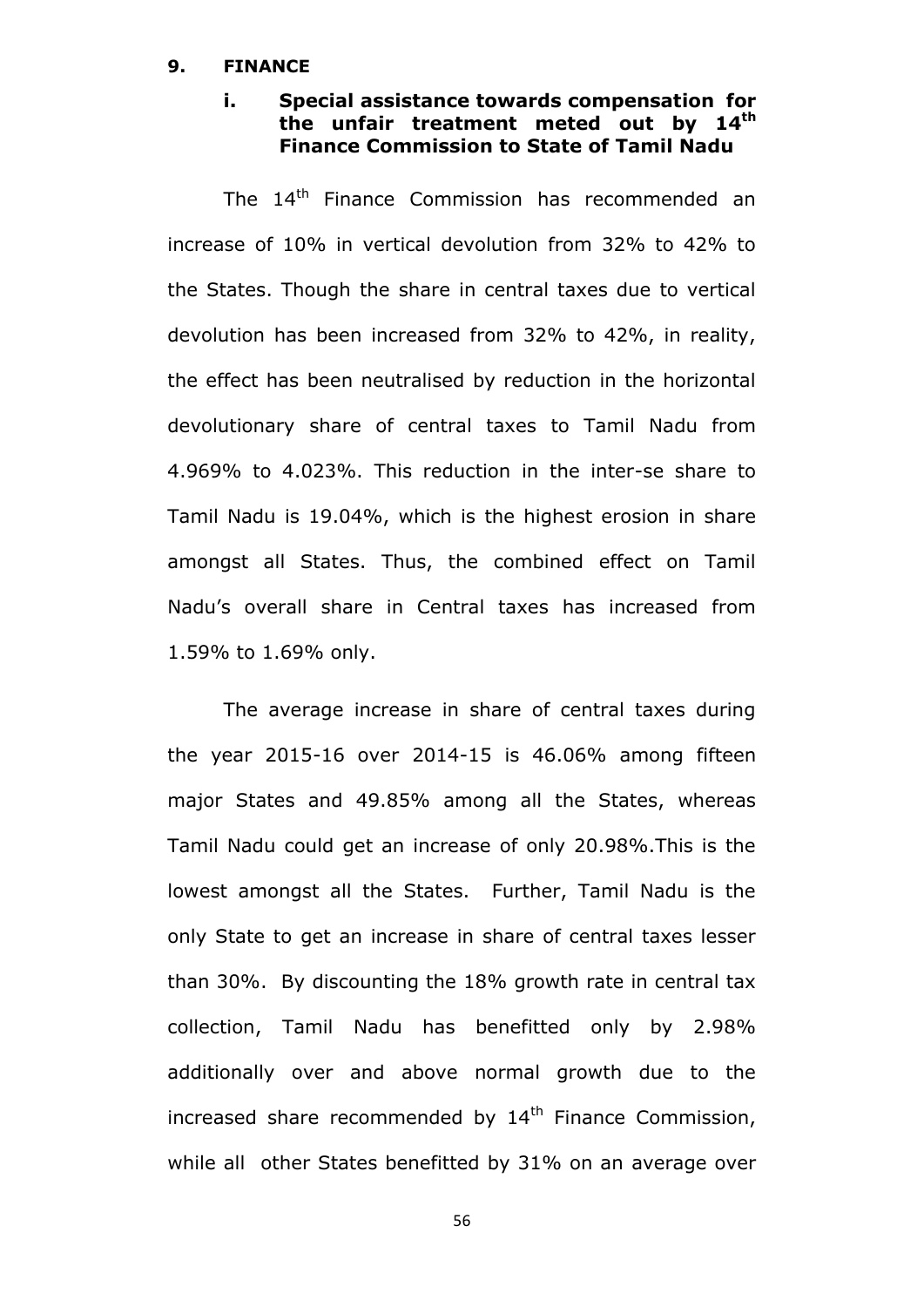## 9. FINANCE

### i. Special assistance towards compensation for the unfair treatment meted out by 14th Finance Commission to State of Tamil Nadu

The 14th Finance Commission has recommended an increase of 10% in vertical devolution from 32% to 42% to the States. Though the share in central taxes due to vertical devolution has been increased from 32% to 42%, in reality, the effect has been neutralised by reduction in the horizontal devolutionary share of central taxes to Tamil Nadu from 4.969% to 4.023%. This reduction in the inter-se share to Tamil Nadu is 19.04%, which is the highest erosion in share amongst all States. Thus, the combined effect on Tamil Nadu's overall share in Central taxes has increased from 1.59% to 1.69% only.

The average increase in share of central taxes during the year 2015-16 over 2014-15 is 46.06% among fifteen major States and 49.85% among all the States, whereas Tamil Nadu could get an increase of only 20.98%.This is the lowest amongst all the States. Further, Tamil Nadu is the only State to get an increase in share of central taxes lesser than 30%. By discounting the 18% growth rate in central tax collection, Tamil Nadu has benefitted only by 2.98% additionally over and above normal growth due to the increased share recommended by 14th Finance Commission, while all other States benefitted by 31% on an average over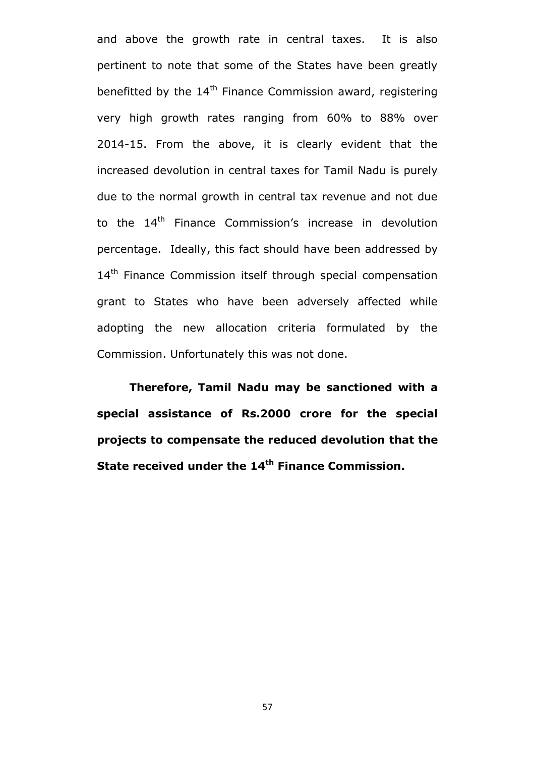and above the growth rate in central taxes. It is also pertinent to note that some of the States have been greatly benefitted by the 14th Finance Commission award, registering very high growth rates ranging from 60% to 88% over 2014-15. From the above, it is clearly evident that the increased devolution in central taxes for Tamil Nadu is purely due to the normal growth in central tax revenue and not due to the 14th Finance Commission's increase in devolution percentage. Ideally, this fact should have been addressed by 14th Finance Commission itself through special compensation grant to States who have been adversely affected while adopting the new allocation criteria formulated by the Commission. Unfortunately this was not done.

**Therefore, Tamil Nadu may be sanctioned with a special assistance of Rs.2000 crore for the special projects to compensate the reduced devolution that the State received under the 14th Finance Commission.**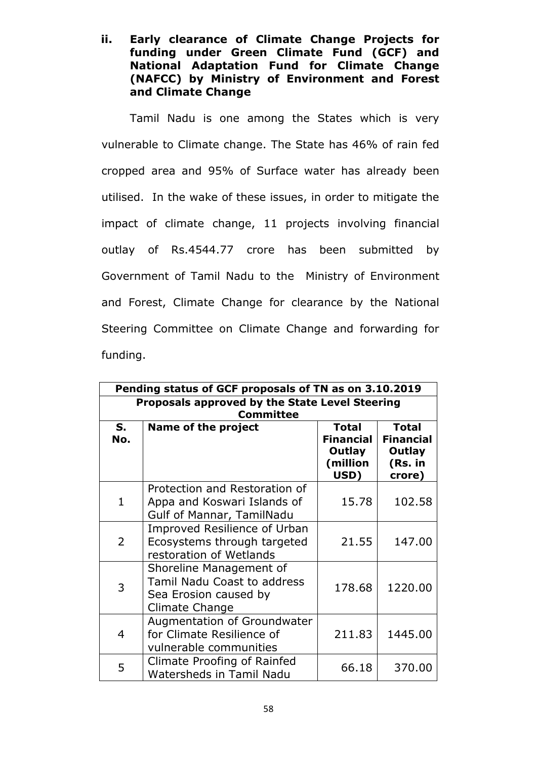### ii. Early clearance of Climate Change Projects for funding under Green Climate Fund (GCF) and National Adaptation Fund for Climate Change (NAFCC) by Ministry of Environment and Forest and Climate Change

Tamil Nadu is one among the States which is very vulnerable to Climate change. The State has 46% of rain fed cropped area and 95% of Surface water has already been utilised. In the wake of these issues, in order to mitigate the impact of climate change, 11 projects involving financial outlay of Rs.4544.77 crore has been submitted by Government of Tamil Nadu to the Ministry of Environment and Forest, Climate Change for clearance by the National Steering Committee on Climate Change and forwarding for funding.

| **Pending status of GCF proposals of TN as on 3.10.2019** | | | |
|---|---|---|---|
| **Proposals approved by the State Level Steering Committee** | | | |
| **S. No.** | **Name of the project** | **Total Financial Outlay (million USD)** | **Total Financial Outlay (Rs. in crore)** |
| 1 | Protection and Restoration of Appa and Koswari Islands of Gulf of Mannar, TamilNadu | 15.78 | 102.58 |
| 2 | Improved Resilience of Urban Ecosystems through targeted restoration of Wetlands | 21.55 | 147.00 |
| 3 | Shoreline Management of Tamil Nadu Coast to address Sea Erosion caused by Climate Change | 178.68 | 1220.00 |
| 4 | Augmentation of Groundwater for Climate Resilience of vulnerable communities | 211.83 | 1445.00 |
| 5 | Climate Proofing of Rainfed Watersheds in Tamil Nadu | 66.18 | 370.00 |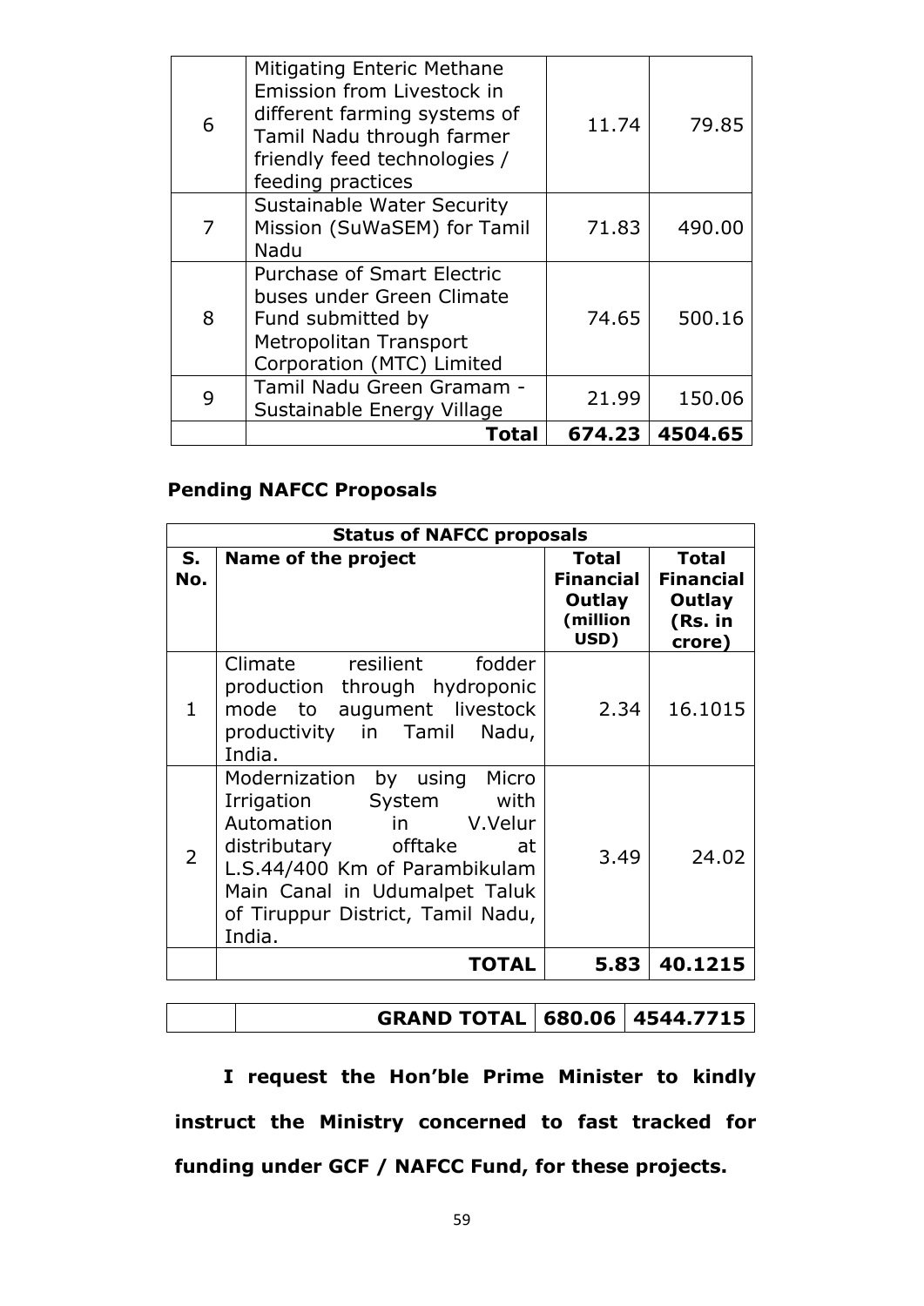| 6 | Mitigating Enteric Methane Emission from Livestock in different farming systems of Tamil Nadu through farmer friendly feed technologies / feeding practices | 11.74 | 79.85 |
|---|---|---|---|
| 7 | Sustainable Water Security Mission (SuWaSEM) for Tamil Nadu | 71.83 | 490.00 |
| 8 | Purchase of Smart Electric buses under Green Climate Fund submitted by Metropolitan Transport Corporation (MTC) Limited | 74.65 | 500.16 |
| 9 | Tamil Nadu Green Gramam - Sustainable Energy Village | 21.99 | 150.06 |
| | **Total** | **674.23** | **4504.65** |

**Pending NAFCC Proposals**

| **Status of NAFCC proposals** | | | |
|---|---|---|---|
| **S. No.** | **Name of the project** | **Total Financial Outlay (million USD)** | **Total Financial Outlay (Rs. in crore)** |
| 1 | Climate resilient fodder production through hydroponic mode to augument livestock productivity in Tamil Nadu, India. | 2.34 | 16.1015 |
| 2 | Modernization by using Micro Irrigation System with Automation in V.Velur distributary offtake at L.S.44/400 Km of Parambikulam Main Canal in Udumalpet Taluk of Tiruppur District, Tamil Nadu, India. | 3.49 | 24.02 |
| | **TOTAL** | **5.83** | **40.1215** |

| | **GRAND TOTAL** | **680.06** | **4544.7715** |
|---|---|---|---|

**I request the Hon'ble Prime Minister to kindly instruct the Ministry concerned to fast tracked for funding under GCF / NAFCC Fund, for these projects.**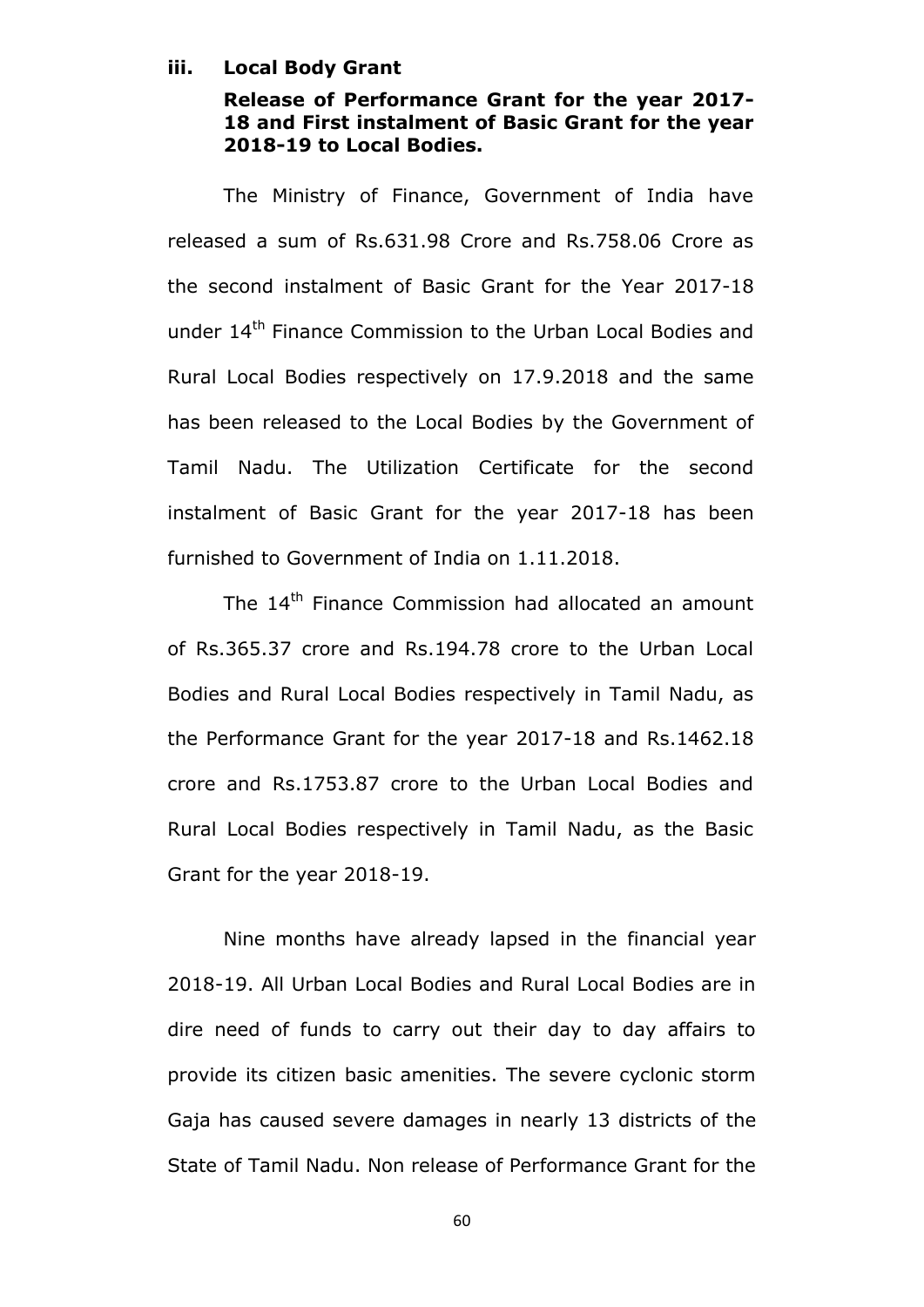### iii. Local Body Grant

**Release of Performance Grant for the year 2017-18 and First instalment of Basic Grant for the year 2018-19 to Local Bodies.**

The Ministry of Finance, Government of India have released a sum of Rs.631.98 Crore and Rs.758.06 Crore as the second instalment of Basic Grant for the Year 2017-18 under 14th Finance Commission to the Urban Local Bodies and Rural Local Bodies respectively on 17.9.2018 and the same has been released to the Local Bodies by the Government of Tamil Nadu. The Utilization Certificate for the second instalment of Basic Grant for the year 2017-18 has been furnished to Government of India on 1.11.2018.

The 14th Finance Commission had allocated an amount of Rs.365.37 crore and Rs.194.78 crore to the Urban Local Bodies and Rural Local Bodies respectively in Tamil Nadu, as the Performance Grant for the year 2017-18 and Rs.1462.18 crore and Rs.1753.87 crore to the Urban Local Bodies and Rural Local Bodies respectively in Tamil Nadu, as the Basic Grant for the year 2018-19.

Nine months have already lapsed in the financial year 2018-19. All Urban Local Bodies and Rural Local Bodies are in dire need of funds to carry out their day to day affairs to provide its citizen basic amenities. The severe cyclonic storm Gaja has caused severe damages in nearly 13 districts of the State of Tamil Nadu. Non release of Performance Grant for the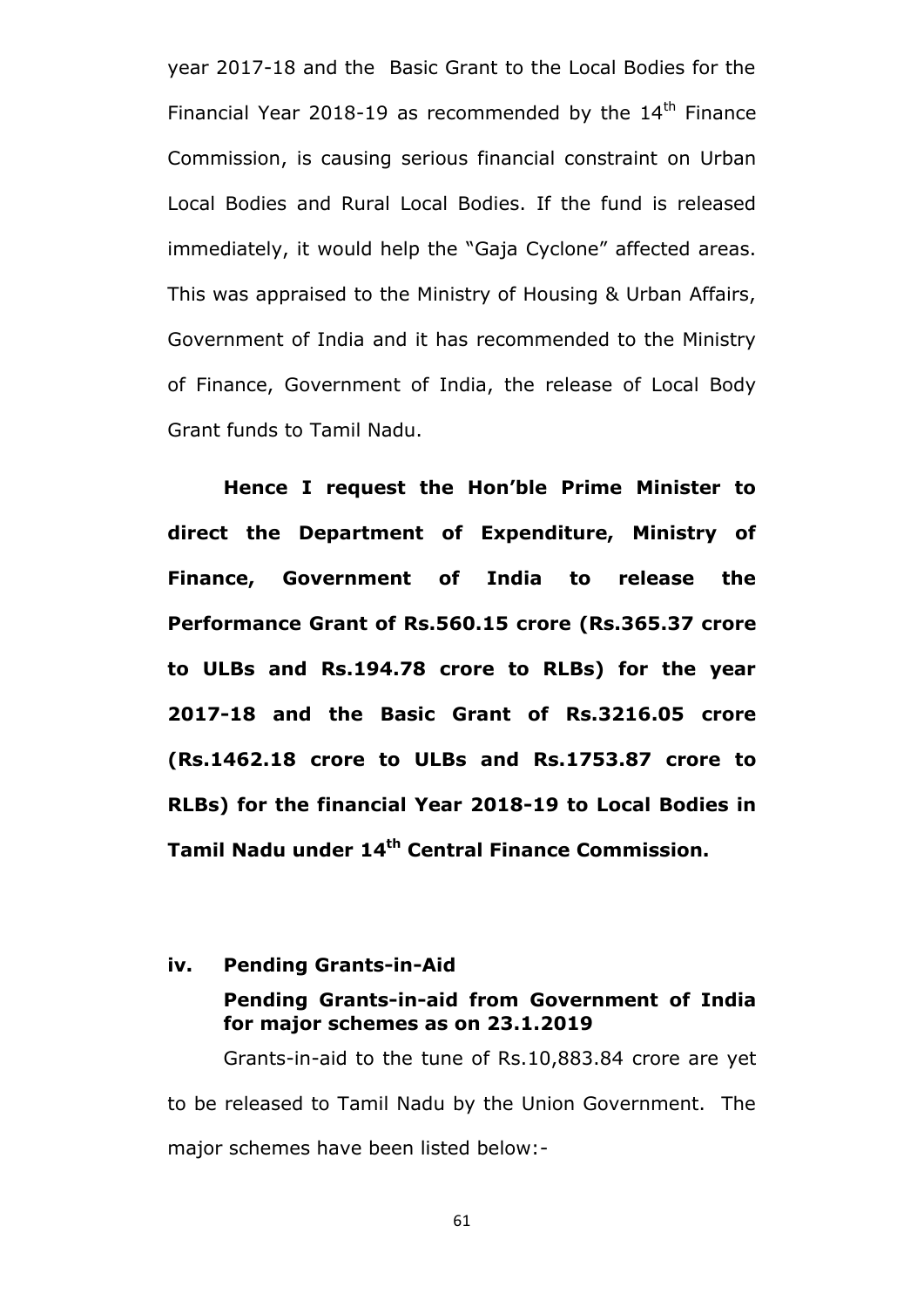year 2017-18 and the Basic Grant to the Local Bodies for the Financial Year 2018-19 as recommended by the 14th Finance Commission, is causing serious financial constraint on Urban Local Bodies and Rural Local Bodies. If the fund is released immediately, it would help the "Gaja Cyclone" affected areas. This was appraised to the Ministry of Housing & Urban Affairs, Government of India and it has recommended to the Ministry of Finance, Government of India, the release of Local Body Grant funds to Tamil Nadu.

**Hence I request the Hon'ble Prime Minister to direct the Department of Expenditure, Ministry of Finance, Government of India to release the Performance Grant of Rs.560.15 crore (Rs.365.37 crore to ULBs and Rs.194.78 crore to RLBs) for the year 2017-18 and the Basic Grant of Rs.3216.05 crore (Rs.1462.18 crore to ULBs and Rs.1753.87 crore to RLBs) for the financial Year 2018-19 to Local Bodies in Tamil Nadu under 14th Central Finance Commission.**

### iv. Pending Grants-in-Aid

**Pending Grants-in-aid from Government of India for major schemes as on 23.1.2019**

Grants-in-aid to the tune of Rs.10,883.84 crore are yet to be released to Tamil Nadu by the Union Government. The major schemes have been listed below:-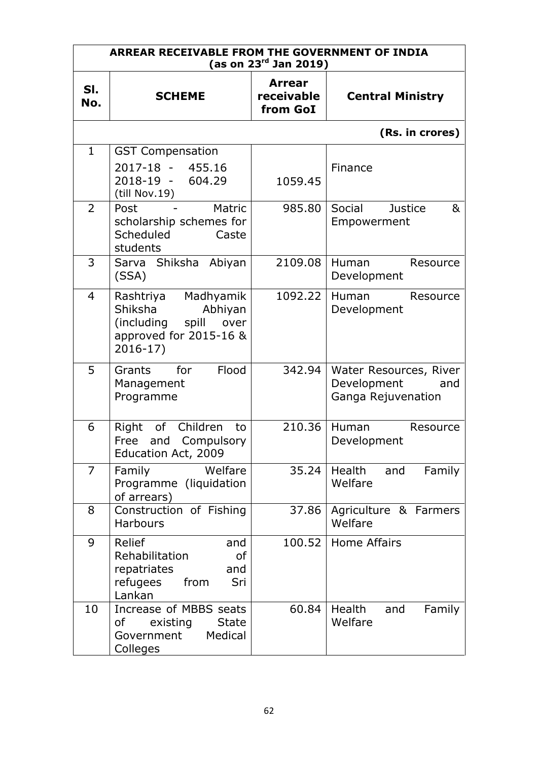| **ARREAR RECEIVABLE FROM THE GOVERNMENT OF INDIA (as on 23rd Jan 2019)** | | | |
|---|---|---|---|
| **Sl. No.** | **SCHEME** | **Arrear receivable from GoI** | **Central Ministry** |
| | | | **(Rs. in crores)** |
| 1 | GST Compensation<br>2017-18 - 455.16<br>2018-19 - 604.29<br>(till Nov.19) | 1059.45 | Finance |
| 2 | Post - Matric scholarship schemes for Scheduled Caste students | 985.80 | Social Justice & Empowerment |
| 3 | Sarva Shiksha Abiyan (SSA) | 2109.08 | Human Resource Development |
| 4 | Rashtriya Madhyamik Shiksha Abhiyan (including spill over approved for 2015-16 & 2016-17) | 1092.22 | Human Resource Development |
| 5 | Grants for Flood Management Programme | 342.94 | Water Resources, River Development and Ganga Rejuvenation |
| 6 | Right of Children to Free and Compulsory Education Act, 2009 | 210.36 | Human Resource Development |
| 7 | Family Welfare Programme (liquidation of arrears) | 35.24 | Health and Family Welfare |
| 8 | Construction of Fishing Harbours | 37.86 | Agriculture & Farmers Welfare |
| 9 | Relief and Rehabilitation of repatriates and refugees from Sri Lankan | 100.52 | Home Affairs |
| 10 | Increase of MBBS seats of existing State Government Medical Colleges | 60.84 | Health and Family Welfare |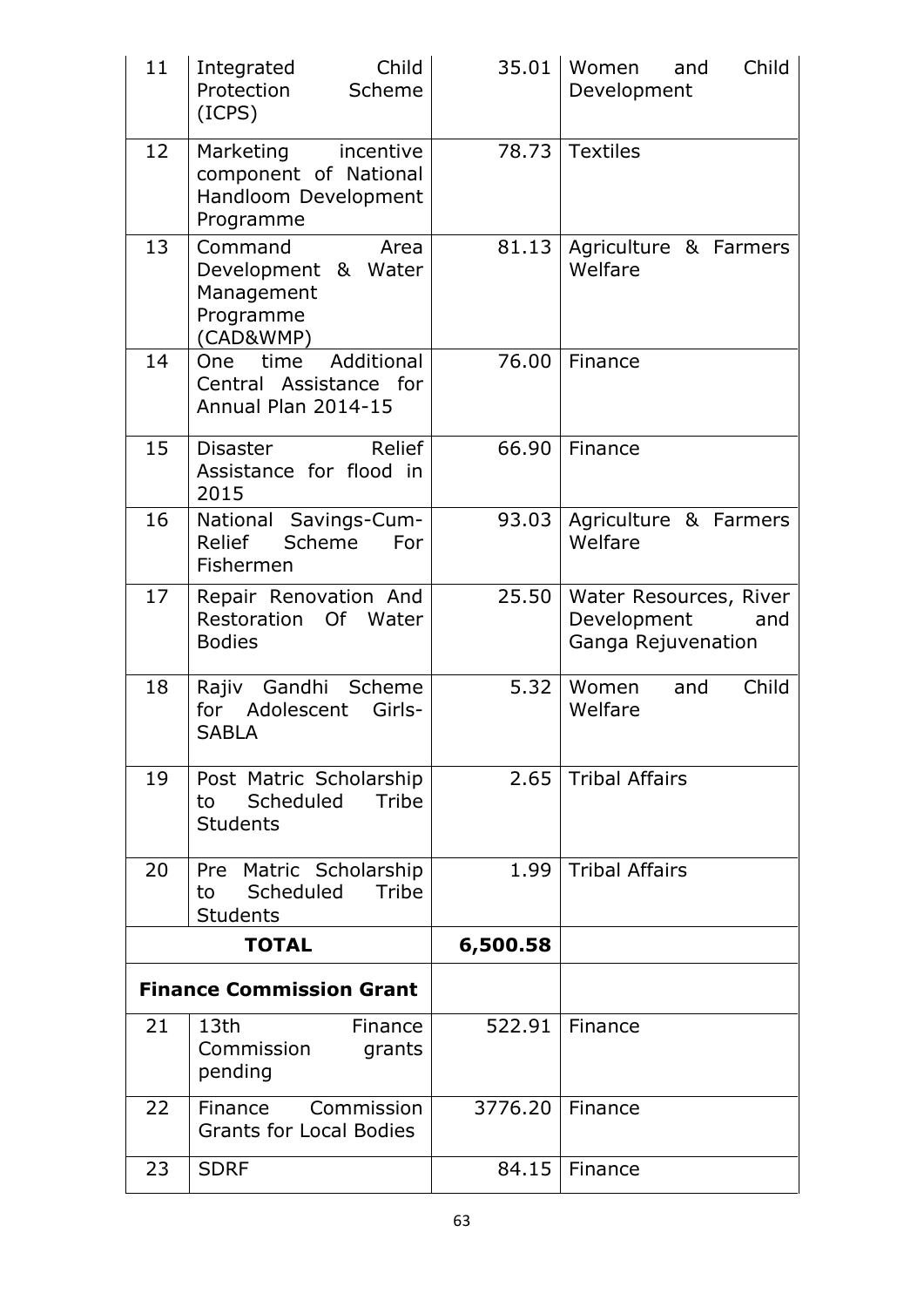| 11 | Integrated Child Protection Scheme (ICPS) | 35.01 | Women and Child Development |
|---|---|---|---|
| 12 | Marketing incentive component of National Handloom Development Programme | 78.73 | Textiles |
| 13 | Command Area Development & Water Management Programme (CAD&WMP) | 81.13 | Agriculture & Farmers Welfare |
| 14 | One time Additional Central Assistance for Annual Plan 2014-15 | 76.00 | Finance |
| 15 | Disaster Relief Assistance for flood in 2015 | 66.90 | Finance |
| 16 | National Savings-Cum-Relief Scheme For Fishermen | 93.03 | Agriculture & Farmers Welfare |
| 17 | Repair Renovation And Restoration Of Water Bodies | 25.50 | Water Resources, River Development and Ganga Rejuvenation |
| 18 | Rajiv Gandhi Scheme for Adolescent Girls-SABLA | 5.32 | Women and Child Welfare |
| 19 | Post Matric Scholarship to Scheduled Tribe Students | 2.65 | Tribal Affairs |
| 20 | Pre Matric Scholarship to Scheduled Tribe Students | 1.99 | Tribal Affairs |
| **TOTAL** | | **6,500.58** | |
| **Finance Commission Grant** | | | |
| 21 | 13th Finance Commission grants pending | 522.91 | Finance |
| 22 | Finance Commission Grants for Local Bodies | 3776.20 | Finance |
| 23 | SDRF | 84.15 | Finance |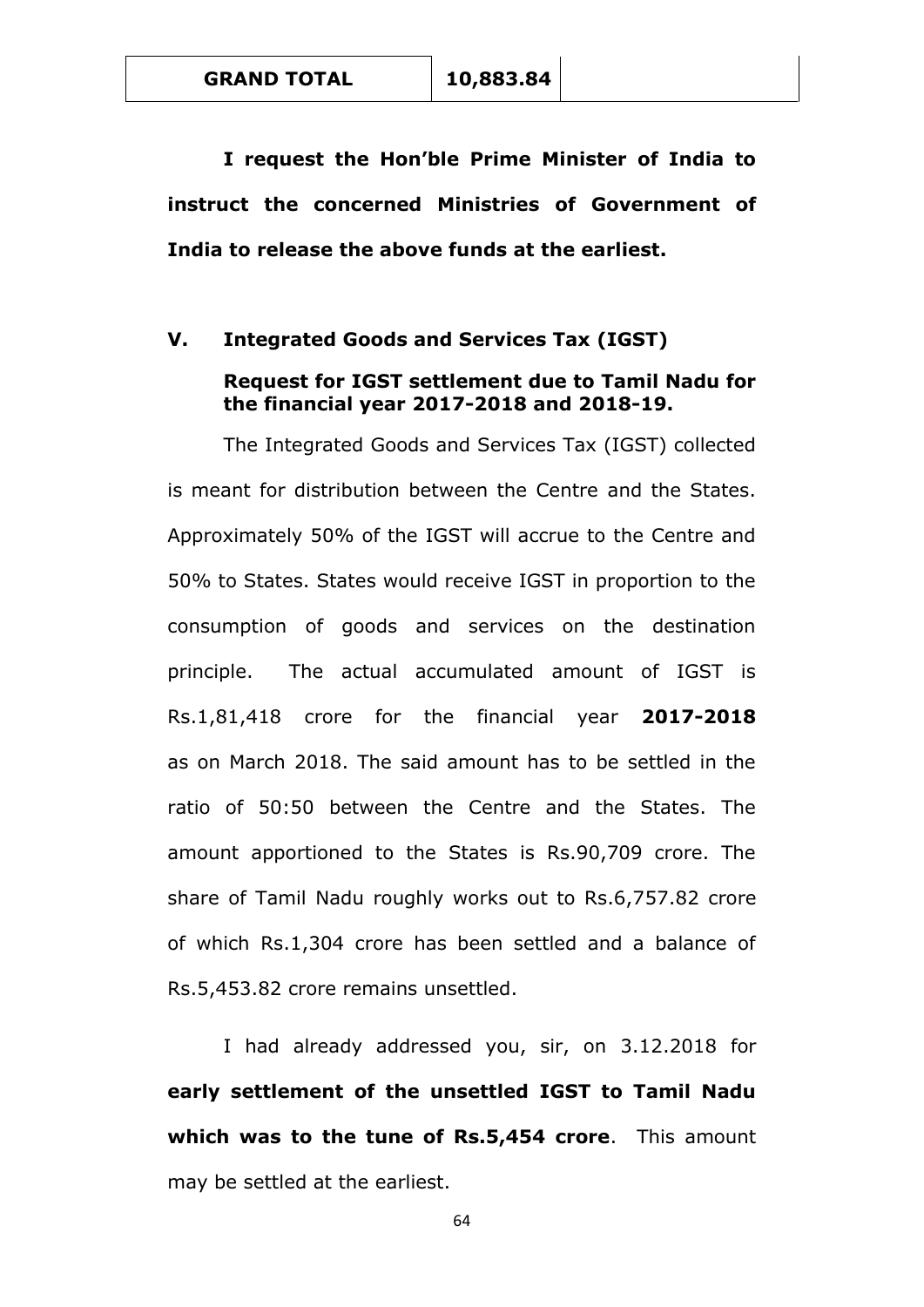| **GRAND TOTAL** | **10,883.84** | |
|---|---|---|

**I request the Hon'ble Prime Minister of India to instruct the concerned Ministries of Government of India to release the above funds at the earliest.**

## V. Integrated Goods and Services Tax (IGST)

### Request for IGST settlement due to Tamil Nadu for the financial year 2017-2018 and 2018-19.

The Integrated Goods and Services Tax (IGST) collected is meant for distribution between the Centre and the States. Approximately 50% of the IGST will accrue to the Centre and 50% to States. States would receive IGST in proportion to the consumption of goods and services on the destination principle. The actual accumulated amount of IGST is Rs.1,81,418 crore for the financial year **2017-2018** as on March 2018. The said amount has to be settled in the ratio of 50:50 between the Centre and the States. The amount apportioned to the States is Rs.90,709 crore. The share of Tamil Nadu roughly works out to Rs.6,757.82 crore of which Rs.1,304 crore has been settled and a balance of Rs.5,453.82 crore remains unsettled.

I had already addressed you, sir, on 3.12.2018 for **early settlement of the unsettled IGST to Tamil Nadu which was to the tune of Rs.5,454 crore**. This amount may be settled at the earliest.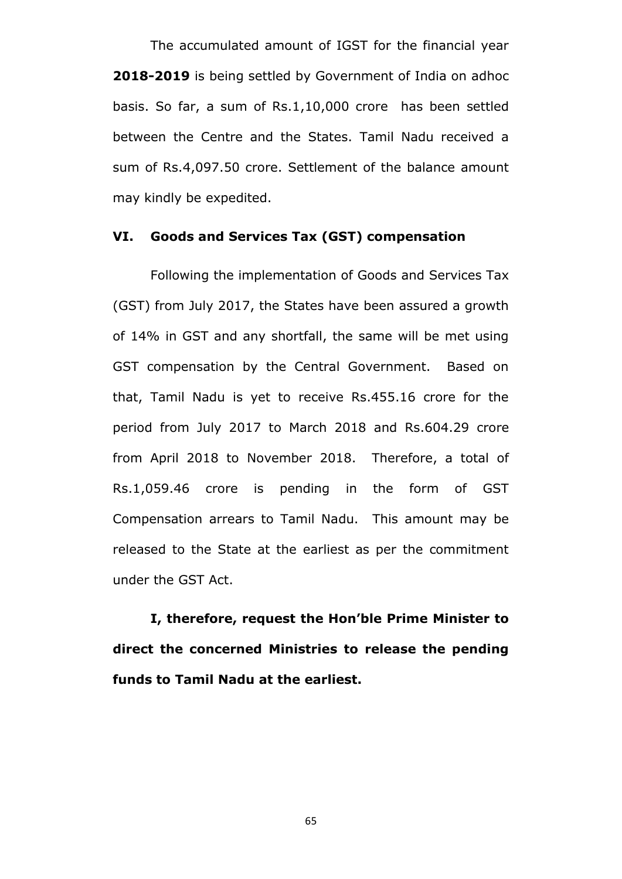The accumulated amount of IGST for the financial year **2018-2019** is being settled by Government of India on adhoc basis. So far, a sum of Rs.1,10,000 crore has been settled between the Centre and the States. Tamil Nadu received a sum of Rs.4,097.50 crore. Settlement of the balance amount may kindly be expedited.

### VI. Goods and Services Tax (GST) compensation

Following the implementation of Goods and Services Tax (GST) from July 2017, the States have been assured a growth of 14% in GST and any shortfall, the same will be met using GST compensation by the Central Government. Based on that, Tamil Nadu is yet to receive Rs.455.16 crore for the period from July 2017 to March 2018 and Rs.604.29 crore from April 2018 to November 2018. Therefore, a total of Rs.1,059.46 crore is pending in the form of GST Compensation arrears to Tamil Nadu. This amount may be released to the State at the earliest as per the commitment under the GST Act.

**I, therefore, request the Hon'ble Prime Minister to direct the concerned Ministries to release the pending funds to Tamil Nadu at the earliest.**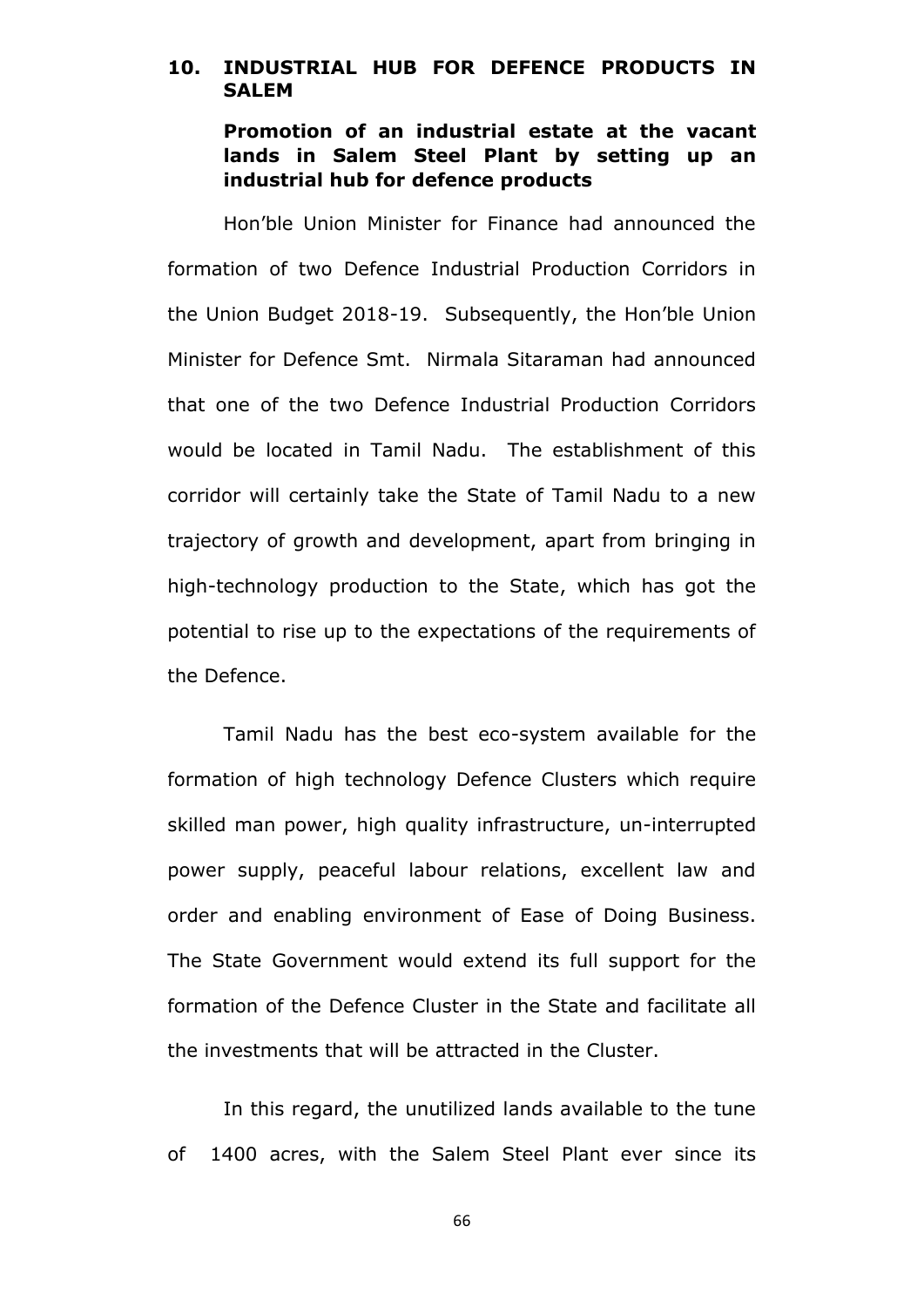## 10. INDUSTRIAL HUB FOR DEFENCE PRODUCTS IN SALEM

### Promotion of an industrial estate at the vacant lands in Salem Steel Plant by setting up an industrial hub for defence products

Hon'ble Union Minister for Finance had announced the formation of two Defence Industrial Production Corridors in the Union Budget 2018-19. Subsequently, the Hon'ble Union Minister for Defence Smt. Nirmala Sitaraman had announced that one of the two Defence Industrial Production Corridors would be located in Tamil Nadu. The establishment of this corridor will certainly take the State of Tamil Nadu to a new trajectory of growth and development, apart from bringing in high-technology production to the State, which has got the potential to rise up to the expectations of the requirements of the Defence.

Tamil Nadu has the best eco-system available for the formation of high technology Defence Clusters which require skilled man power, high quality infrastructure, un-interrupted power supply, peaceful labour relations, excellent law and order and enabling environment of Ease of Doing Business. The State Government would extend its full support for the formation of the Defence Cluster in the State and facilitate all the investments that will be attracted in the Cluster.

In this regard, the unutilized lands available to the tune of 1400 acres, with the Salem Steel Plant ever since its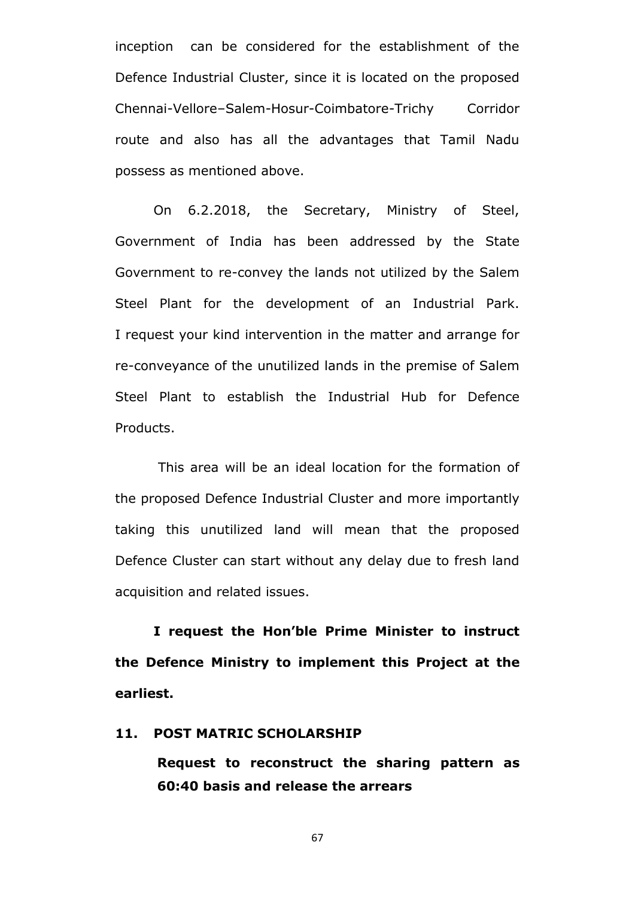inception can be considered for the establishment of the Defence Industrial Cluster, since it is located on the proposed Chennai-Vellore–Salem-Hosur-Coimbatore-Trichy Corridor route and also has all the advantages that Tamil Nadu possess as mentioned above.

On 6.2.2018, the Secretary, Ministry of Steel, Government of India has been addressed by the State Government to re-convey the lands not utilized by the Salem Steel Plant for the development of an Industrial Park. I request your kind intervention in the matter and arrange for re-conveyance of the unutilized lands in the premise of Salem Steel Plant to establish the Industrial Hub for Defence Products.

This area will be an ideal location for the formation of the proposed Defence Industrial Cluster and more importantly taking this unutilized land will mean that the proposed Defence Cluster can start without any delay due to fresh land acquisition and related issues.

**I request the Hon'ble Prime Minister to instruct the Defence Ministry to implement this Project at the earliest.**

## 11. POST MATRIC SCHOLARSHIP

**Request to reconstruct the sharing pattern as 60:40 basis and release the arrears**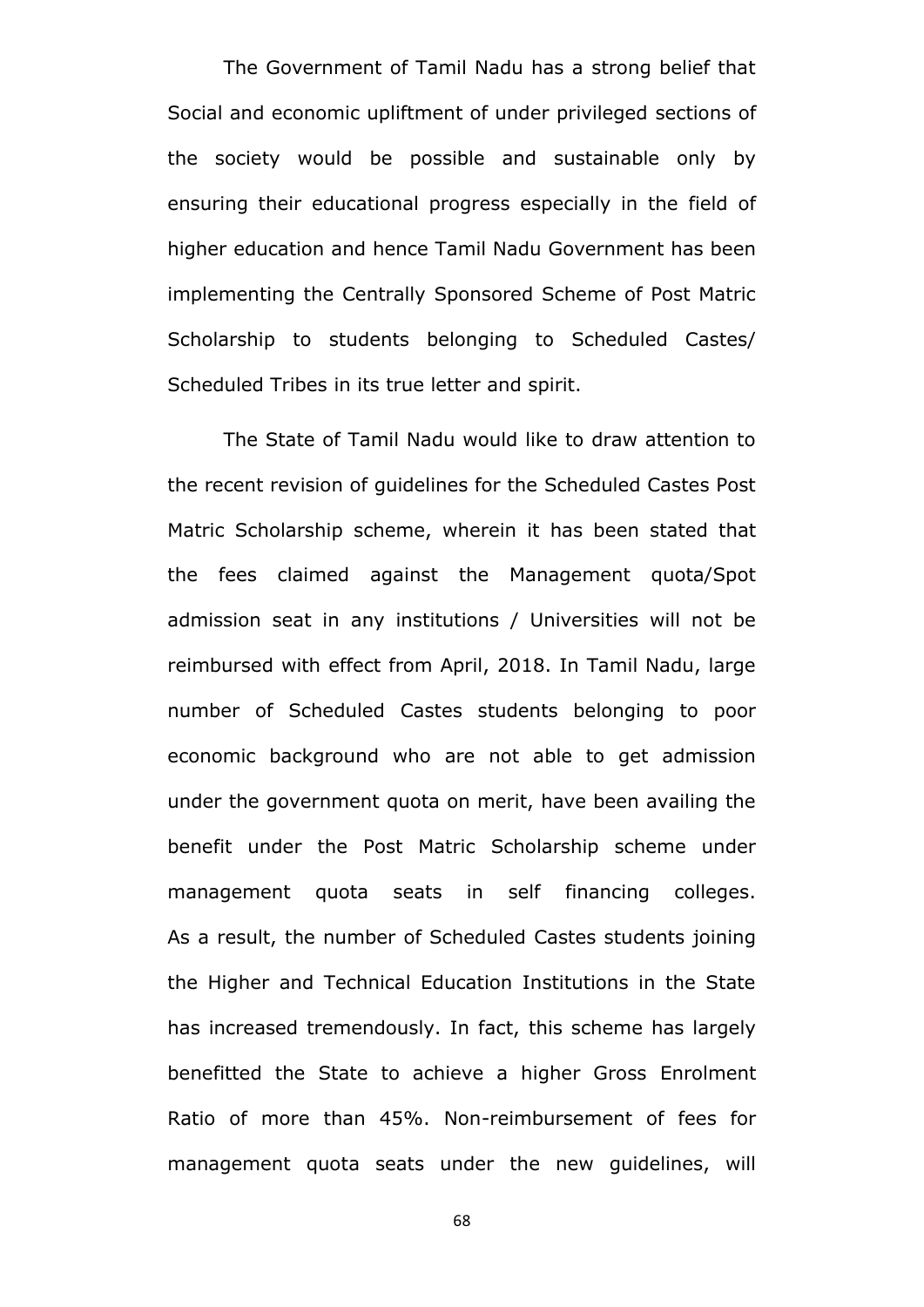The Government of Tamil Nadu has a strong belief that Social and economic upliftment of under privileged sections of the society would be possible and sustainable only by ensuring their educational progress especially in the field of higher education and hence Tamil Nadu Government has been implementing the Centrally Sponsored Scheme of Post Matric Scholarship to students belonging to Scheduled Castes/ Scheduled Tribes in its true letter and spirit.

The State of Tamil Nadu would like to draw attention to the recent revision of guidelines for the Scheduled Castes Post Matric Scholarship scheme, wherein it has been stated that the fees claimed against the Management quota/Spot admission seat in any institutions / Universities will not be reimbursed with effect from April, 2018. In Tamil Nadu, large number of Scheduled Castes students belonging to poor economic background who are not able to get admission under the government quota on merit, have been availing the benefit under the Post Matric Scholarship scheme under management quota seats in self financing colleges. As a result, the number of Scheduled Castes students joining the Higher and Technical Education Institutions in the State has increased tremendously. In fact, this scheme has largely benefitted the State to achieve a higher Gross Enrolment Ratio of more than 45%. Non-reimbursement of fees for management quota seats under the new guidelines, will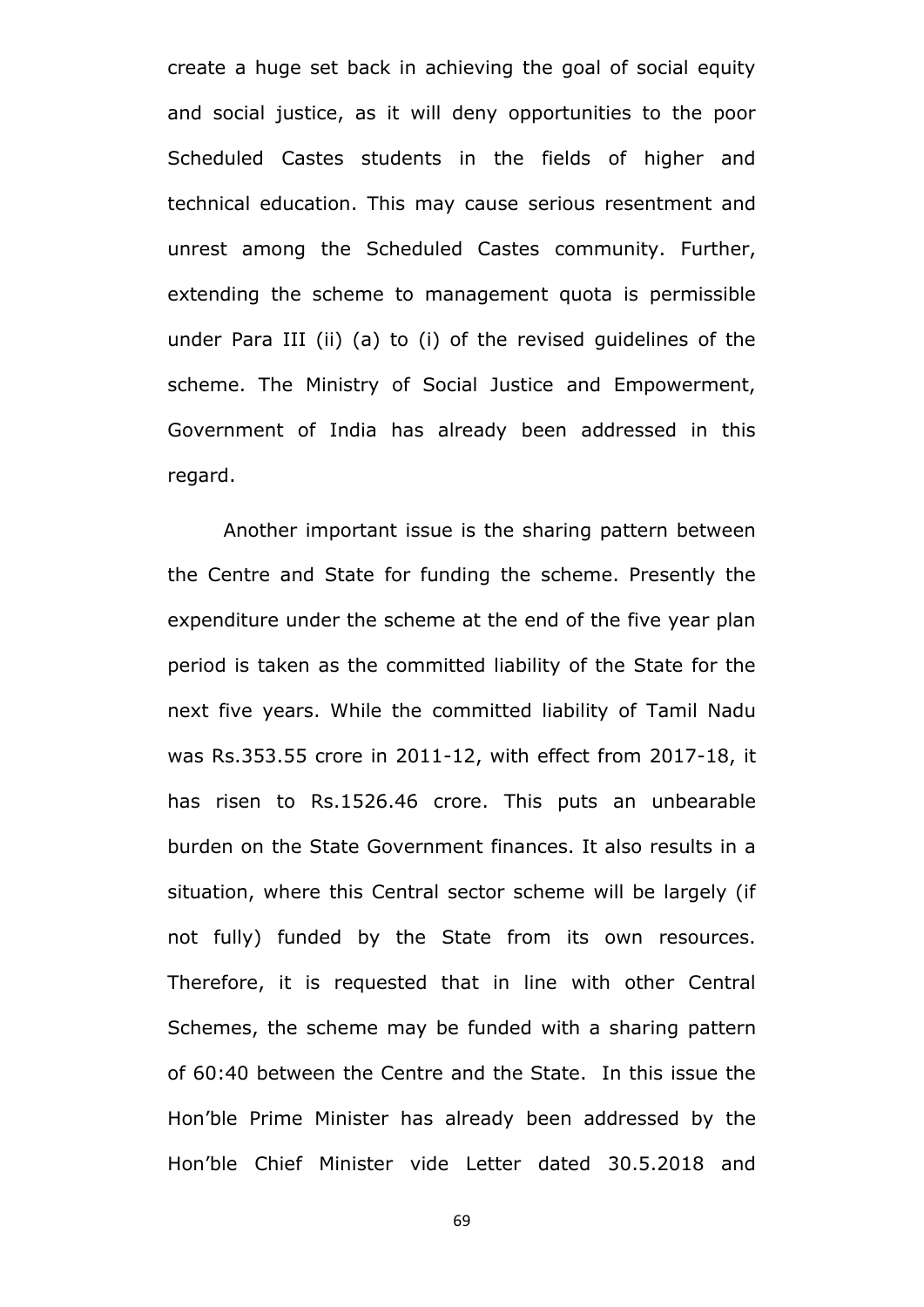create a huge set back in achieving the goal of social equity and social justice, as it will deny opportunities to the poor Scheduled Castes students in the fields of higher and technical education. This may cause serious resentment and unrest among the Scheduled Castes community. Further, extending the scheme to management quota is permissible under Para III (ii) (a) to (i) of the revised guidelines of the scheme. The Ministry of Social Justice and Empowerment, Government of India has already been addressed in this regard.

Another important issue is the sharing pattern between the Centre and State for funding the scheme. Presently the expenditure under the scheme at the end of the five year plan period is taken as the committed liability of the State for the next five years. While the committed liability of Tamil Nadu was Rs.353.55 crore in 2011-12, with effect from 2017-18, it has risen to Rs.1526.46 crore. This puts an unbearable burden on the State Government finances. It also results in a situation, where this Central sector scheme will be largely (if not fully) funded by the State from its own resources. Therefore, it is requested that in line with other Central Schemes, the scheme may be funded with a sharing pattern of 60:40 between the Centre and the State. In this issue the Hon'ble Prime Minister has already been addressed by the Hon'ble Chief Minister vide Letter dated 30.5.2018 and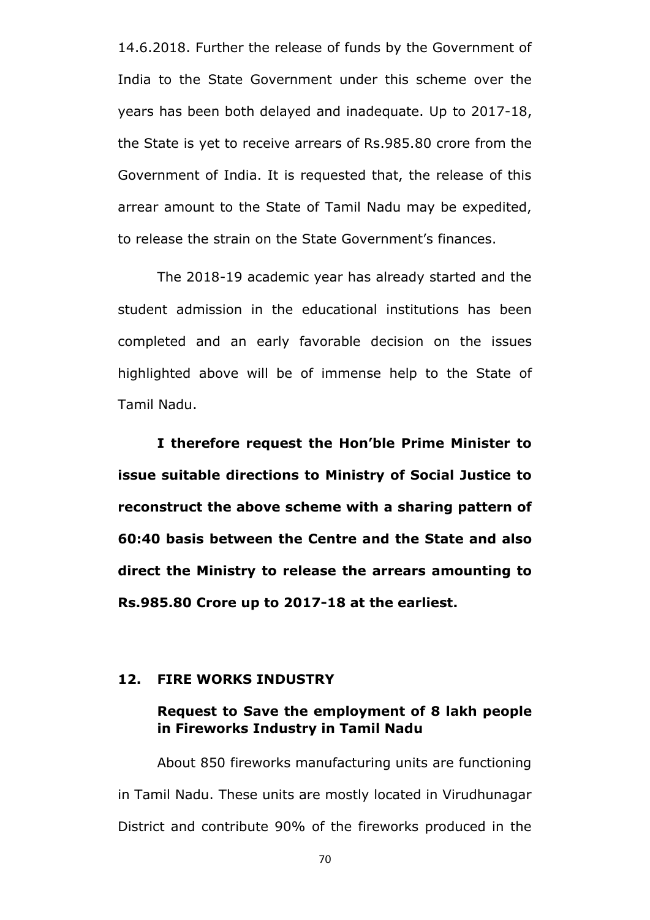14.6.2018. Further the release of funds by the Government of India to the State Government under this scheme over the years has been both delayed and inadequate. Up to 2017-18, the State is yet to receive arrears of Rs.985.80 crore from the Government of India. It is requested that, the release of this arrear amount to the State of Tamil Nadu may be expedited, to release the strain on the State Government's finances.

The 2018-19 academic year has already started and the student admission in the educational institutions has been completed and an early favorable decision on the issues highlighted above will be of immense help to the State of Tamil Nadu.

**I therefore request the Hon'ble Prime Minister to issue suitable directions to Ministry of Social Justice to reconstruct the above scheme with a sharing pattern of 60:40 basis between the Centre and the State and also direct the Ministry to release the arrears amounting to Rs.985.80 Crore up to 2017-18 at the earliest.**

## 12. FIRE WORKS INDUSTRY

### Request to Save the employment of 8 lakh people in Fireworks Industry in Tamil Nadu

About 850 fireworks manufacturing units are functioning in Tamil Nadu. These units are mostly located in Virudhunagar District and contribute 90% of the fireworks produced in the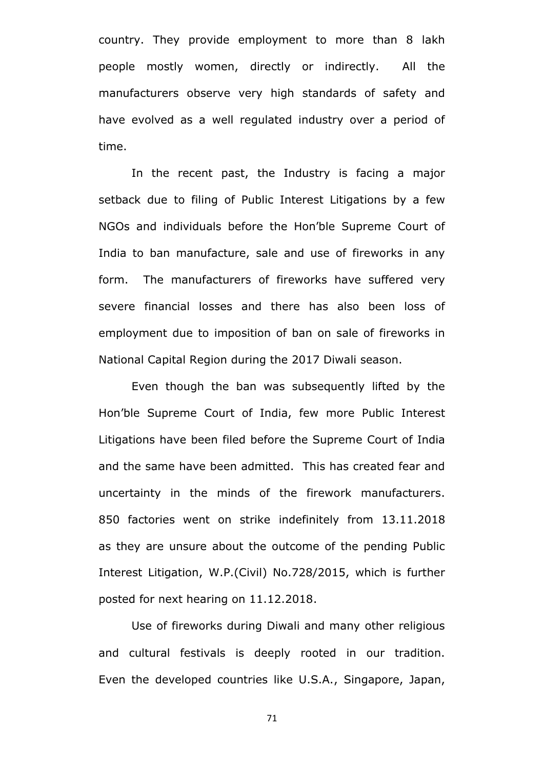country. They provide employment to more than 8 lakh people mostly women, directly or indirectly. All the manufacturers observe very high standards of safety and have evolved as a well regulated industry over a period of time.

In the recent past, the Industry is facing a major setback due to filing of Public Interest Litigations by a few NGOs and individuals before the Hon'ble Supreme Court of India to ban manufacture, sale and use of fireworks in any form. The manufacturers of fireworks have suffered very severe financial losses and there has also been loss of employment due to imposition of ban on sale of fireworks in National Capital Region during the 2017 Diwali season.

Even though the ban was subsequently lifted by the Hon'ble Supreme Court of India, few more Public Interest Litigations have been filed before the Supreme Court of India and the same have been admitted. This has created fear and uncertainty in the minds of the firework manufacturers. 850 factories went on strike indefinitely from 13.11.2018 as they are unsure about the outcome of the pending Public Interest Litigation, W.P.(Civil) No.728/2015, which is further posted for next hearing on 11.12.2018.

Use of fireworks during Diwali and many other religious and cultural festivals is deeply rooted in our tradition. Even the developed countries like U.S.A., Singapore, Japan,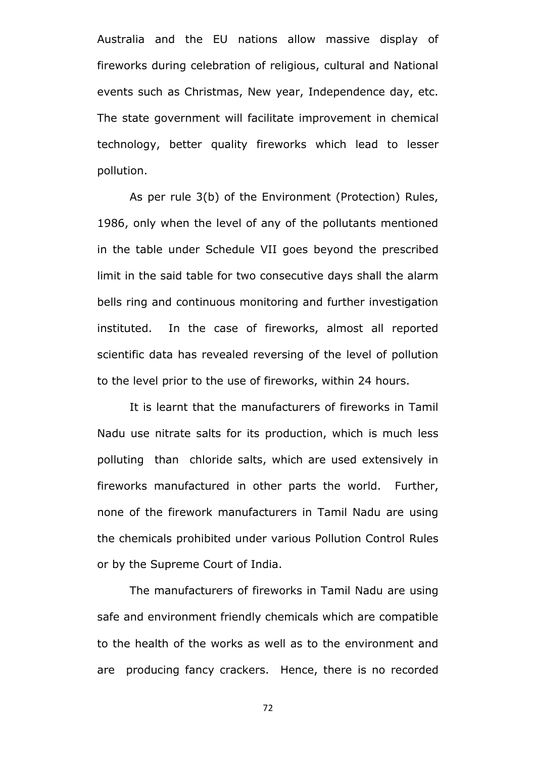Australia and the EU nations allow massive display of fireworks during celebration of religious, cultural and National events such as Christmas, New year, Independence day, etc. The state government will facilitate improvement in chemical technology, better quality fireworks which lead to lesser pollution.

As per rule 3(b) of the Environment (Protection) Rules, 1986, only when the level of any of the pollutants mentioned in the table under Schedule VII goes beyond the prescribed limit in the said table for two consecutive days shall the alarm bells ring and continuous monitoring and further investigation instituted. In the case of fireworks, almost all reported scientific data has revealed reversing of the level of pollution to the level prior to the use of fireworks, within 24 hours.

It is learnt that the manufacturers of fireworks in Tamil Nadu use nitrate salts for its production, which is much less polluting than chloride salts, which are used extensively in fireworks manufactured in other parts the world. Further, none of the firework manufacturers in Tamil Nadu are using the chemicals prohibited under various Pollution Control Rules or by the Supreme Court of India.

The manufacturers of fireworks in Tamil Nadu are using safe and environment friendly chemicals which are compatible to the health of the works as well as to the environment and are producing fancy crackers. Hence, there is no recorded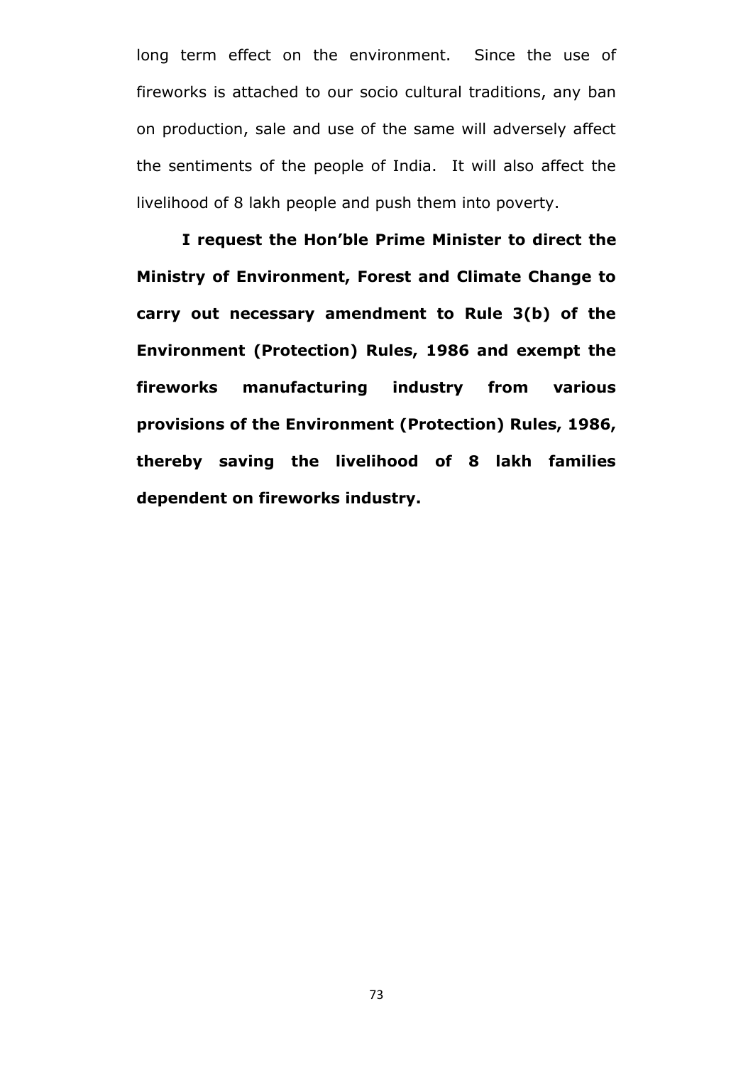long term effect on the environment. Since the use of fireworks is attached to our socio cultural traditions, any ban on production, sale and use of the same will adversely affect the sentiments of the people of India. It will also affect the livelihood of 8 lakh people and push them into poverty.

**I request the Hon'ble Prime Minister to direct the Ministry of Environment, Forest and Climate Change to carry out necessary amendment to Rule 3(b) of the Environment (Protection) Rules, 1986 and exempt the fireworks manufacturing industry from various provisions of the Environment (Protection) Rules, 1986, thereby saving the livelihood of 8 lakh families dependent on fireworks industry.**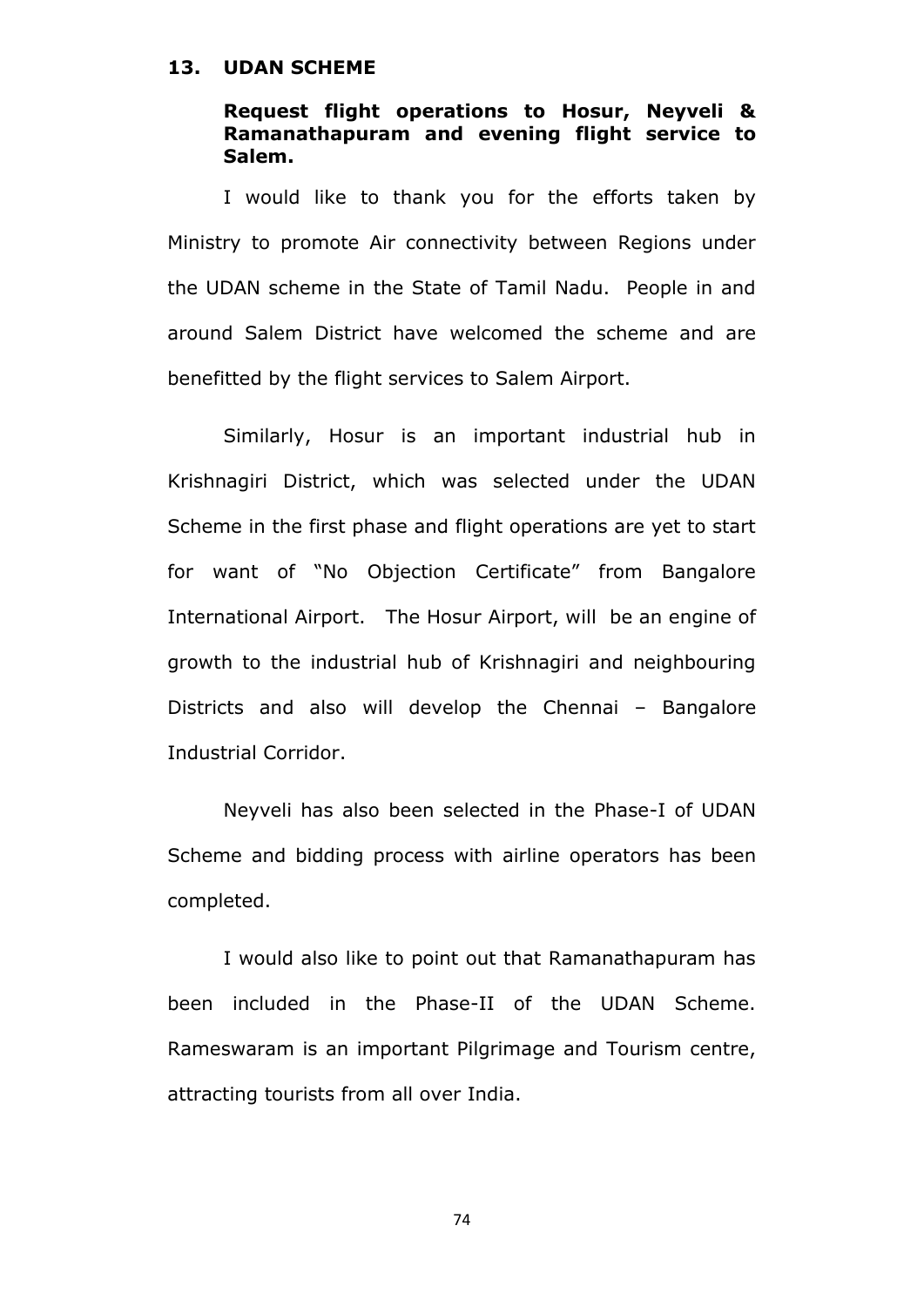## 13. UDAN SCHEME

**Request flight operations to Hosur, Neyveli & Ramanathapuram and evening flight service to Salem.**

I would like to thank you for the efforts taken by Ministry to promote Air connectivity between Regions under the UDAN scheme in the State of Tamil Nadu. People in and around Salem District have welcomed the scheme and are benefitted by the flight services to Salem Airport.

Similarly, Hosur is an important industrial hub in Krishnagiri District, which was selected under the UDAN Scheme in the first phase and flight operations are yet to start for want of "No Objection Certificate" from Bangalore International Airport. The Hosur Airport, will be an engine of growth to the industrial hub of Krishnagiri and neighbouring Districts and also will develop the Chennai – Bangalore Industrial Corridor.

Neyveli has also been selected in the Phase-I of UDAN Scheme and bidding process with airline operators has been completed.

I would also like to point out that Ramanathapuram has been included in the Phase-II of the UDAN Scheme. Rameswaram is an important Pilgrimage and Tourism centre, attracting tourists from all over India.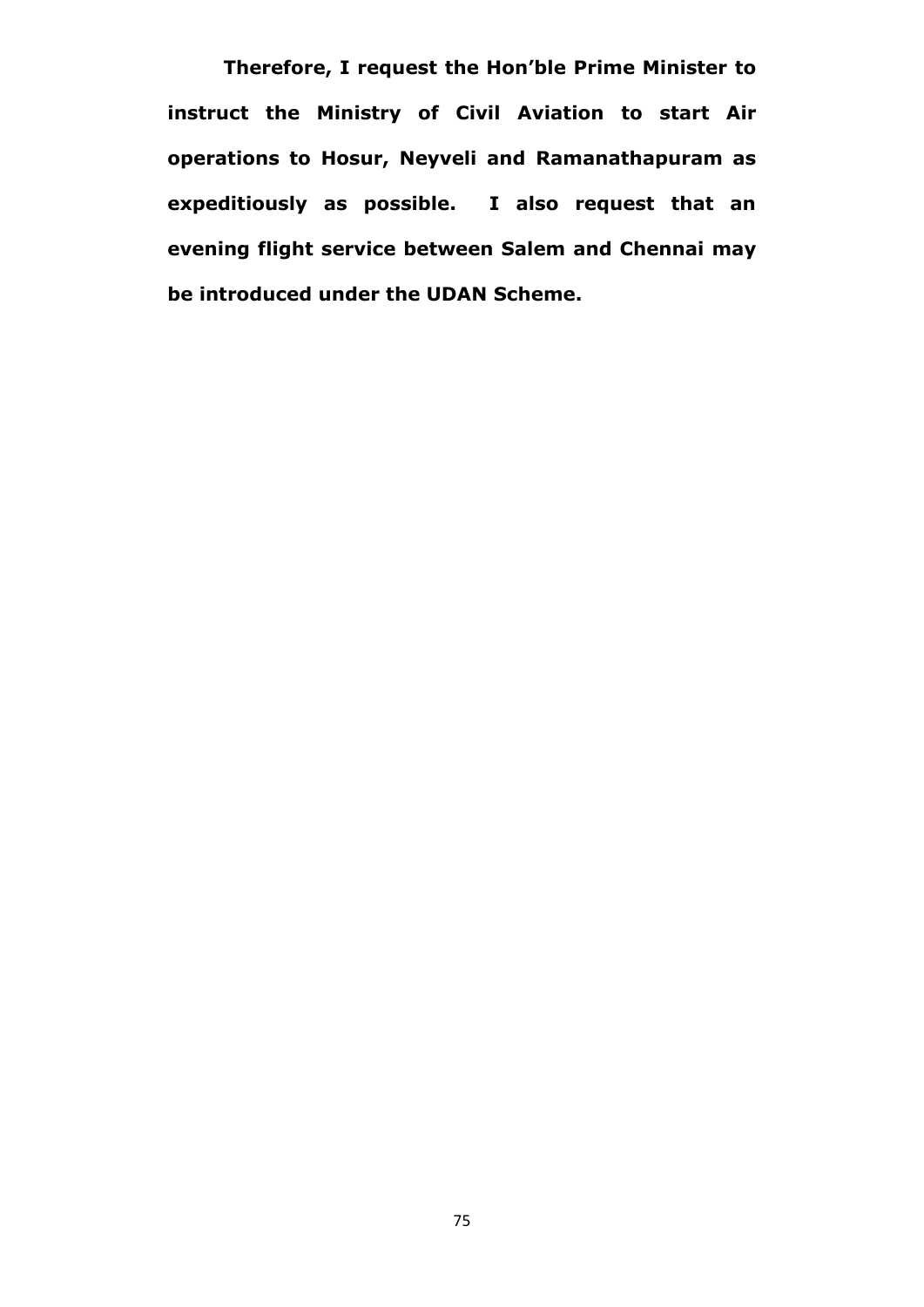**Therefore, I request the Hon'ble Prime Minister to instruct the Ministry of Civil Aviation to start Air operations to Hosur, Neyveli and Ramanathapuram as expeditiously as possible. I also request that an evening flight service between Salem and Chennai may be introduced under the UDAN Scheme.**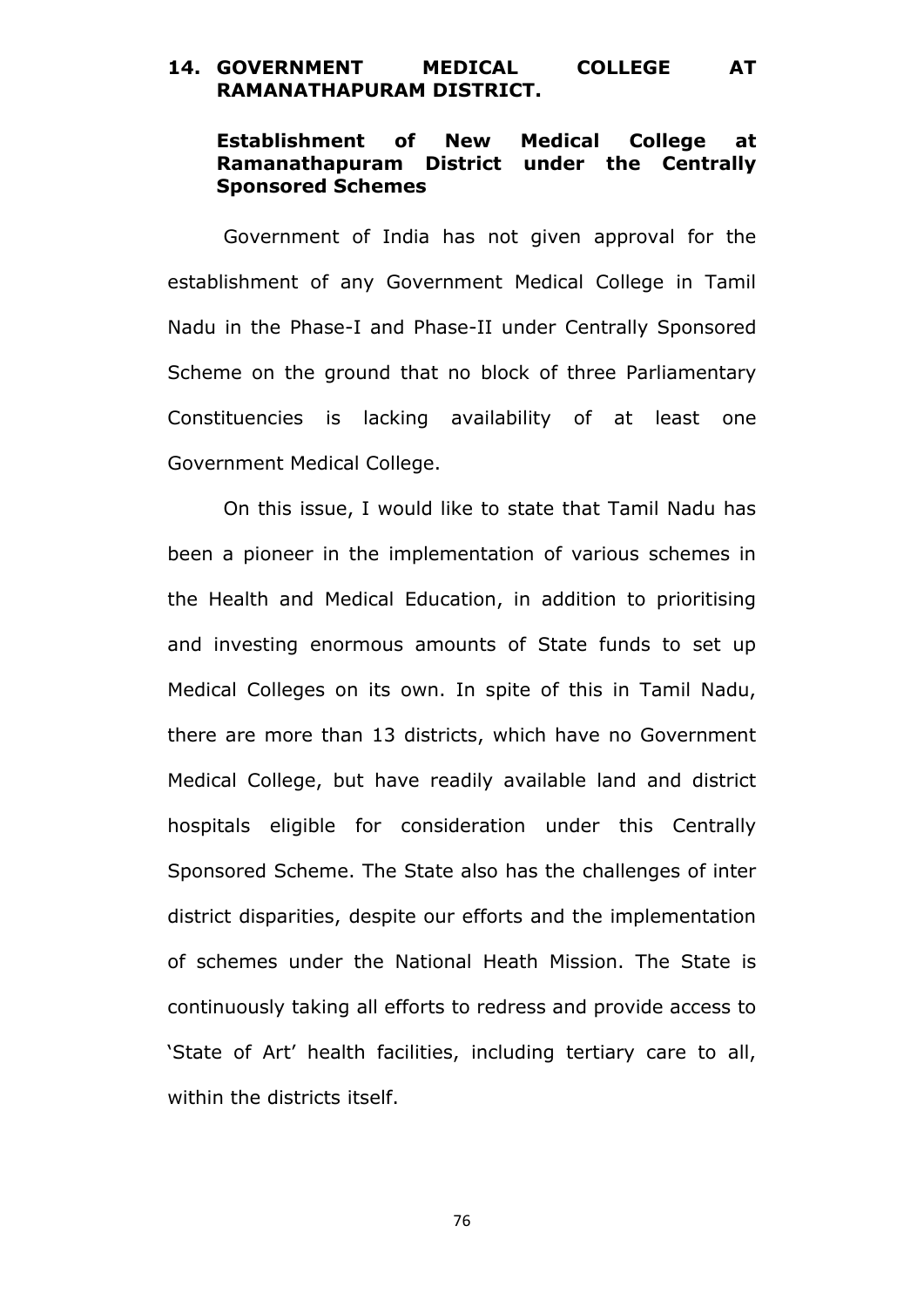## 14. GOVERNMENT MEDICAL COLLEGE AT RAMANATHAPURAM DISTRICT.

### Establishment of New Medical College at Ramanathapuram District under the Centrally Sponsored Schemes

Government of India has not given approval for the establishment of any Government Medical College in Tamil Nadu in the Phase-I and Phase-II under Centrally Sponsored Scheme on the ground that no block of three Parliamentary Constituencies is lacking availability of at least one Government Medical College.

On this issue, I would like to state that Tamil Nadu has been a pioneer in the implementation of various schemes in the Health and Medical Education, in addition to prioritising and investing enormous amounts of State funds to set up Medical Colleges on its own. In spite of this in Tamil Nadu, there are more than 13 districts, which have no Government Medical College, but have readily available land and district hospitals eligible for consideration under this Centrally Sponsored Scheme. The State also has the challenges of inter district disparities, despite our efforts and the implementation of schemes under the National Heath Mission. The State is continuously taking all efforts to redress and provide access to 'State of Art' health facilities, including tertiary care to all, within the districts itself.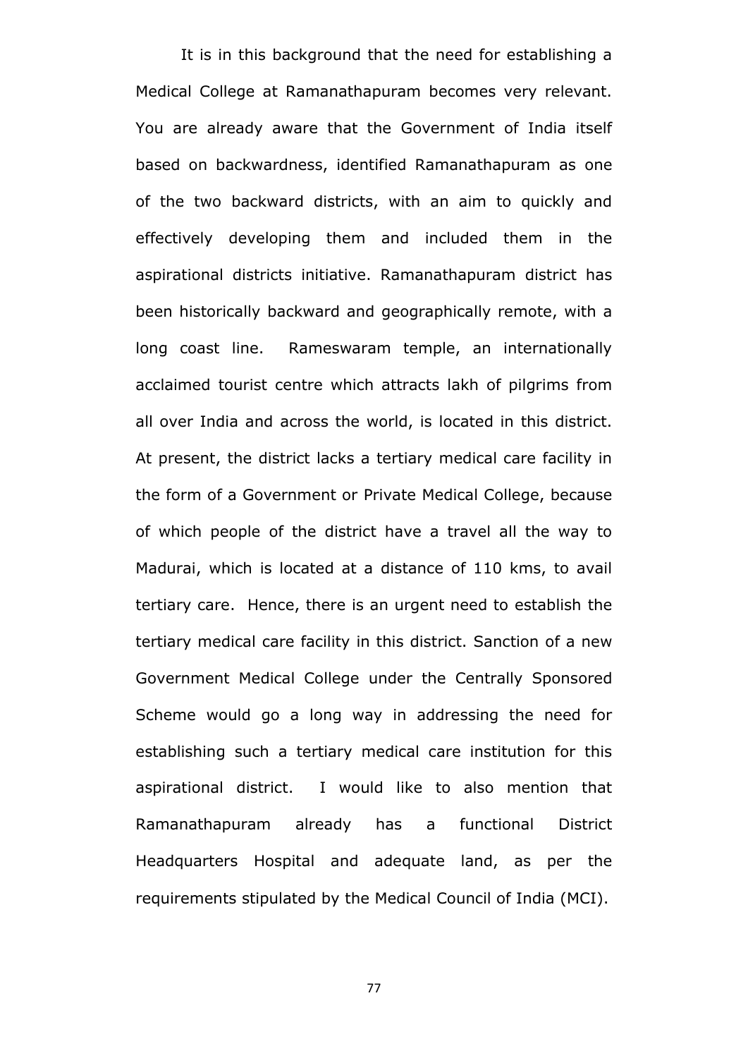It is in this background that the need for establishing a Medical College at Ramanathapuram becomes very relevant. You are already aware that the Government of India itself based on backwardness, identified Ramanathapuram as one of the two backward districts, with an aim to quickly and effectively developing them and included them in the aspirational districts initiative. Ramanathapuram district has been historically backward and geographically remote, with a long coast line. Rameswaram temple, an internationally acclaimed tourist centre which attracts lakh of pilgrims from all over India and across the world, is located in this district. At present, the district lacks a tertiary medical care facility in the form of a Government or Private Medical College, because of which people of the district have a travel all the way to Madurai, which is located at a distance of 110 kms, to avail tertiary care. Hence, there is an urgent need to establish the tertiary medical care facility in this district. Sanction of a new Government Medical College under the Centrally Sponsored Scheme would go a long way in addressing the need for establishing such a tertiary medical care institution for this aspirational district. I would like to also mention that Ramanathapuram already has a functional District Headquarters Hospital and adequate land, as per the requirements stipulated by the Medical Council of India (MCI).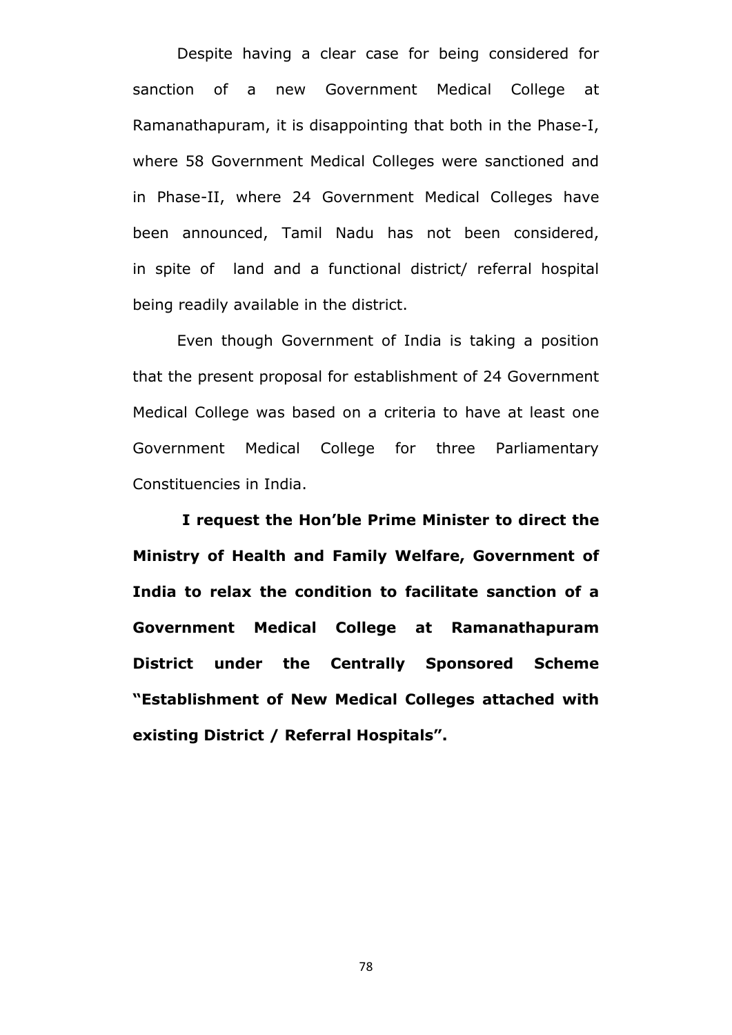Despite having a clear case for being considered for sanction of a new Government Medical College at Ramanathapuram, it is disappointing that both in the Phase-I, where 58 Government Medical Colleges were sanctioned and in Phase-II, where 24 Government Medical Colleges have been announced, Tamil Nadu has not been considered, in spite of land and a functional district/ referral hospital being readily available in the district.

Even though Government of India is taking a position that the present proposal for establishment of 24 Government Medical College was based on a criteria to have at least one Government Medical College for three Parliamentary Constituencies in India.

**I request the Hon'ble Prime Minister to direct the Ministry of Health and Family Welfare, Government of India to relax the condition to facilitate sanction of a Government Medical College at Ramanathapuram District under the Centrally Sponsored Scheme "Establishment of New Medical Colleges attached with existing District / Referral Hospitals".**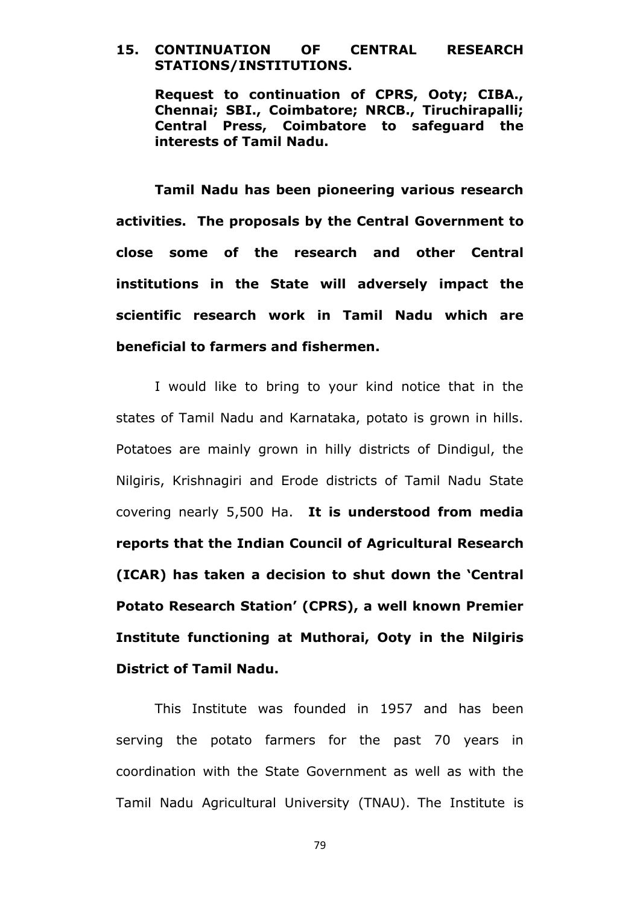## 15. CONTINUATION OF CENTRAL RESEARCH STATIONS/INSTITUTIONS.

**Request to continuation of CPRS, Ooty; CIBA., Chennai; SBI., Coimbatore; NRCB., Tiruchirapalli; Central Press, Coimbatore to safeguard the interests of Tamil Nadu.**

**Tamil Nadu has been pioneering various research activities. The proposals by the Central Government to close some of the research and other Central institutions in the State will adversely impact the scientific research work in Tamil Nadu which are beneficial to farmers and fishermen.**

I would like to bring to your kind notice that in the states of Tamil Nadu and Karnataka, potato is grown in hills. Potatoes are mainly grown in hilly districts of Dindigul, the Nilgiris, Krishnagiri and Erode districts of Tamil Nadu State covering nearly 5,500 Ha. **It is understood from media reports that the Indian Council of Agricultural Research (ICAR) has taken a decision to shut down the 'Central Potato Research Station' (CPRS), a well known Premier Institute functioning at Muthorai, Ooty in the Nilgiris District of Tamil Nadu.**

This Institute was founded in 1957 and has been serving the potato farmers for the past 70 years in coordination with the State Government as well as with the Tamil Nadu Agricultural University (TNAU). The Institute is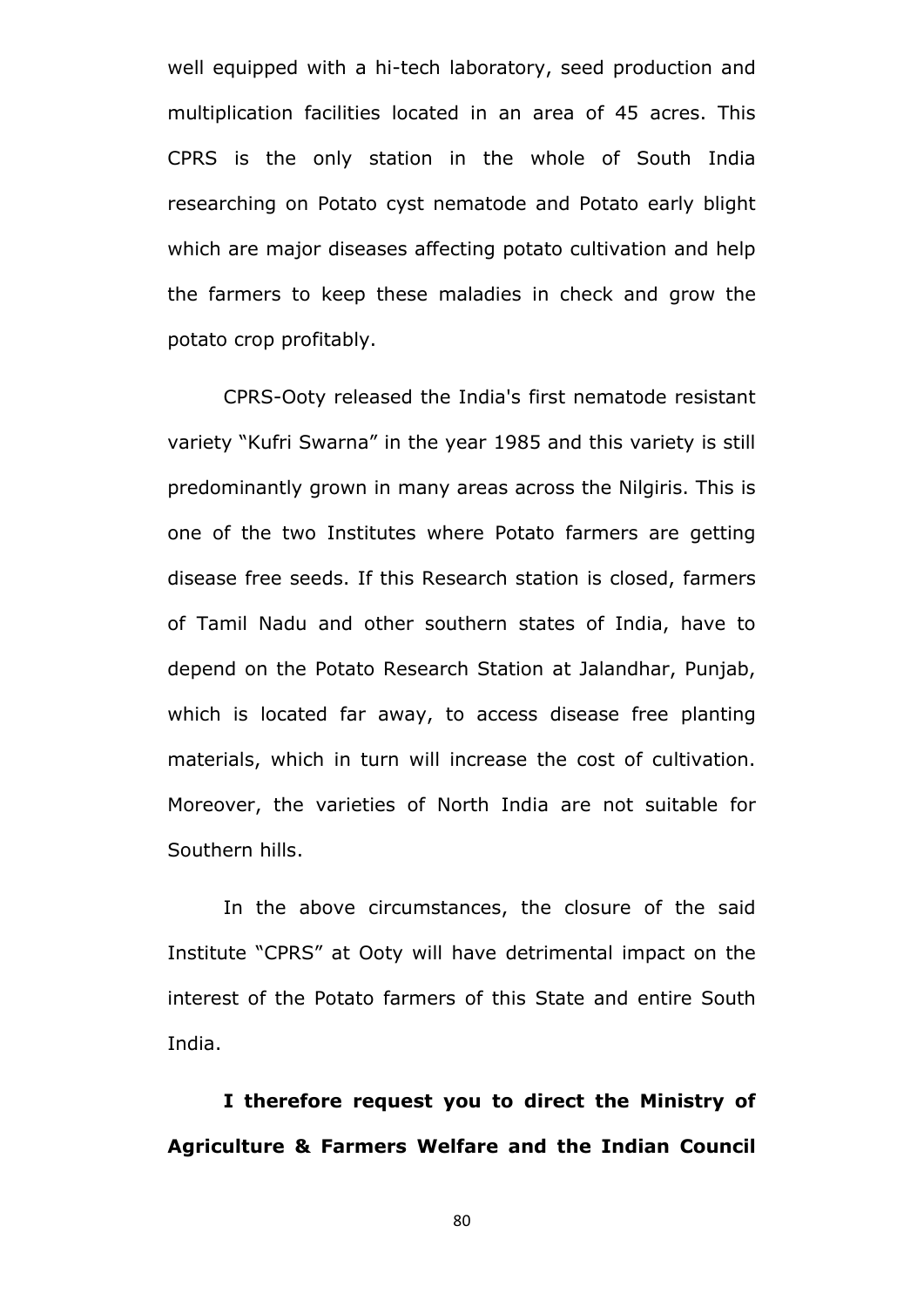well equipped with a hi-tech laboratory, seed production and multiplication facilities located in an area of 45 acres. This CPRS is the only station in the whole of South India researching on Potato cyst nematode and Potato early blight which are major diseases affecting potato cultivation and help the farmers to keep these maladies in check and grow the potato crop profitably.

CPRS-Ooty released the India's first nematode resistant variety "Kufri Swarna" in the year 1985 and this variety is still predominantly grown in many areas across the Nilgiris. This is one of the two Institutes where Potato farmers are getting disease free seeds. If this Research station is closed, farmers of Tamil Nadu and other southern states of India, have to depend on the Potato Research Station at Jalandhar, Punjab, which is located far away, to access disease free planting materials, which in turn will increase the cost of cultivation. Moreover, the varieties of North India are not suitable for Southern hills.

In the above circumstances, the closure of the said Institute "CPRS" at Ooty will have detrimental impact on the interest of the Potato farmers of this State and entire South India.

**I therefore request you to direct the Ministry of Agriculture & Farmers Welfare and the Indian Council**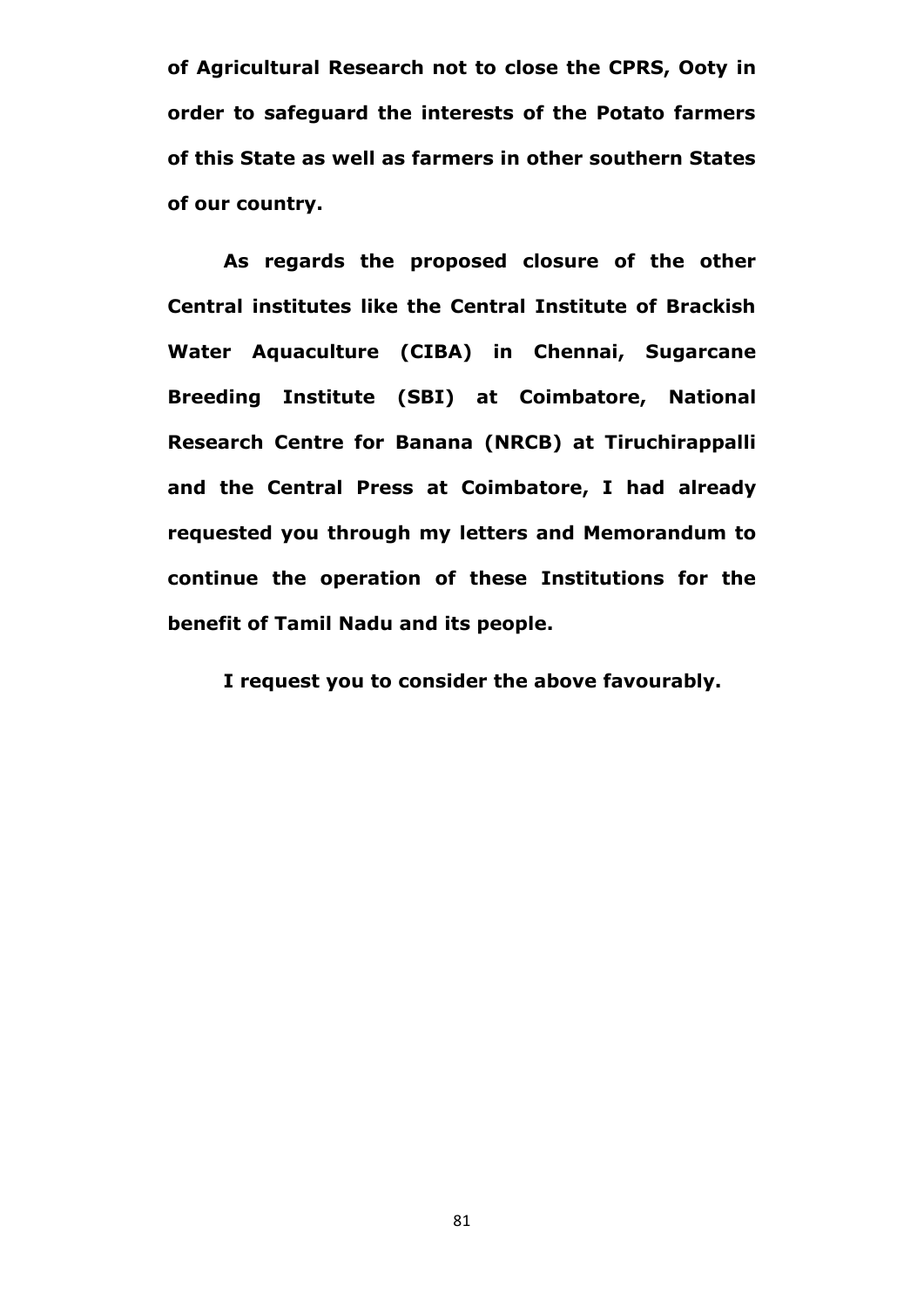**of Agricultural Research not to close the CPRS, Ooty in order to safeguard the interests of the Potato farmers of this State as well as farmers in other southern States of our country.**

**As regards the proposed closure of the other Central institutes like the Central Institute of Brackish Water Aquaculture (CIBA) in Chennai, Sugarcane Breeding Institute (SBI) at Coimbatore, National Research Centre for Banana (NRCB) at Tiruchirappalli and the Central Press at Coimbatore, I had already requested you through my letters and Memorandum to continue the operation of these Institutions for the benefit of Tamil Nadu and its people.**

**I request you to consider the above favourably.**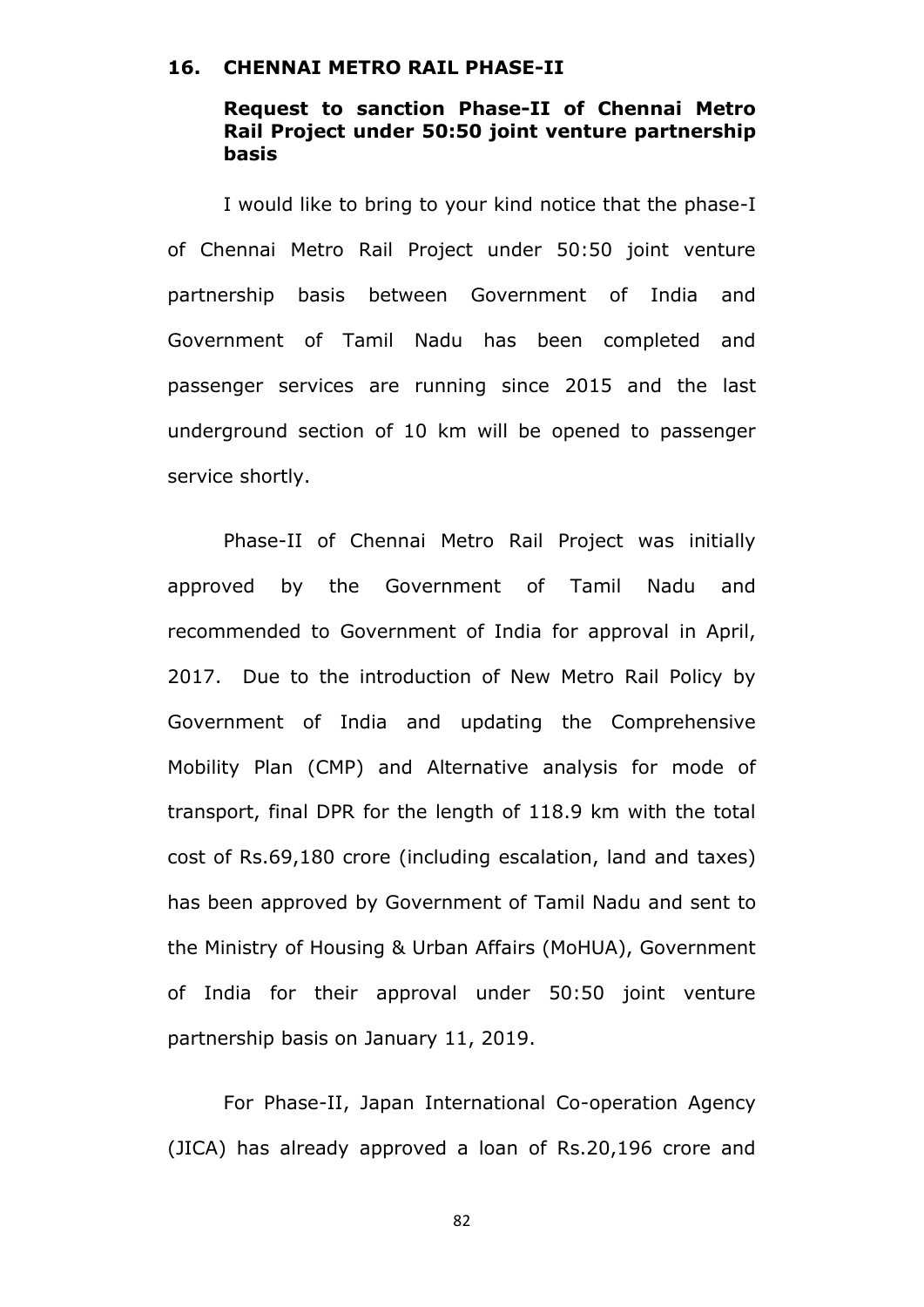## 16. CHENNAI METRO RAIL PHASE-II

### Request to sanction Phase-II of Chennai Metro Rail Project under 50:50 joint venture partnership basis

I would like to bring to your kind notice that the phase-I of Chennai Metro Rail Project under 50:50 joint venture partnership basis between Government of India and Government of Tamil Nadu has been completed and passenger services are running since 2015 and the last underground section of 10 km will be opened to passenger service shortly.

Phase-II of Chennai Metro Rail Project was initially approved by the Government of Tamil Nadu and recommended to Government of India for approval in April, 2017. Due to the introduction of New Metro Rail Policy by Government of India and updating the Comprehensive Mobility Plan (CMP) and Alternative analysis for mode of transport, final DPR for the length of 118.9 km with the total cost of Rs.69,180 crore (including escalation, land and taxes) has been approved by Government of Tamil Nadu and sent to the Ministry of Housing & Urban Affairs (MoHUA), Government of India for their approval under 50:50 joint venture partnership basis on January 11, 2019.

For Phase-II, Japan International Co-operation Agency (JICA) has already approved a loan of Rs.20,196 crore and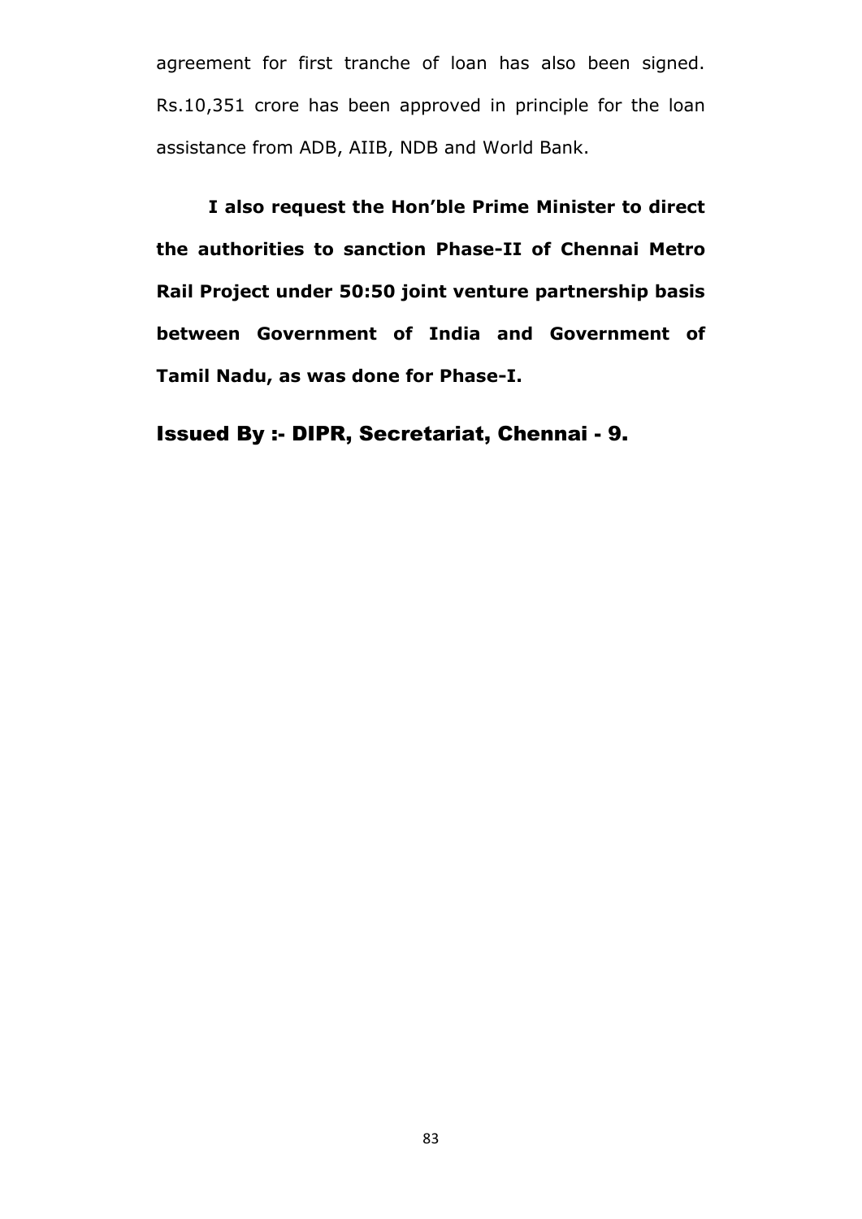agreement for first tranche of loan has also been signed. Rs.10,351 crore has been approved in principle for the loan assistance from ADB, AIIB, NDB and World Bank.

**I also request the Hon'ble Prime Minister to direct the authorities to sanction Phase-II of Chennai Metro Rail Project under 50:50 joint venture partnership basis between Government of India and Government of Tamil Nadu, as was done for Phase-I.**

**Issued By :- DIPR, Secretariat, Chennai - 9.**